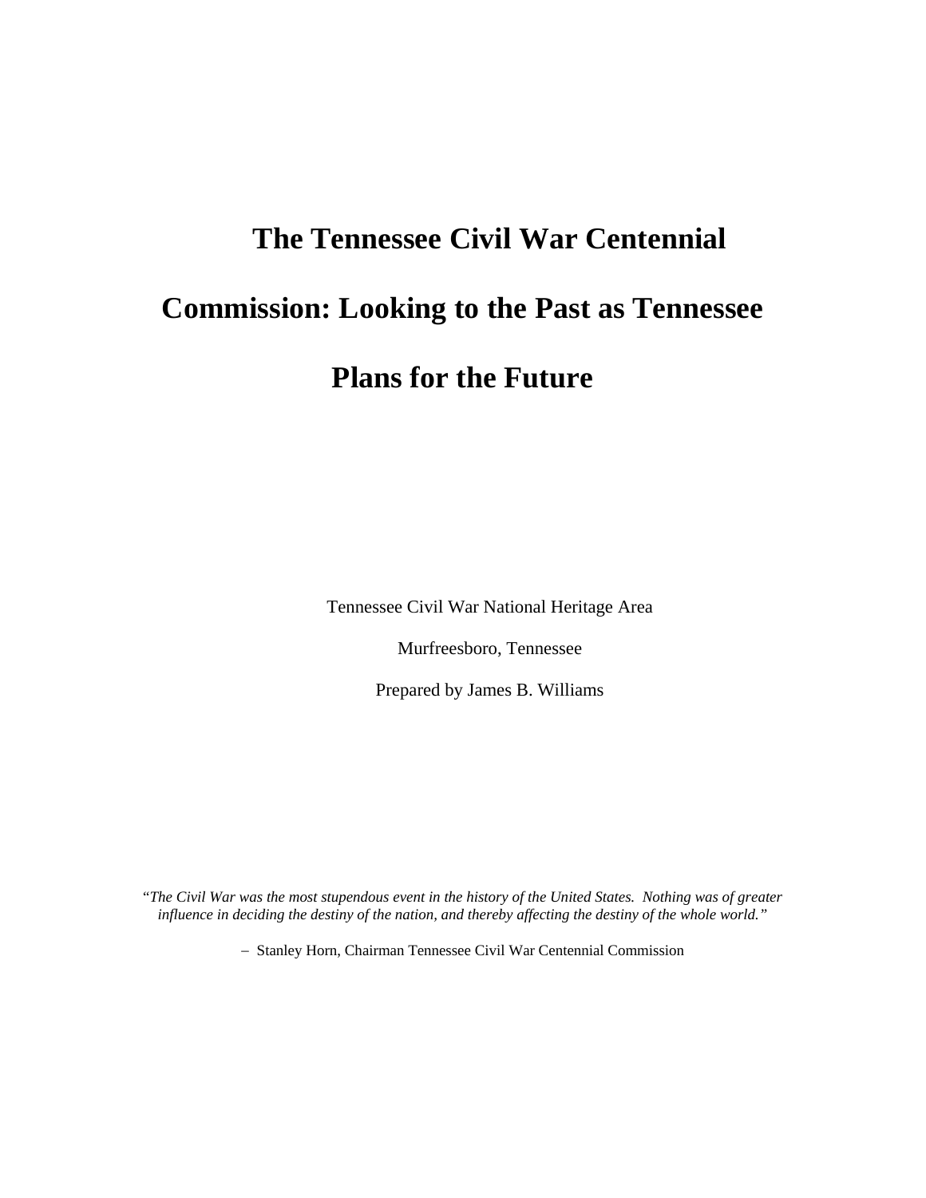# The Tennessee Civil War Centennial Commission: Looking to the Past as Tennessee Plans for the Future

Tennessee Civil War National Heritage Area

Murfreesboro, Tennessee

Prepared by James B. Williams

*"The Civil War was the most stupendous event in the history of the United States. Nothing was of greater influence in deciding the destiny of the nation, and thereby affecting the destiny of the whole world."*

– Stanley Horn, Chairman Tennessee Civil War Centennial Commission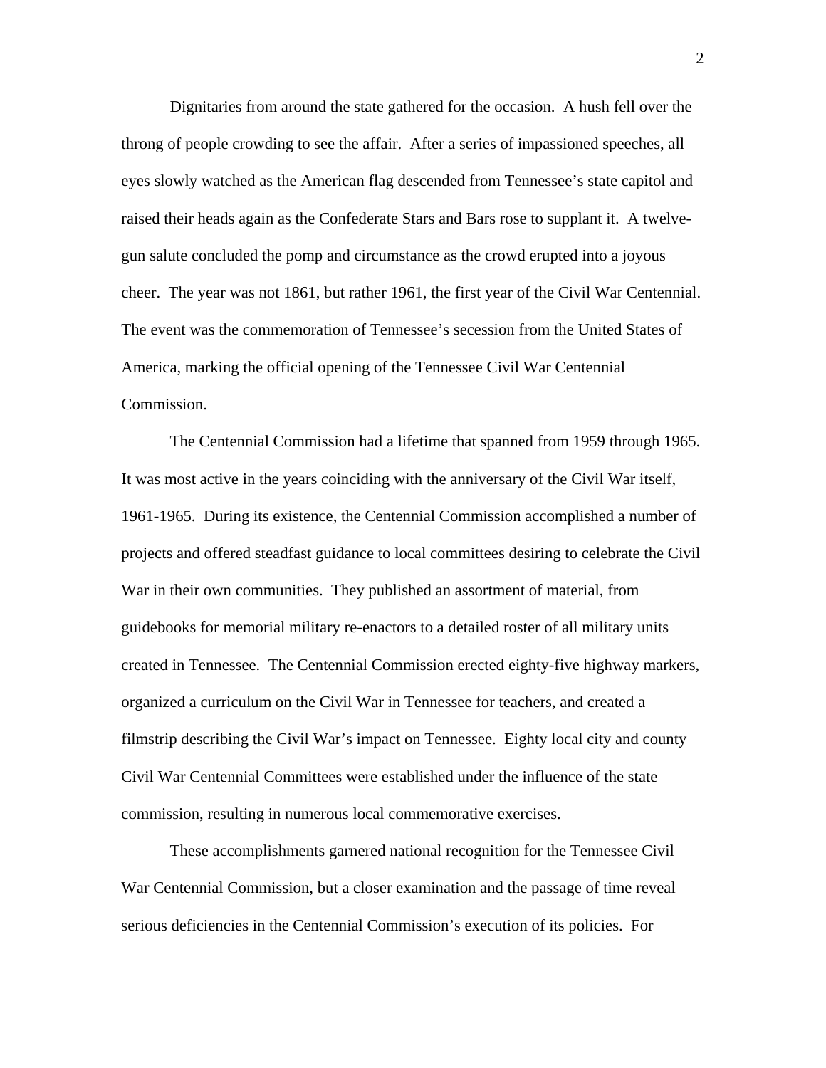Dignitaries from around the state gathered for the occasion. A hush fell over the throng of people crowding to see the affair. After a series of impassioned speeches, all eyes slowly watched as the American flag descended from Tennessee's state capitol and raised their heads again as the Confederate Stars and Bars rose to supplant it. A twelve-gun salute concluded the pomp and circumstance as the crowd erupted into a joyous cheer. The year was not 1861, but rather 1961, the first year of the Civil War Centennial. The event was the commemoration of Tennessee's secession from the United States of America, marking the official opening of the Tennessee Civil War Centennial Commission.

The Centennial Commission had a lifetime that spanned from 1959 through 1965. It was most active in the years coinciding with the anniversary of the Civil War itself, 1961-1965. During its existence, the Centennial Commission accomplished a number of projects and offered steadfast guidance to local committees desiring to celebrate the Civil War in their own communities. They published an assortment of material, from guidebooks for memorial military re-enactors to a detailed roster of all military units created in Tennessee. The Centennial Commission erected eighty-five highway markers, organized a curriculum on the Civil War in Tennessee for teachers, and created a filmstrip describing the Civil War's impact on Tennessee. Eighty local city and county Civil War Centennial Committees were established under the influence of the state commission, resulting in numerous local commemorative exercises.

These accomplishments garnered national recognition for the Tennessee Civil War Centennial Commission, but a closer examination and the passage of time reveal serious deficiencies in the Centennial Commission's execution of its policies. For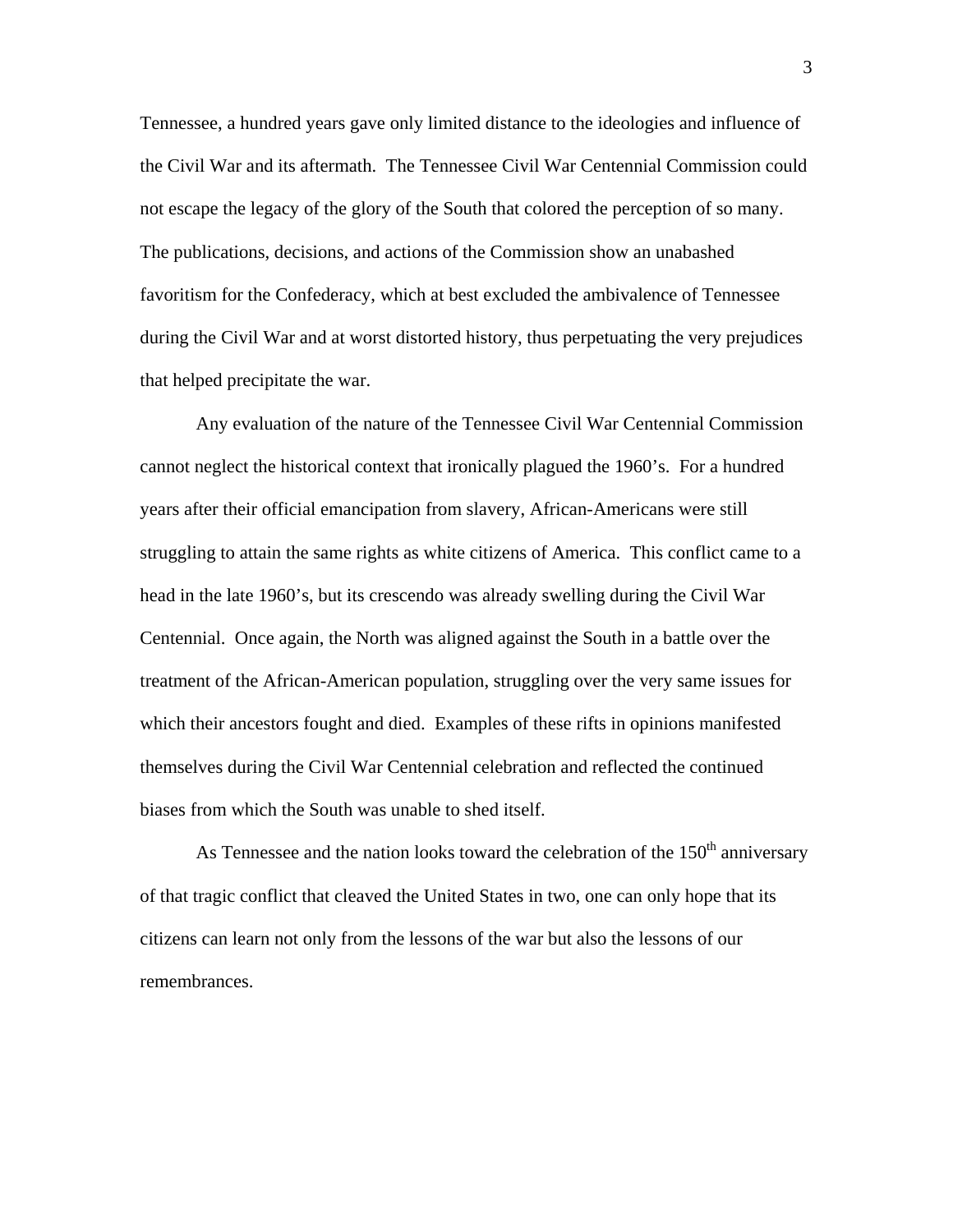Tennessee, a hundred years gave only limited distance to the ideologies and influence of the Civil War and its aftermath. The Tennessee Civil War Centennial Commission could not escape the legacy of the glory of the South that colored the perception of so many. The publications, decisions, and actions of the Commission show an unabashed favoritism for the Confederacy, which at best excluded the ambivalence of Tennessee during the Civil War and at worst distorted history, thus perpetuating the very prejudices that helped precipitate the war.

Any evaluation of the nature of the Tennessee Civil War Centennial Commission cannot neglect the historical context that ironically plagued the 1960's. For a hundred years after their official emancipation from slavery, African-Americans were still struggling to attain the same rights as white citizens of America. This conflict came to a head in the late 1960's, but its crescendo was already swelling during the Civil War Centennial. Once again, the North was aligned against the South in a battle over the treatment of the African-American population, struggling over the very same issues for which their ancestors fought and died. Examples of these rifts in opinions manifested themselves during the Civil War Centennial celebration and reflected the continued biases from which the South was unable to shed itself.

As Tennessee and the nation looks toward the celebration of the 150th anniversary of that tragic conflict that cleaved the United States in two, one can only hope that its citizens can learn not only from the lessons of the war but also the lessons of our remembrances.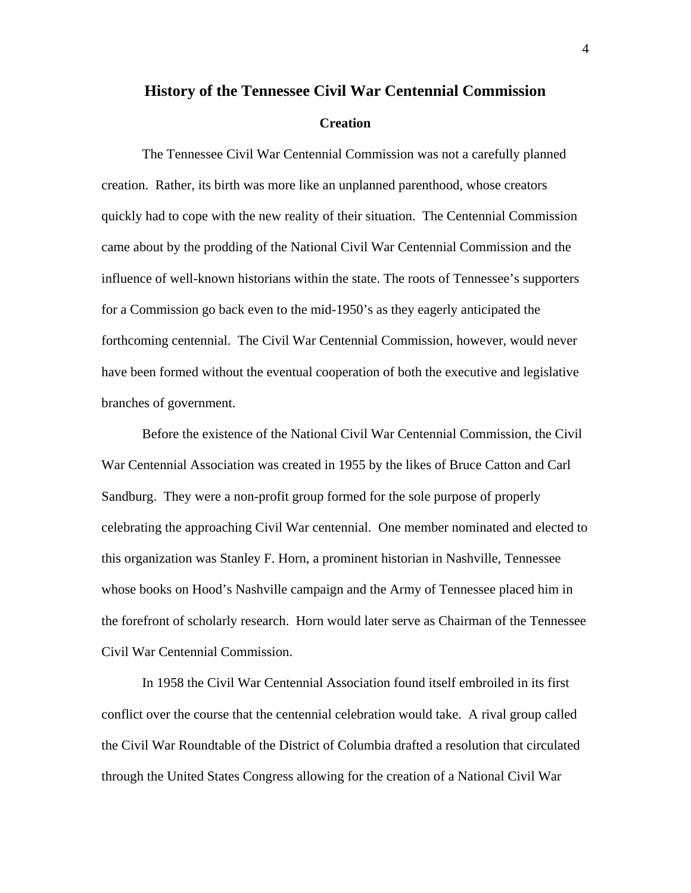# History of the Tennessee Civil War Centennial Commission

## Creation

The Tennessee Civil War Centennial Commission was not a carefully planned creation. Rather, its birth was more like an unplanned parenthood, whose creators quickly had to cope with the new reality of their situation. The Centennial Commission came about by the prodding of the National Civil War Centennial Commission and the influence of well-known historians within the state. The roots of Tennessee's supporters for a Commission go back even to the mid-1950's as they eagerly anticipated the forthcoming centennial. The Civil War Centennial Commission, however, would never have been formed without the eventual cooperation of both the executive and legislative branches of government.

Before the existence of the National Civil War Centennial Commission, the Civil War Centennial Association was created in 1955 by the likes of Bruce Catton and Carl Sandburg. They were a non-profit group formed for the sole purpose of properly celebrating the approaching Civil War centennial. One member nominated and elected to this organization was Stanley F. Horn, a prominent historian in Nashville, Tennessee whose books on Hood's Nashville campaign and the Army of Tennessee placed him in the forefront of scholarly research. Horn would later serve as Chairman of the Tennessee Civil War Centennial Commission.

In 1958 the Civil War Centennial Association found itself embroiled in its first conflict over the course that the centennial celebration would take. A rival group called the Civil War Roundtable of the District of Columbia drafted a resolution that circulated through the United States Congress allowing for the creation of a National Civil War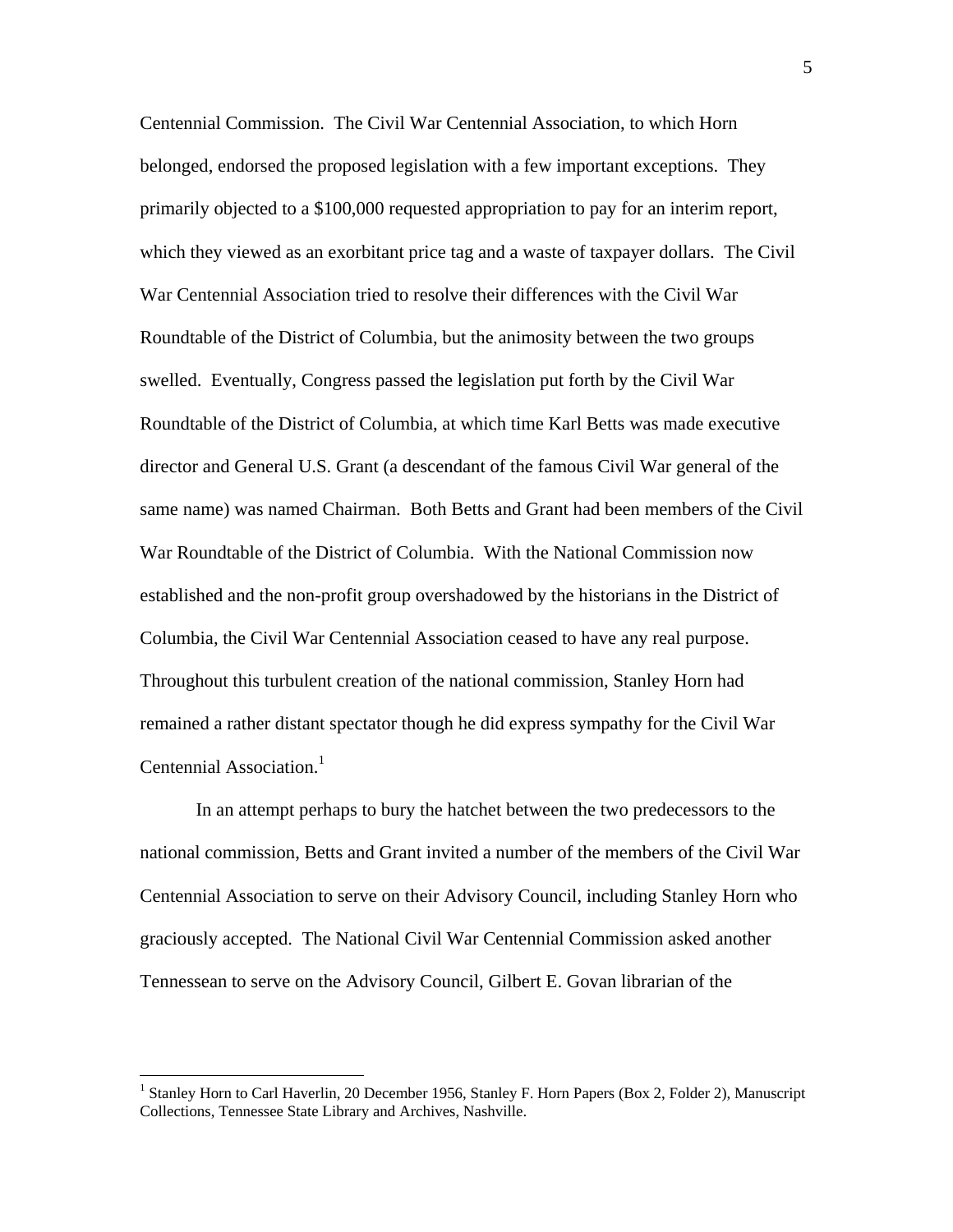Centennial Commission. The Civil War Centennial Association, to which Horn belonged, endorsed the proposed legislation with a few important exceptions. They primarily objected to a $100,000 requested appropriation to pay for an interim report, which they viewed as an exorbitant price tag and a waste of taxpayer dollars. The Civil War Centennial Association tried to resolve their differences with the Civil War Roundtable of the District of Columbia, but the animosity between the two groups swelled. Eventually, Congress passed the legislation put forth by the Civil War Roundtable of the District of Columbia, at which time Karl Betts was made executive director and General U.S. Grant (a descendant of the famous Civil War general of the same name) was named Chairman. Both Betts and Grant had been members of the Civil War Roundtable of the District of Columbia. With the National Commission now established and the non-profit group overshadowed by the historians in the District of Columbia, the Civil War Centennial Association ceased to have any real purpose. Throughout this turbulent creation of the national commission, Stanley Horn had remained a rather distant spectator though he did express sympathy for the Civil War Centennial Association.[1]

In an attempt perhaps to bury the hatchet between the two predecessors to the national commission, Betts and Grant invited a number of the members of the Civil War Centennial Association to serve on their Advisory Council, including Stanley Horn who graciously accepted. The National Civil War Centennial Commission asked another Tennessean to serve on the Advisory Council, Gilbert E. Govan librarian of the

---

[1] Stanley Horn to Carl Haverlin, 20 December 1956, Stanley F. Horn Papers (Box 2, Folder 2), Manuscript Collections, Tennessee State Library and Archives, Nashville.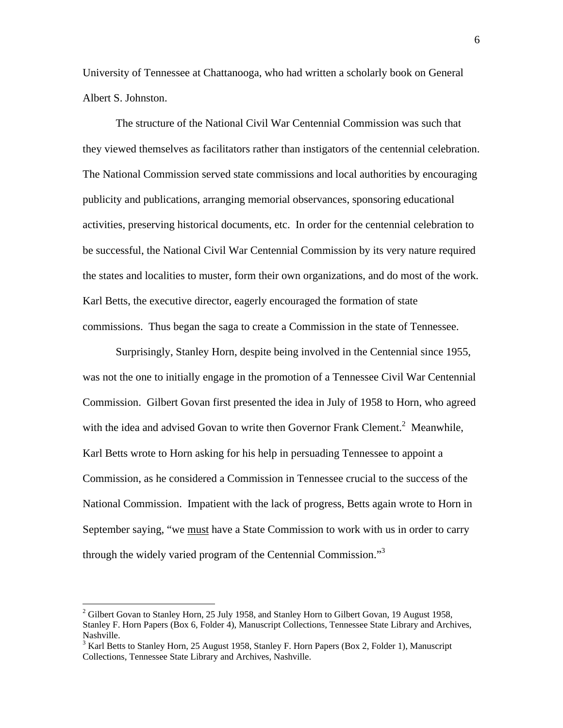University of Tennessee at Chattanooga, who had written a scholarly book on General Albert S. Johnston.

The structure of the National Civil War Centennial Commission was such that they viewed themselves as facilitators rather than instigators of the centennial celebration. The National Commission served state commissions and local authorities by encouraging publicity and publications, arranging memorial observances, sponsoring educational activities, preserving historical documents, etc. In order for the centennial celebration to be successful, the National Civil War Centennial Commission by its very nature required the states and localities to muster, form their own organizations, and do most of the work. Karl Betts, the executive director, eagerly encouraged the formation of state commissions. Thus began the saga to create a Commission in the state of Tennessee.

Surprisingly, Stanley Horn, despite being involved in the Centennial since 1955, was not the one to initially engage in the promotion of a Tennessee Civil War Centennial Commission. Gilbert Govan first presented the idea in July of 1958 to Horn, who agreed with the idea and advised Govan to write then Governor Frank Clement.[2] Meanwhile, Karl Betts wrote to Horn asking for his help in persuading Tennessee to appoint a Commission, as he considered a Commission in Tennessee crucial to the success of the National Commission. Impatient with the lack of progress, Betts again wrote to Horn in September saying, "we <u>must</u> have a State Commission to work with us in order to carry through the widely varied program of the Centennial Commission."[3]

---

[2] Gilbert Govan to Stanley Horn, 25 July 1958, and Stanley Horn to Gilbert Govan, 19 August 1958, Stanley F. Horn Papers (Box 6, Folder 4), Manuscript Collections, Tennessee State Library and Archives, Nashville.

[3] Karl Betts to Stanley Horn, 25 August 1958, Stanley F. Horn Papers (Box 2, Folder 1), Manuscript Collections, Tennessee State Library and Archives, Nashville.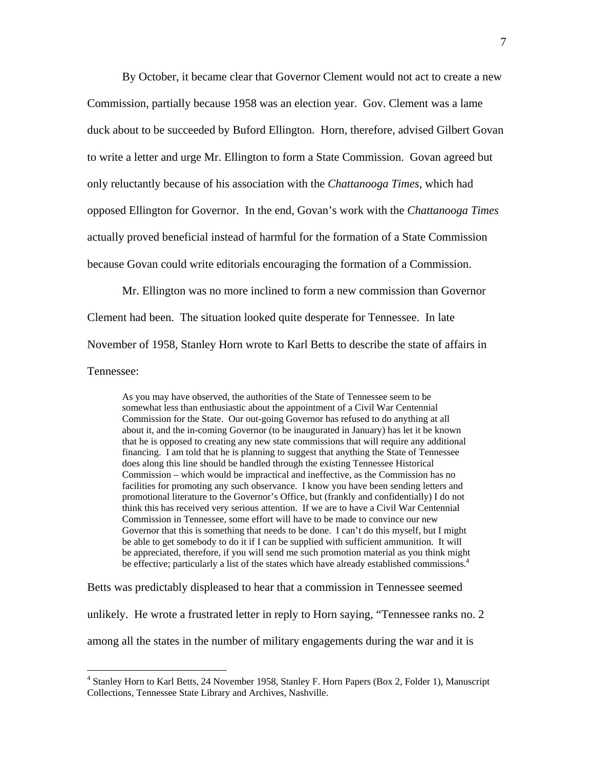By October, it became clear that Governor Clement would not act to create a new Commission, partially because 1958 was an election year. Gov. Clement was a lame duck about to be succeeded by Buford Ellington. Horn, therefore, advised Gilbert Govan to write a letter and urge Mr. Ellington to form a State Commission. Govan agreed but only reluctantly because of his association with the *Chattanooga Times*, which had opposed Ellington for Governor. In the end, Govan's work with the *Chattanooga Times* actually proved beneficial instead of harmful for the formation of a State Commission because Govan could write editorials encouraging the formation of a Commission.

Mr. Ellington was no more inclined to form a new commission than Governor Clement had been. The situation looked quite desperate for Tennessee. In late November of 1958, Stanley Horn wrote to Karl Betts to describe the state of affairs in Tennessee:

> As you may have observed, the authorities of the State of Tennessee seem to be somewhat less than enthusiastic about the appointment of a Civil War Centennial Commission for the State. Our out-going Governor has refused to do anything at all about it, and the in-coming Governor (to be inaugurated in January) has let it be known that he is opposed to creating any new state commissions that will require any additional financing. I am told that he is planning to suggest that anything the State of Tennessee does along this line should be handled through the existing Tennessee Historical Commission – which would be impractical and ineffective, as the Commission has no facilities for promoting any such observance. I know you have been sending letters and promotional literature to the Governor's Office, but (frankly and confidentially) I do not think this has received very serious attention. If we are to have a Civil War Centennial Commission in Tennessee, some effort will have to be made to convince our new Governor that this is something that needs to be done. I can't do this myself, but I might be able to get somebody to do it if I can be supplied with sufficient ammunition. It will be appreciated, therefore, if you will send me such promotion material as you think might be effective; particularly a list of the states which have already established commissions.[4]

Betts was predictably displeased to hear that a commission in Tennessee seemed unlikely. He wrote a frustrated letter in reply to Horn saying, "Tennessee ranks no. 2 among all the states in the number of military engagements during the war and it is

---

[4] Stanley Horn to Karl Betts, 24 November 1958, Stanley F. Horn Papers (Box 2, Folder 1), Manuscript Collections, Tennessee State Library and Archives, Nashville.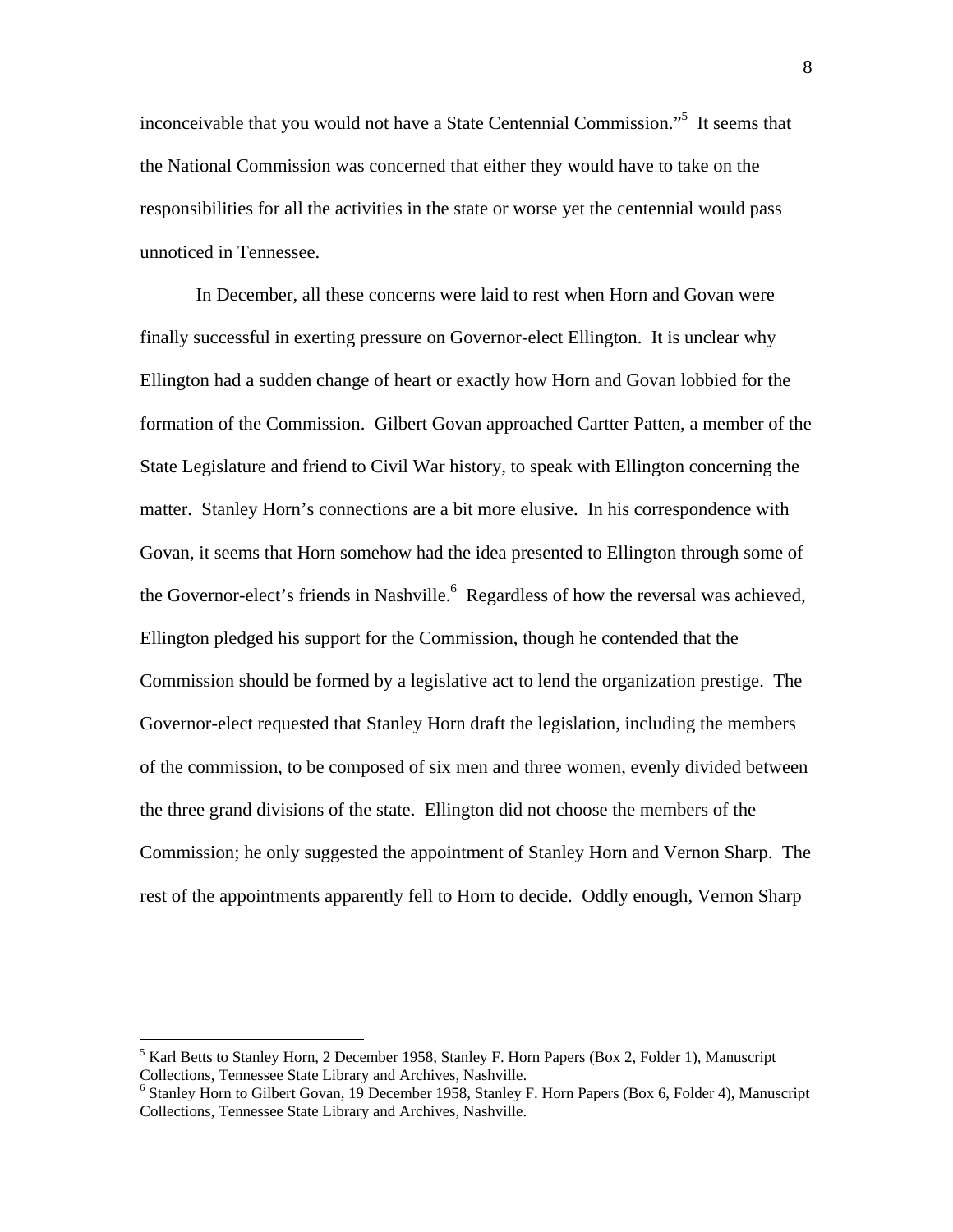inconceivable that you would not have a State Centennial Commission."[5] It seems that the National Commission was concerned that either they would have to take on the responsibilities for all the activities in the state or worse yet the centennial would pass unnoticed in Tennessee.

In December, all these concerns were laid to rest when Horn and Govan were finally successful in exerting pressure on Governor-elect Ellington. It is unclear why Ellington had a sudden change of heart or exactly how Horn and Govan lobbied for the formation of the Commission. Gilbert Govan approached Cartter Patten, a member of the State Legislature and friend to Civil War history, to speak with Ellington concerning the matter. Stanley Horn's connections are a bit more elusive. In his correspondence with Govan, it seems that Horn somehow had the idea presented to Ellington through some of the Governor-elect's friends in Nashville.[6] Regardless of how the reversal was achieved, Ellington pledged his support for the Commission, though he contended that the Commission should be formed by a legislative act to lend the organization prestige. The Governor-elect requested that Stanley Horn draft the legislation, including the members of the commission, to be composed of six men and three women, evenly divided between the three grand divisions of the state. Ellington did not choose the members of the Commission; he only suggested the appointment of Stanley Horn and Vernon Sharp. The rest of the appointments apparently fell to Horn to decide. Oddly enough, Vernon Sharp

---

[5] Karl Betts to Stanley Horn, 2 December 1958, Stanley F. Horn Papers (Box 2, Folder 1), Manuscript Collections, Tennessee State Library and Archives, Nashville.

[6] Stanley Horn to Gilbert Govan, 19 December 1958, Stanley F. Horn Papers (Box 6, Folder 4), Manuscript Collections, Tennessee State Library and Archives, Nashville.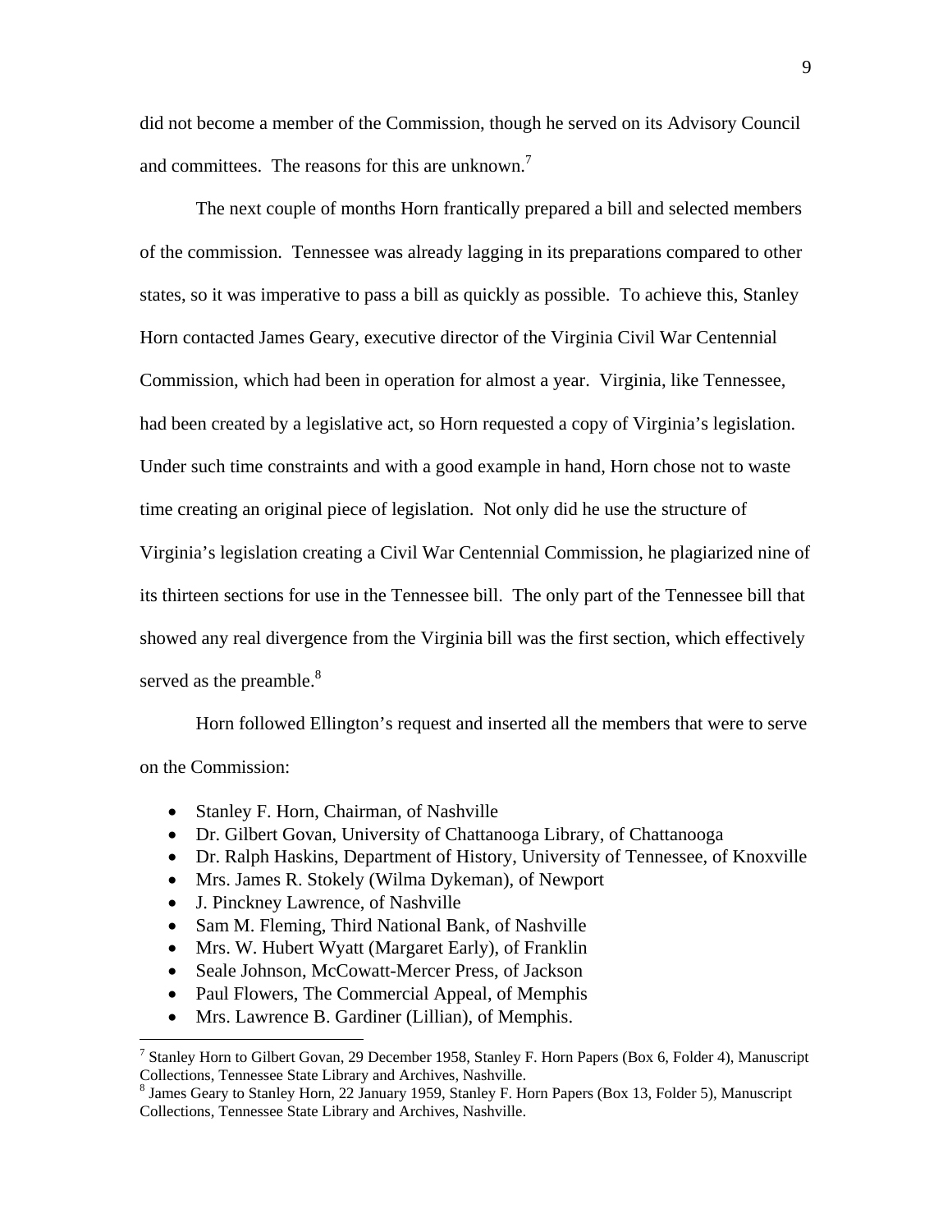did not become a member of the Commission, though he served on its Advisory Council and committees. The reasons for this are unknown.[7]

The next couple of months Horn frantically prepared a bill and selected members of the commission. Tennessee was already lagging in its preparations compared to other states, so it was imperative to pass a bill as quickly as possible. To achieve this, Stanley Horn contacted James Geary, executive director of the Virginia Civil War Centennial Commission, which had been in operation for almost a year. Virginia, like Tennessee, had been created by a legislative act, so Horn requested a copy of Virginia's legislation. Under such time constraints and with a good example in hand, Horn chose not to waste time creating an original piece of legislation. Not only did he use the structure of Virginia's legislation creating a Civil War Centennial Commission, he plagiarized nine of its thirteen sections for use in the Tennessee bill. The only part of the Tennessee bill that showed any real divergence from the Virginia bill was the first section, which effectively served as the preamble.[8]

Horn followed Ellington's request and inserted all the members that were to serve on the Commission:

- Stanley F. Horn, Chairman, of Nashville
- Dr. Gilbert Govan, University of Chattanooga Library, of Chattanooga
- Dr. Ralph Haskins, Department of History, University of Tennessee, of Knoxville
- Mrs. James R. Stokely (Wilma Dykeman), of Newport
- J. Pinckney Lawrence, of Nashville
- Sam M. Fleming, Third National Bank, of Nashville
- Mrs. W. Hubert Wyatt (Margaret Early), of Franklin
- Seale Johnson, McCowatt-Mercer Press, of Jackson
- Paul Flowers, The Commercial Appeal, of Memphis
- Mrs. Lawrence B. Gardiner (Lillian), of Memphis.

[7] Stanley Horn to Gilbert Govan, 29 December 1958, Stanley F. Horn Papers (Box 6, Folder 4), Manuscript Collections, Tennessee State Library and Archives, Nashville.

[8] James Geary to Stanley Horn, 22 January 1959, Stanley F. Horn Papers (Box 13, Folder 5), Manuscript Collections, Tennessee State Library and Archives, Nashville.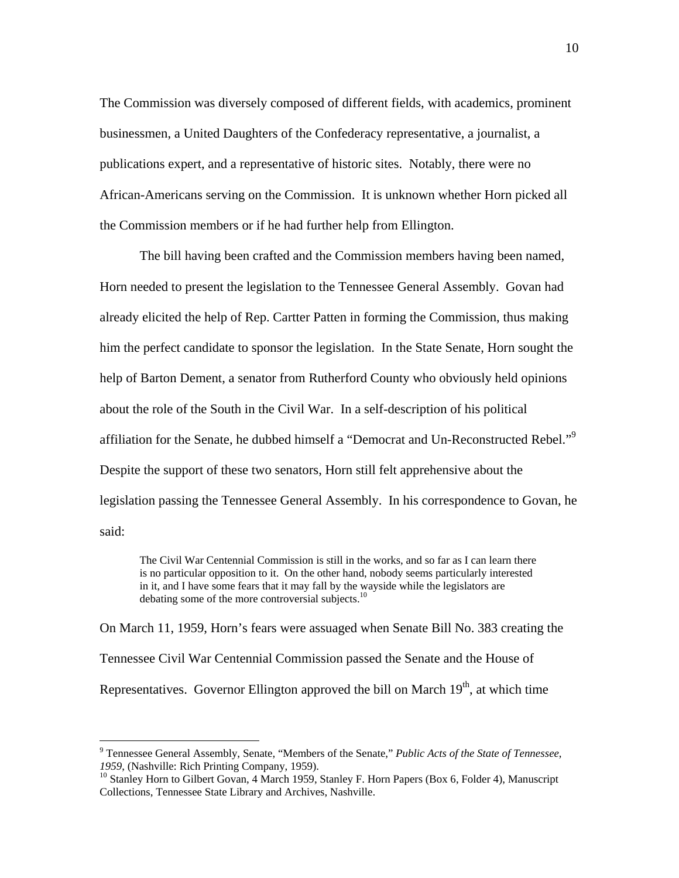The Commission was diversely composed of different fields, with academics, prominent businessmen, a United Daughters of the Confederacy representative, a journalist, a publications expert, and a representative of historic sites. Notably, there were no African-Americans serving on the Commission. It is unknown whether Horn picked all the Commission members or if he had further help from Ellington.

The bill having been crafted and the Commission members having been named, Horn needed to present the legislation to the Tennessee General Assembly. Govan had already elicited the help of Rep. Cartter Patten in forming the Commission, thus making him the perfect candidate to sponsor the legislation. In the State Senate, Horn sought the help of Barton Dement, a senator from Rutherford County who obviously held opinions about the role of the South in the Civil War. In a self-description of his political affiliation for the Senate, he dubbed himself a "Democrat and Un-Reconstructed Rebel."[9] Despite the support of these two senators, Horn still felt apprehensive about the legislation passing the Tennessee General Assembly. In his correspondence to Govan, he said:

> The Civil War Centennial Commission is still in the works, and so far as I can learn there is no particular opposition to it. On the other hand, nobody seems particularly interested in it, and I have some fears that it may fall by the wayside while the legislators are debating some of the more controversial subjects.[10]

On March 11, 1959, Horn's fears were assuaged when Senate Bill No. 383 creating the Tennessee Civil War Centennial Commission passed the Senate and the House of Representatives. Governor Ellington approved the bill on March 19th, at which time

---

[9] Tennessee General Assembly, Senate, "Members of the Senate," *Public Acts of the State of Tennessee, 1959*, (Nashville: Rich Printing Company, 1959).

[10] Stanley Horn to Gilbert Govan, 4 March 1959, Stanley F. Horn Papers (Box 6, Folder 4), Manuscript Collections, Tennessee State Library and Archives, Nashville.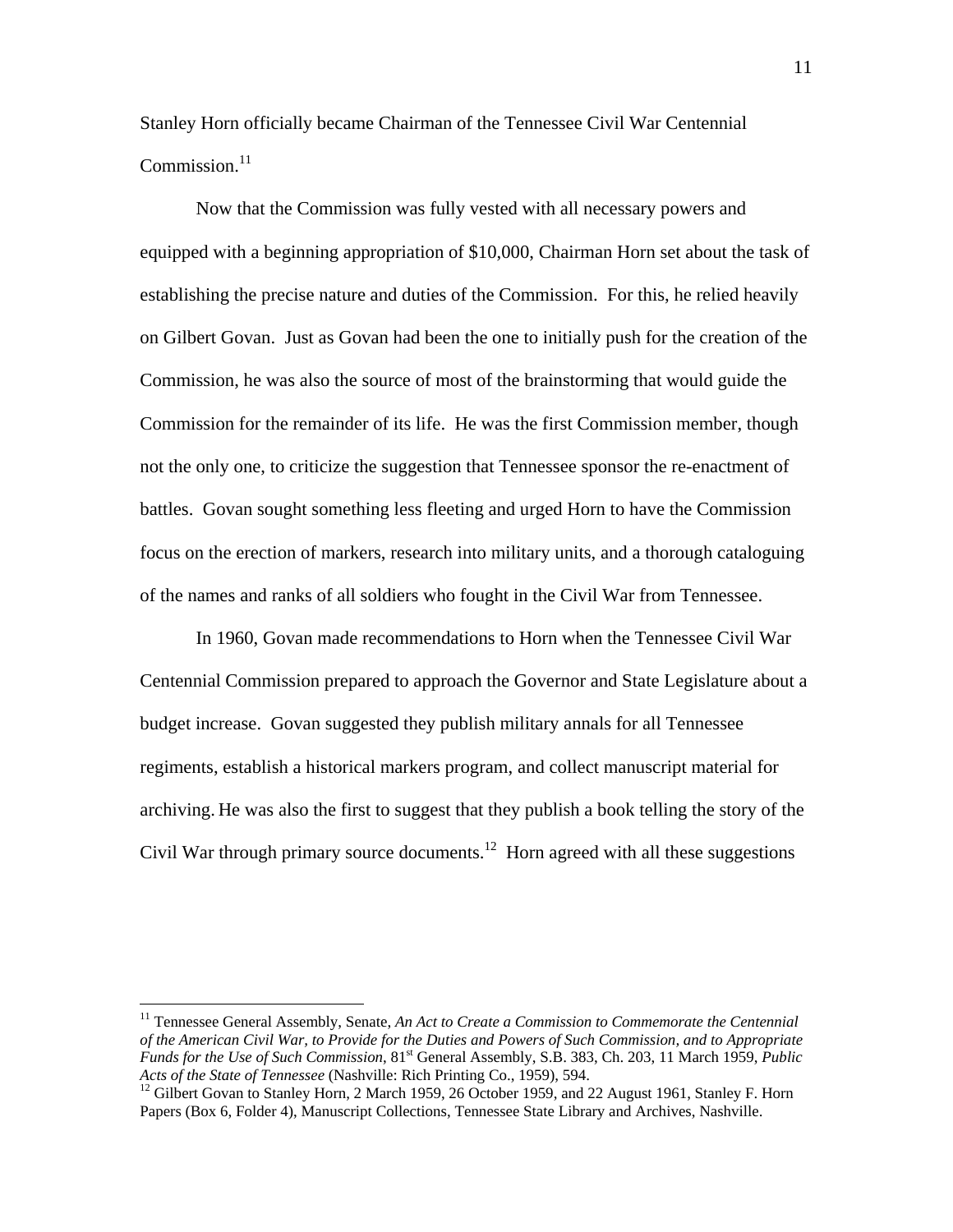Stanley Horn officially became Chairman of the Tennessee Civil War Centennial Commission.[11]

Now that the Commission was fully vested with all necessary powers and equipped with a beginning appropriation of $10,000, Chairman Horn set about the task of establishing the precise nature and duties of the Commission. For this, he relied heavily on Gilbert Govan. Just as Govan had been the one to initially push for the creation of the Commission, he was also the source of most of the brainstorming that would guide the Commission for the remainder of its life. He was the first Commission member, though not the only one, to criticize the suggestion that Tennessee sponsor the re-enactment of battles. Govan sought something less fleeting and urged Horn to have the Commission focus on the erection of markers, research into military units, and a thorough cataloguing of the names and ranks of all soldiers who fought in the Civil War from Tennessee.

In 1960, Govan made recommendations to Horn when the Tennessee Civil War Centennial Commission prepared to approach the Governor and State Legislature about a budget increase. Govan suggested they publish military annals for all Tennessee regiments, establish a historical markers program, and collect manuscript material for archiving. He was also the first to suggest that they publish a book telling the story of the Civil War through primary source documents.[12] Horn agreed with all these suggestions

---

[11] Tennessee General Assembly, Senate, *An Act to Create a Commission to Commemorate the Centennial of the American Civil War, to Provide for the Duties and Powers of Such Commission, and to Appropriate Funds for the Use of Such Commission*, 81st General Assembly, S.B. 383, Ch. 203, 11 March 1959, *Public Acts of the State of Tennessee* (Nashville: Rich Printing Co., 1959), 594.

[12] Gilbert Govan to Stanley Horn, 2 March 1959, 26 October 1959, and 22 August 1961, Stanley F. Horn Papers (Box 6, Folder 4), Manuscript Collections, Tennessee State Library and Archives, Nashville.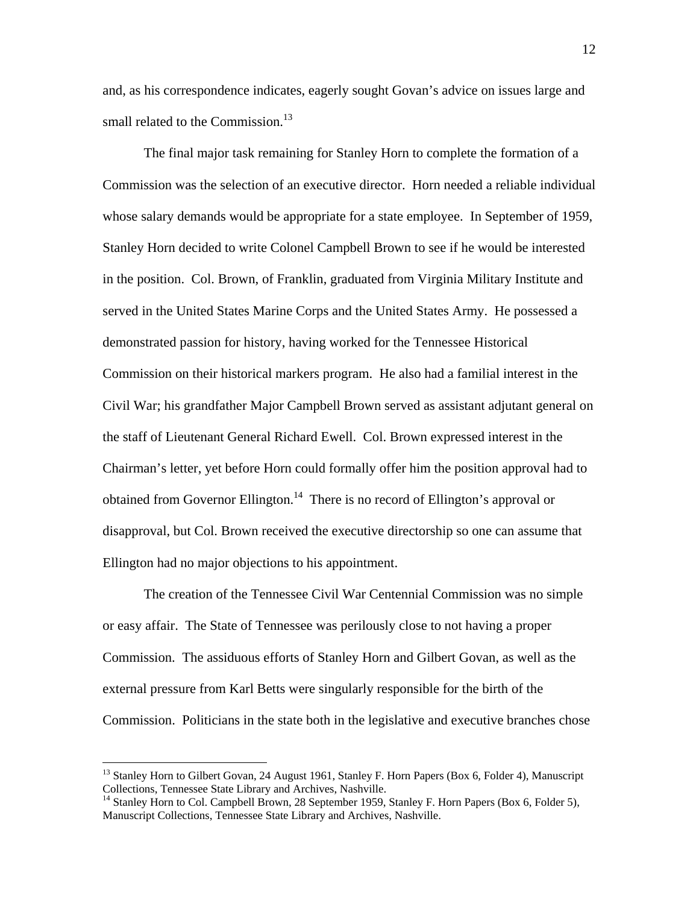and, as his correspondence indicates, eagerly sought Govan's advice on issues large and small related to the Commission.[13]

The final major task remaining for Stanley Horn to complete the formation of a Commission was the selection of an executive director. Horn needed a reliable individual whose salary demands would be appropriate for a state employee. In September of 1959, Stanley Horn decided to write Colonel Campbell Brown to see if he would be interested in the position. Col. Brown, of Franklin, graduated from Virginia Military Institute and served in the United States Marine Corps and the United States Army. He possessed a demonstrated passion for history, having worked for the Tennessee Historical Commission on their historical markers program. He also had a familial interest in the Civil War; his grandfather Major Campbell Brown served as assistant adjutant general on the staff of Lieutenant General Richard Ewell. Col. Brown expressed interest in the Chairman's letter, yet before Horn could formally offer him the position approval had to obtained from Governor Ellington.[14] There is no record of Ellington's approval or disapproval, but Col. Brown received the executive directorship so one can assume that Ellington had no major objections to his appointment.

The creation of the Tennessee Civil War Centennial Commission was no simple or easy affair. The State of Tennessee was perilously close to not having a proper Commission. The assiduous efforts of Stanley Horn and Gilbert Govan, as well as the external pressure from Karl Betts were singularly responsible for the birth of the Commission. Politicians in the state both in the legislative and executive branches chose

---

[13] Stanley Horn to Gilbert Govan, 24 August 1961, Stanley F. Horn Papers (Box 6, Folder 4), Manuscript Collections, Tennessee State Library and Archives, Nashville.

[14] Stanley Horn to Col. Campbell Brown, 28 September 1959, Stanley F. Horn Papers (Box 6, Folder 5), Manuscript Collections, Tennessee State Library and Archives, Nashville.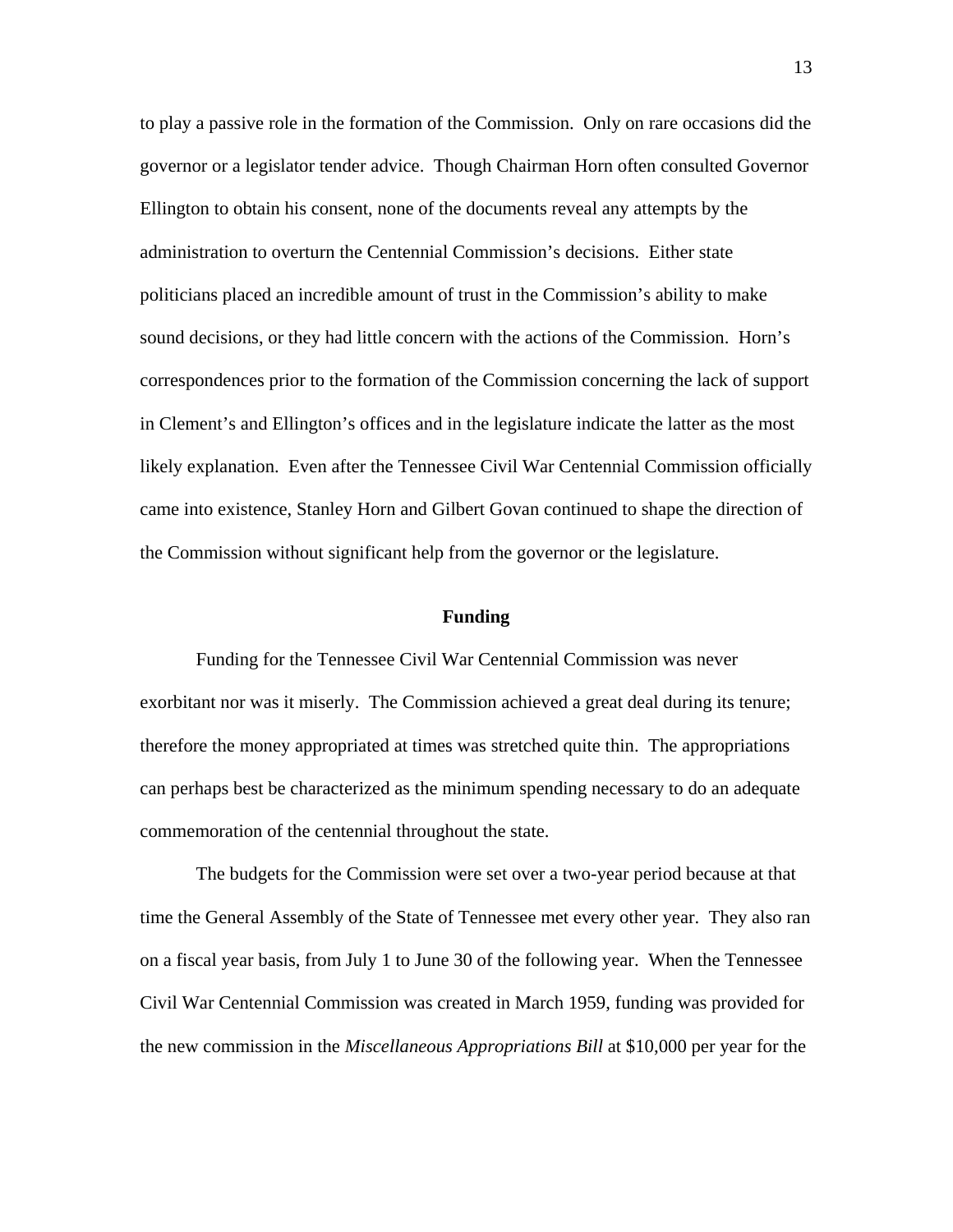to play a passive role in the formation of the Commission. Only on rare occasions did the governor or a legislator tender advice. Though Chairman Horn often consulted Governor Ellington to obtain his consent, none of the documents reveal any attempts by the administration to overturn the Centennial Commission's decisions. Either state politicians placed an incredible amount of trust in the Commission's ability to make sound decisions, or they had little concern with the actions of the Commission. Horn's correspondences prior to the formation of the Commission concerning the lack of support in Clement's and Ellington's offices and in the legislature indicate the latter as the most likely explanation. Even after the Tennessee Civil War Centennial Commission officially came into existence, Stanley Horn and Gilbert Govan continued to shape the direction of the Commission without significant help from the governor or the legislature.

## Funding

Funding for the Tennessee Civil War Centennial Commission was never exorbitant nor was it miserly. The Commission achieved a great deal during its tenure; therefore the money appropriated at times was stretched quite thin. The appropriations can perhaps best be characterized as the minimum spending necessary to do an adequate commemoration of the centennial throughout the state.

The budgets for the Commission were set over a two-year period because at that time the General Assembly of the State of Tennessee met every other year. They also ran on a fiscal year basis, from July 1 to June 30 of the following year. When the Tennessee Civil War Centennial Commission was created in March 1959, funding was provided for the new commission in the *Miscellaneous Appropriations Bill* at $10,000 per year for the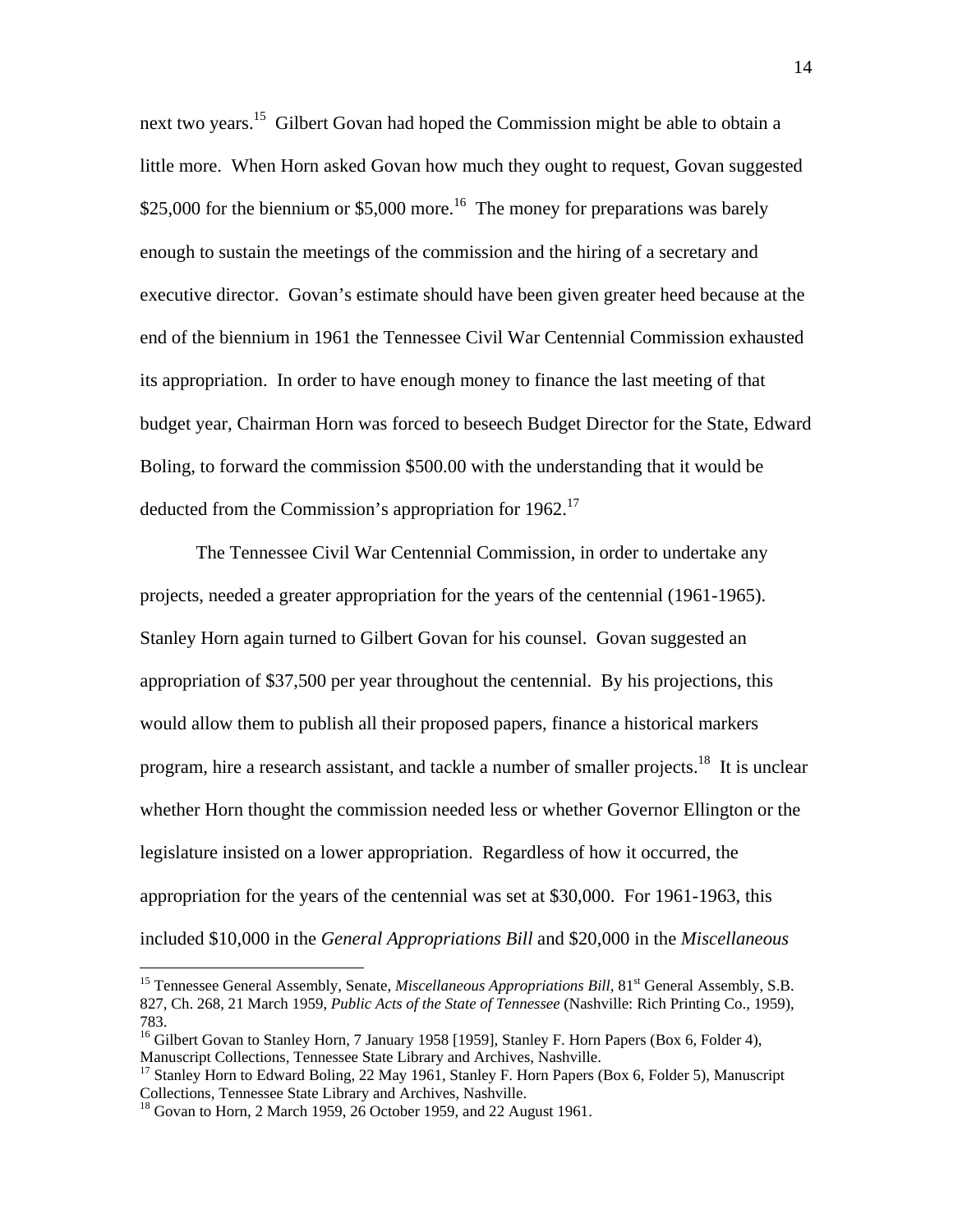next two years.[15] Gilbert Govan had hoped the Commission might be able to obtain a little more. When Horn asked Govan how much they ought to request, Govan suggested $25,000 for the biennium or $5,000 more.[16] The money for preparations was barely enough to sustain the meetings of the commission and the hiring of a secretary and executive director. Govan's estimate should have been given greater heed because at the end of the biennium in 1961 the Tennessee Civil War Centennial Commission exhausted its appropriation. In order to have enough money to finance the last meeting of that budget year, Chairman Horn was forced to beseech Budget Director for the State, Edward Boling, to forward the commission $500.00 with the understanding that it would be deducted from the Commission's appropriation for 1962.[17]

The Tennessee Civil War Centennial Commission, in order to undertake any projects, needed a greater appropriation for the years of the centennial (1961-1965). Stanley Horn again turned to Gilbert Govan for his counsel. Govan suggested an appropriation of $37,500 per year throughout the centennial. By his projections, this would allow them to publish all their proposed papers, finance a historical markers program, hire a research assistant, and tackle a number of smaller projects.[18] It is unclear whether Horn thought the commission needed less or whether Governor Ellington or the legislature insisted on a lower appropriation. Regardless of how it occurred, the appropriation for the years of the centennial was set at $30,000. For 1961-1963, this included $10,000 in the *General Appropriations Bill* and $20,000 in the *Miscellaneous*

---

[15] Tennessee General Assembly, Senate, *Miscellaneous Appropriations Bill*, 81st General Assembly, S.B. 827, Ch. 268, 21 March 1959, *Public Acts of the State of Tennessee* (Nashville: Rich Printing Co., 1959), 783.

[16] Gilbert Govan to Stanley Horn, 7 January 1958 [1959], Stanley F. Horn Papers (Box 6, Folder 4), Manuscript Collections, Tennessee State Library and Archives, Nashville.

[17] Stanley Horn to Edward Boling, 22 May 1961, Stanley F. Horn Papers (Box 6, Folder 5), Manuscript Collections, Tennessee State Library and Archives, Nashville.

[18] Govan to Horn, 2 March 1959, 26 October 1959, and 22 August 1961.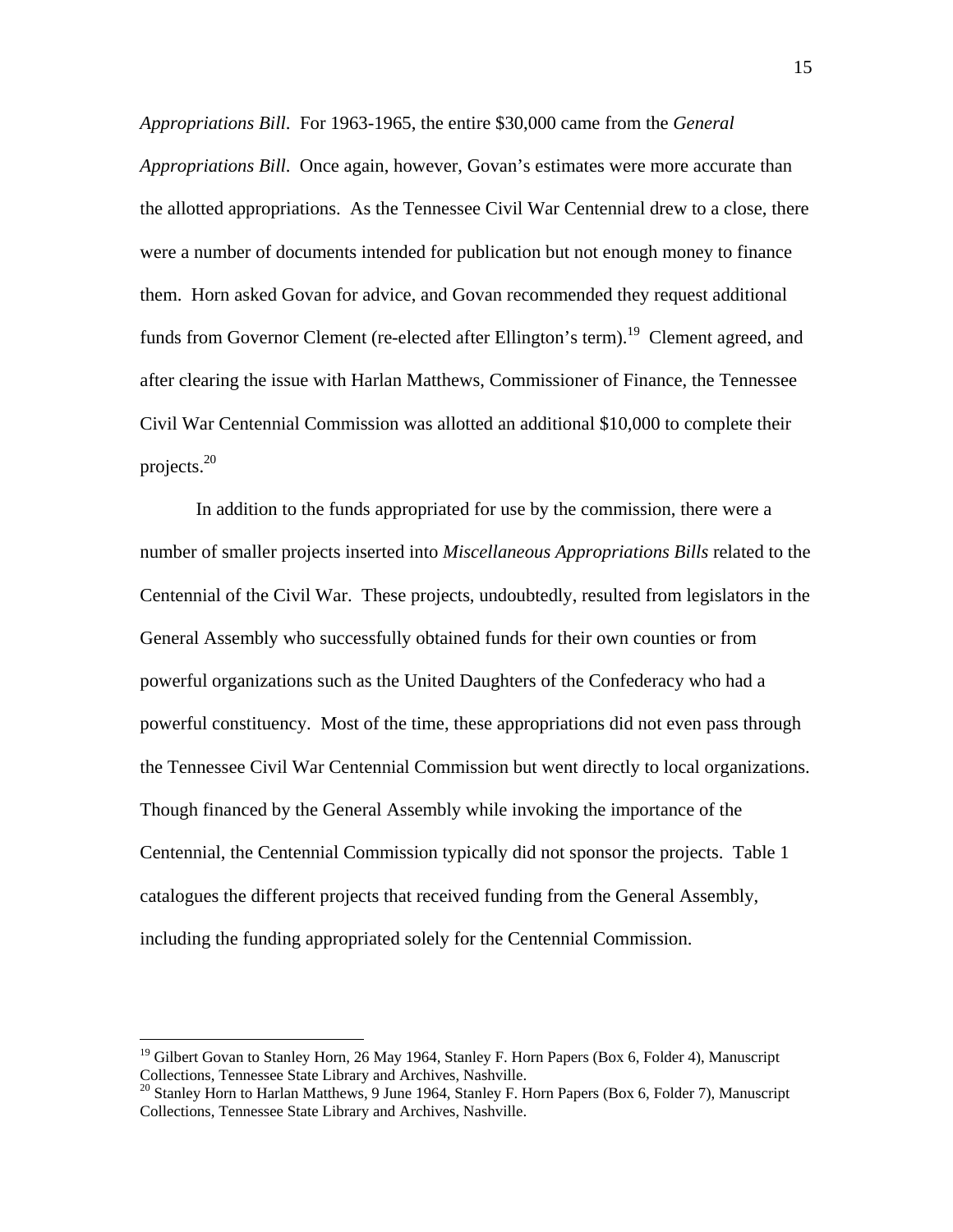*Appropriations Bill*. For 1963-1965, the entire $30,000 came from the *General Appropriations Bill*. Once again, however, Govan's estimates were more accurate than the allotted appropriations. As the Tennessee Civil War Centennial drew to a close, there were a number of documents intended for publication but not enough money to finance them. Horn asked Govan for advice, and Govan recommended they request additional funds from Governor Clement (re-elected after Ellington's term).[19] Clement agreed, and after clearing the issue with Harlan Matthews, Commissioner of Finance, the Tennessee Civil War Centennial Commission was allotted an additional $10,000 to complete their projects.[20]

In addition to the funds appropriated for use by the commission, there were a number of smaller projects inserted into *Miscellaneous Appropriations Bills* related to the Centennial of the Civil War. These projects, undoubtedly, resulted from legislators in the General Assembly who successfully obtained funds for their own counties or from powerful organizations such as the United Daughters of the Confederacy who had a powerful constituency. Most of the time, these appropriations did not even pass through the Tennessee Civil War Centennial Commission but went directly to local organizations. Though financed by the General Assembly while invoking the importance of the Centennial, the Centennial Commission typically did not sponsor the projects. Table 1 catalogues the different projects that received funding from the General Assembly, including the funding appropriated solely for the Centennial Commission.

---

[19] Gilbert Govan to Stanley Horn, 26 May 1964, Stanley F. Horn Papers (Box 6, Folder 4), Manuscript Collections, Tennessee State Library and Archives, Nashville.

[20] Stanley Horn to Harlan Matthews, 9 June 1964, Stanley F. Horn Papers (Box 6, Folder 7), Manuscript Collections, Tennessee State Library and Archives, Nashville.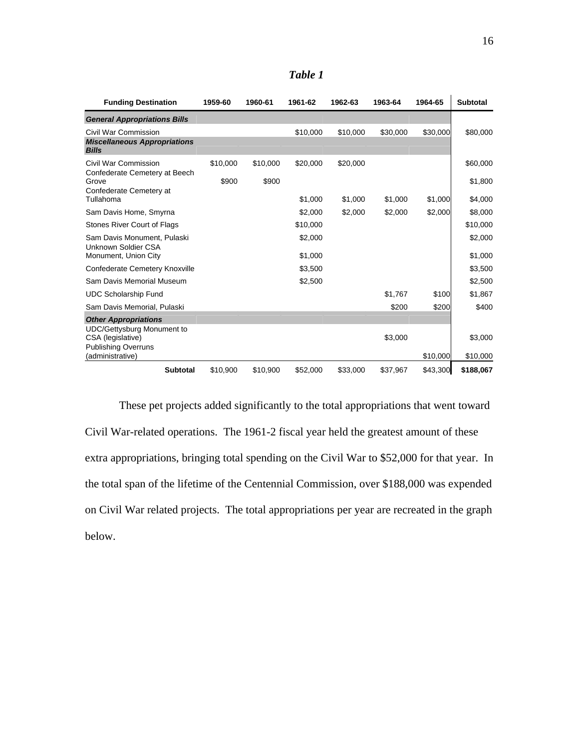***Table 1***

| Funding Destination | 1959-60 | 1960-61 | 1961-62 | 1962-63 | 1963-64 | 1964-65 | Subtotal |
|---|---|---|---|---|---|---|---|
| ***General Appropriations Bills*** | | | | | | | |
| Civil War Commission | | | $10,000 | $10,000 | $30,000 | $30,000 | $80,000 |
| ***Miscellaneous Appropriations Bills*** | | | | | | | |
| Civil War Commission | $10,000 | $10,000 | $20,000 | $20,000 | | | $60,000 |
| Confederate Cemetery at Beech Grove | $900 | $900 | | | | | $1,800 |
| Confederate Cemetery at Tullahoma | | | $1,000 | $1,000 | $1,000 | $1,000 | $4,000 |
| Sam Davis Home, Smyrna | | | $2,000 | $2,000 | $2,000 | $2,000 | $8,000 |
| Stones River Court of Flags | | | $10,000 | | | | $10,000 |
| Sam Davis Monument, Pulaski | | | $2,000 | | | | $2,000 |
| Unknown Soldier CSA Monument, Union City | | | $1,000 | | | | $1,000 |
| Confederate Cemetery Knoxville | | | $3,500 | | | | $3,500 |
| Sam Davis Memorial Museum | | | $2,500 | | | | $2,500 |
| UDC Scholarship Fund | | | | | $1,767 | $100 | $1,867 |
| Sam Davis Memorial, Pulaski | | | | | $200 | $200 | $400 |
| ***Other Appropriations*** | | | | | | | |
| UDC/Gettysburg Monument to CSA (legislative) | | | | | $3,000 | | $3,000 |
| Publishing Overruns (administrative) | | | | | | $10,000 | $10,000 |
| **Subtotal** | $10,900 | $10,900 | $52,000 | $33,000 | $37,967 | $43,300 | **$188,067** |

These pet projects added significantly to the total appropriations that went toward Civil War-related operations. The 1961-2 fiscal year held the greatest amount of these extra appropriations, bringing total spending on the Civil War to $52,000 for that year. In the total span of the lifetime of the Centennial Commission, over $188,000 was expended on Civil War related projects. The total appropriations per year are recreated in the graph below.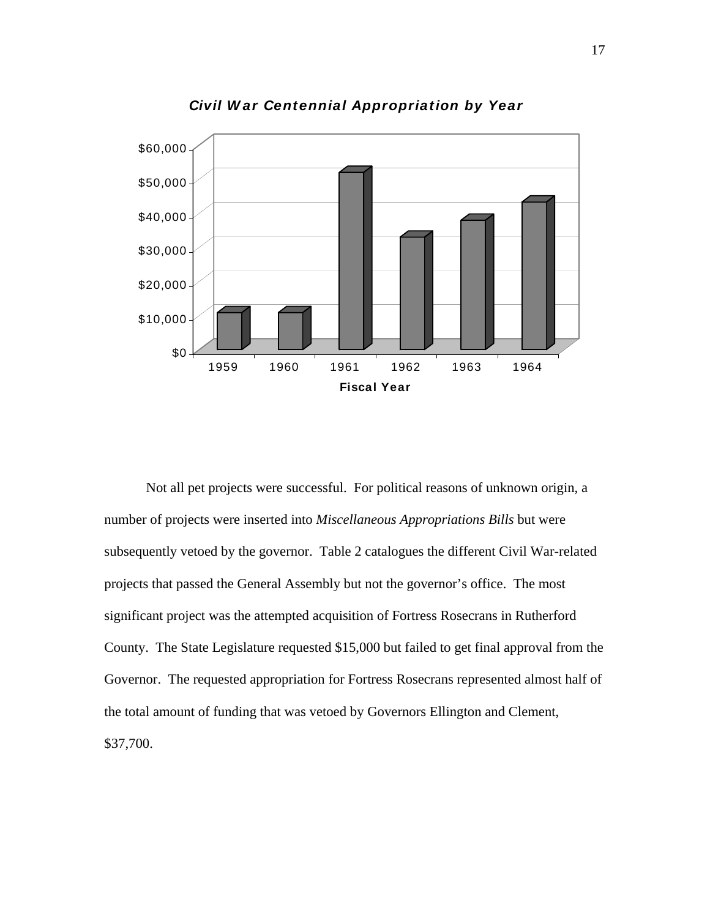**Civil War Centennial Appropriation by Year**

| Fiscal Year | Appropriation |
|---|---|
| 1959 | ~$11,000 |
| 1960 | ~$11,000 |
| 1961 | ~$52,000 |
| 1962 | ~$33,000 |
| 1963 | ~$38,000 |
| 1964 | ~$43,000 |

Not all pet projects were successful. For political reasons of unknown origin, a number of projects were inserted into *Miscellaneous Appropriations Bills* but were subsequently vetoed by the governor. Table 2 catalogues the different Civil War-related projects that passed the General Assembly but not the governor's office. The most significant project was the attempted acquisition of Fortress Rosecrans in Rutherford County. The State Legislature requested $15,000 but failed to get final approval from the Governor. The requested appropriation for Fortress Rosecrans represented almost half of the total amount of funding that was vetoed by Governors Ellington and Clement, $37,700.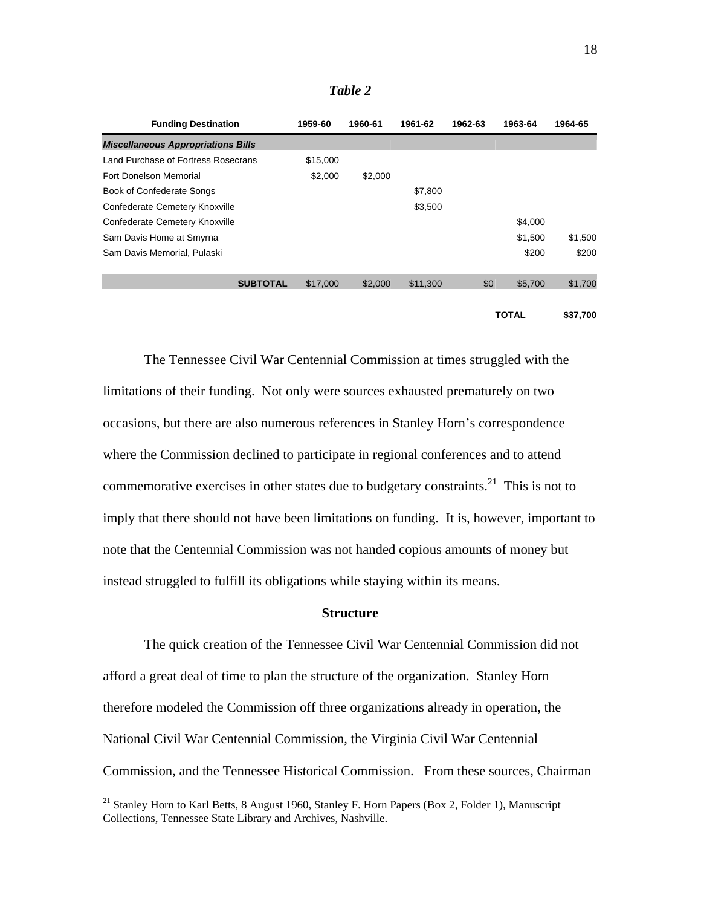*Table 2*

| Funding Destination | 1959-60 | 1960-61 | 1961-62 | 1962-63 | 1963-64 | 1964-65 |
|---|---|---|---|---|---|---|
| ***Miscellaneous Appropriations Bills*** | | | | | | |
| Land Purchase of Fortress Rosecrans | $15,000 | | | | | |
| Fort Donelson Memorial | $2,000 | $2,000 | | | | |
| Book of Confederate Songs | | | $7,800 | | | |
| Confederate Cemetery Knoxville | | | $3,500 | | | |
| Confederate Cemetery Knoxville | | | | | $4,000 | |
| Sam Davis Home at Smyrna | | | | | $1,500 | $1,500 |
| Sam Davis Memorial, Pulaski | | | | | $200 | $200 |
| **SUBTOTAL** | $17,000 | $2,000 | $11,300 | $0 | $5,700 | $1,700 |
| | | | | | **TOTAL** | **$37,700** |

The Tennessee Civil War Centennial Commission at times struggled with the limitations of their funding. Not only were sources exhausted prematurely on two occasions, but there are also numerous references in Stanley Horn's correspondence where the Commission declined to participate in regional conferences and to attend commemorative exercises in other states due to budgetary constraints.[21] This is not to imply that there should not have been limitations on funding. It is, however, important to note that the Centennial Commission was not handed copious amounts of money but instead struggled to fulfill its obligations while staying within its means.

### Structure

The quick creation of the Tennessee Civil War Centennial Commission did not afford a great deal of time to plan the structure of the organization. Stanley Horn therefore modeled the Commission off three organizations already in operation, the National Civil War Centennial Commission, the Virginia Civil War Centennial Commission, and the Tennessee Historical Commission. From these sources, Chairman

[21] Stanley Horn to Karl Betts, 8 August 1960, Stanley F. Horn Papers (Box 2, Folder 1), Manuscript Collections, Tennessee State Library and Archives, Nashville.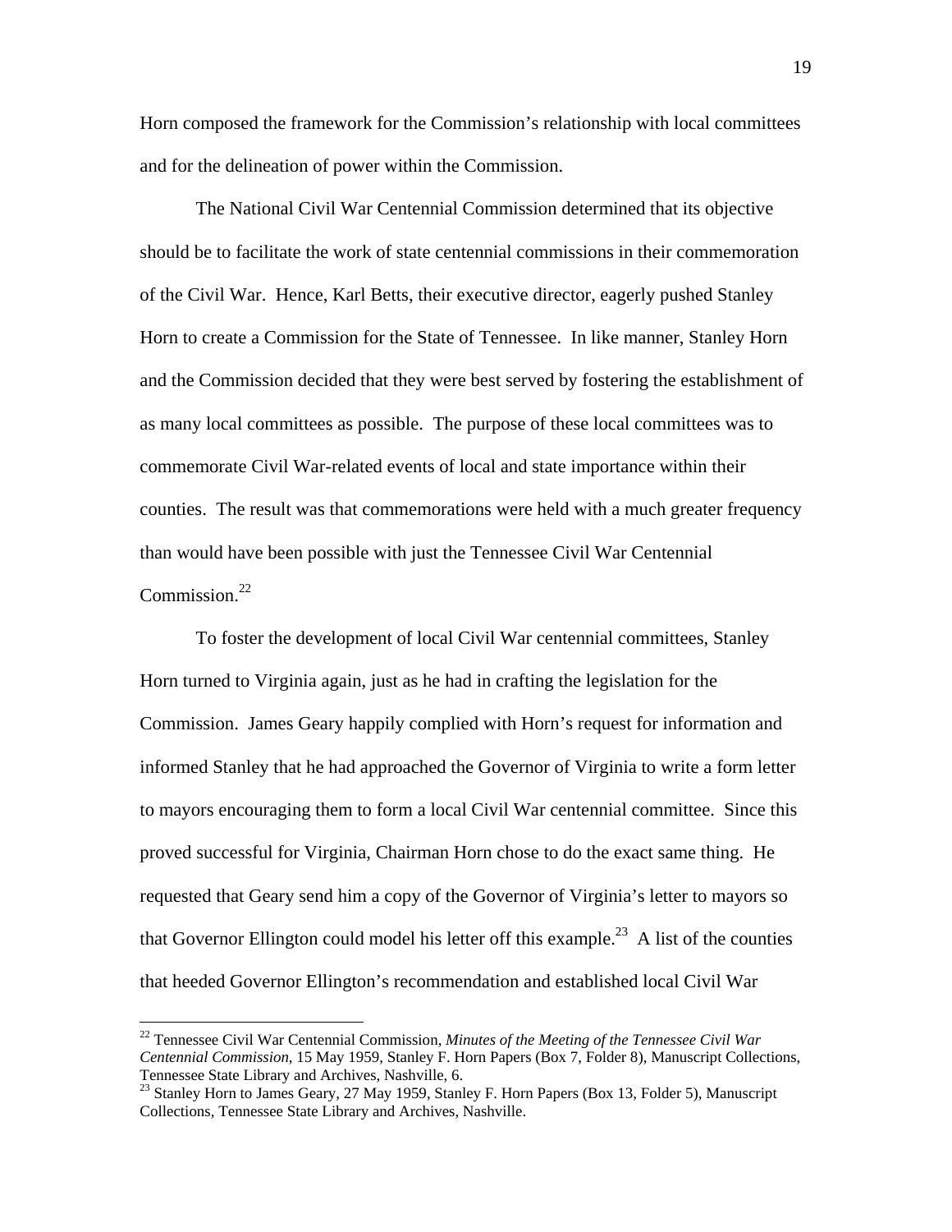Horn composed the framework for the Commission's relationship with local committees and for the delineation of power within the Commission.

The National Civil War Centennial Commission determined that its objective should be to facilitate the work of state centennial commissions in their commemoration of the Civil War. Hence, Karl Betts, their executive director, eagerly pushed Stanley Horn to create a Commission for the State of Tennessee. In like manner, Stanley Horn and the Commission decided that they were best served by fostering the establishment of as many local committees as possible. The purpose of these local committees was to commemorate Civil War-related events of local and state importance within their counties. The result was that commemorations were held with a much greater frequency than would have been possible with just the Tennessee Civil War Centennial Commission.[22]

To foster the development of local Civil War centennial committees, Stanley Horn turned to Virginia again, just as he had in crafting the legislation for the Commission. James Geary happily complied with Horn's request for information and informed Stanley that he had approached the Governor of Virginia to write a form letter to mayors encouraging them to form a local Civil War centennial committee. Since this proved successful for Virginia, Chairman Horn chose to do the exact same thing. He requested that Geary send him a copy of the Governor of Virginia's letter to mayors so that Governor Ellington could model his letter off this example.[23] A list of the counties that heeded Governor Ellington's recommendation and established local Civil War

---

[22] Tennessee Civil War Centennial Commission, *Minutes of the Meeting of the Tennessee Civil War Centennial Commission*, 15 May 1959, Stanley F. Horn Papers (Box 7, Folder 8), Manuscript Collections, Tennessee State Library and Archives, Nashville, 6.

[23] Stanley Horn to James Geary, 27 May 1959, Stanley F. Horn Papers (Box 13, Folder 5), Manuscript Collections, Tennessee State Library and Archives, Nashville.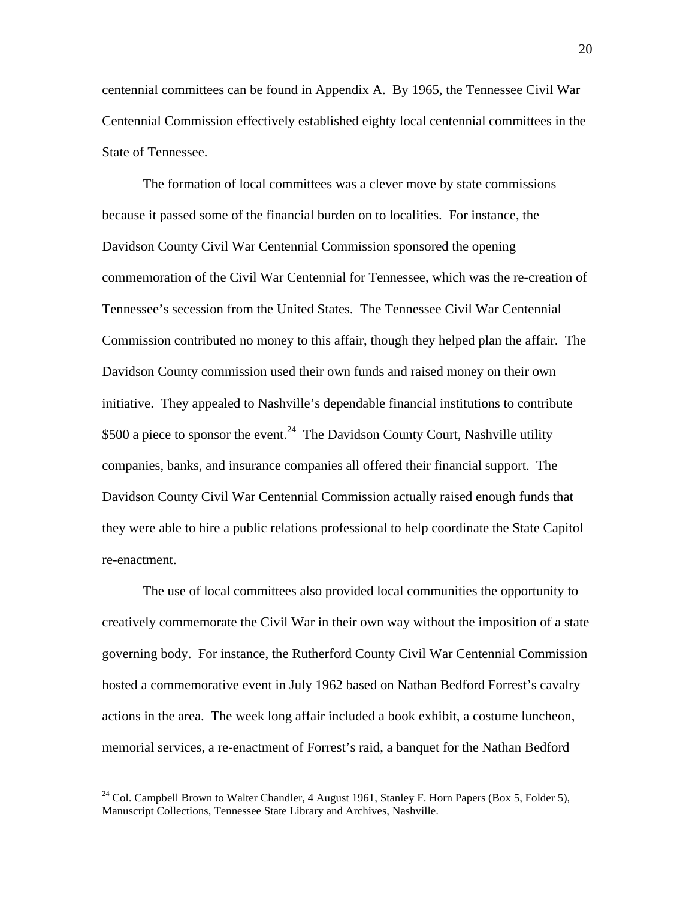centennial committees can be found in Appendix A. By 1965, the Tennessee Civil War Centennial Commission effectively established eighty local centennial committees in the State of Tennessee.

The formation of local committees was a clever move by state commissions because it passed some of the financial burden on to localities. For instance, the Davidson County Civil War Centennial Commission sponsored the opening commemoration of the Civil War Centennial for Tennessee, which was the re-creation of Tennessee's secession from the United States. The Tennessee Civil War Centennial Commission contributed no money to this affair, though they helped plan the affair. The Davidson County commission used their own funds and raised money on their own initiative. They appealed to Nashville's dependable financial institutions to contribute \$500 a piece to sponsor the event.[24] The Davidson County Court, Nashville utility companies, banks, and insurance companies all offered their financial support. The Davidson County Civil War Centennial Commission actually raised enough funds that they were able to hire a public relations professional to help coordinate the State Capitol re-enactment.

The use of local committees also provided local communities the opportunity to creatively commemorate the Civil War in their own way without the imposition of a state governing body. For instance, the Rutherford County Civil War Centennial Commission hosted a commemorative event in July 1962 based on Nathan Bedford Forrest's cavalry actions in the area. The week long affair included a book exhibit, a costume luncheon, memorial services, a re-enactment of Forrest's raid, a banquet for the Nathan Bedford

---

[24] Col. Campbell Brown to Walter Chandler, 4 August 1961, Stanley F. Horn Papers (Box 5, Folder 5), Manuscript Collections, Tennessee State Library and Archives, Nashville.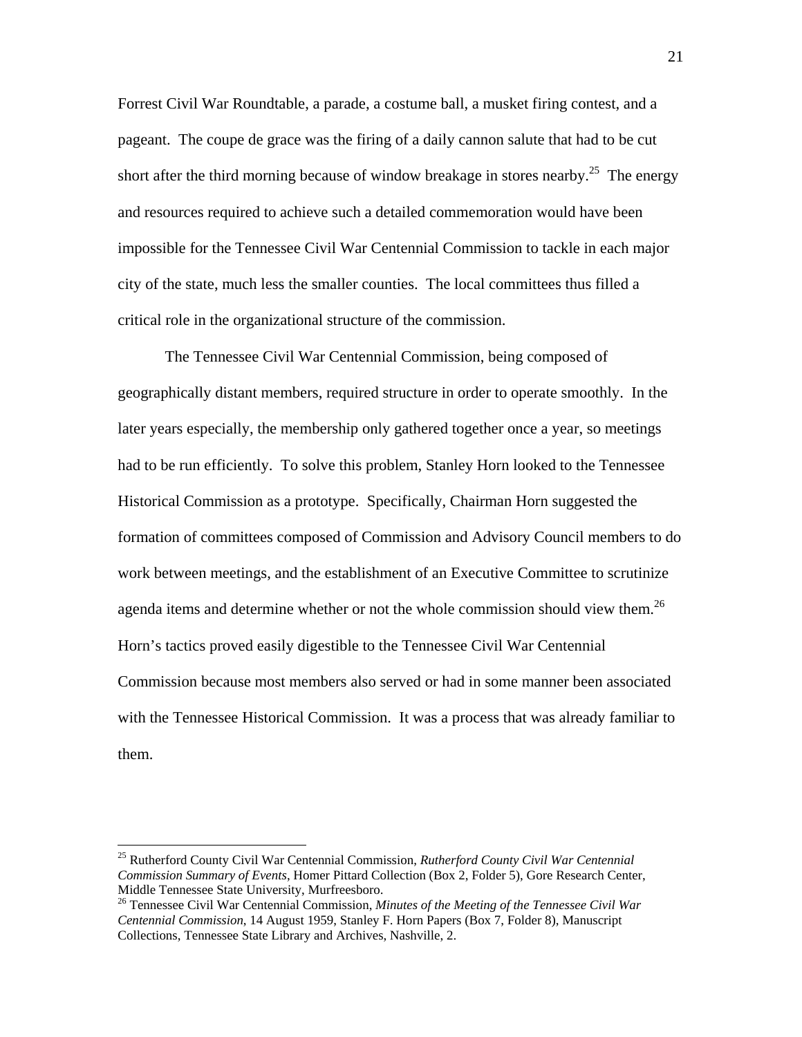Forrest Civil War Roundtable, a parade, a costume ball, a musket firing contest, and a pageant. The coupe de grace was the firing of a daily cannon salute that had to be cut short after the third morning because of window breakage in stores nearby.[25] The energy and resources required to achieve such a detailed commemoration would have been impossible for the Tennessee Civil War Centennial Commission to tackle in each major city of the state, much less the smaller counties. The local committees thus filled a critical role in the organizational structure of the commission.

The Tennessee Civil War Centennial Commission, being composed of geographically distant members, required structure in order to operate smoothly. In the later years especially, the membership only gathered together once a year, so meetings had to be run efficiently. To solve this problem, Stanley Horn looked to the Tennessee Historical Commission as a prototype. Specifically, Chairman Horn suggested the formation of committees composed of Commission and Advisory Council members to do work between meetings, and the establishment of an Executive Committee to scrutinize agenda items and determine whether or not the whole commission should view them.[26] Horn's tactics proved easily digestible to the Tennessee Civil War Centennial Commission because most members also served or had in some manner been associated with the Tennessee Historical Commission. It was a process that was already familiar to them.

---

[25] Rutherford County Civil War Centennial Commission, *Rutherford County Civil War Centennial Commission Summary of Events*, Homer Pittard Collection (Box 2, Folder 5), Gore Research Center, Middle Tennessee State University, Murfreesboro.

[26] Tennessee Civil War Centennial Commission, *Minutes of the Meeting of the Tennessee Civil War Centennial Commission*, 14 August 1959, Stanley F. Horn Papers (Box 7, Folder 8), Manuscript Collections, Tennessee State Library and Archives, Nashville, 2.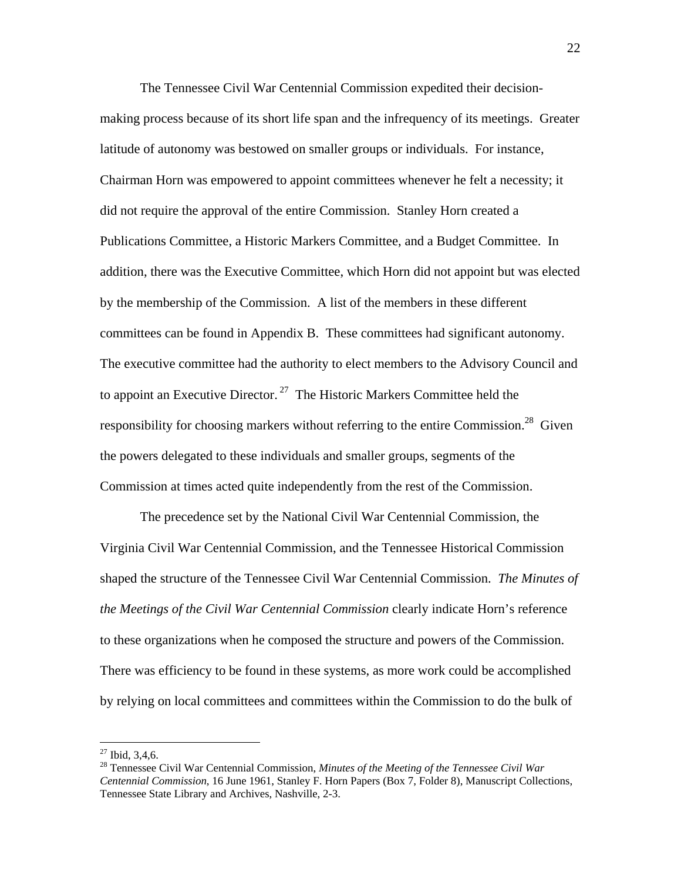The Tennessee Civil War Centennial Commission expedited their decision-making process because of its short life span and the infrequency of its meetings. Greater latitude of autonomy was bestowed on smaller groups or individuals. For instance, Chairman Horn was empowered to appoint committees whenever he felt a necessity; it did not require the approval of the entire Commission. Stanley Horn created a Publications Committee, a Historic Markers Committee, and a Budget Committee. In addition, there was the Executive Committee, which Horn did not appoint but was elected by the membership of the Commission. A list of the members in these different committees can be found in Appendix B. These committees had significant autonomy. The executive committee had the authority to elect members to the Advisory Council and to appoint an Executive Director.[27] The Historic Markers Committee held the responsibility for choosing markers without referring to the entire Commission.[28] Given the powers delegated to these individuals and smaller groups, segments of the Commission at times acted quite independently from the rest of the Commission.

The precedence set by the National Civil War Centennial Commission, the Virginia Civil War Centennial Commission, and the Tennessee Historical Commission shaped the structure of the Tennessee Civil War Centennial Commission. *The Minutes of the Meetings of the Civil War Centennial Commission* clearly indicate Horn's reference to these organizations when he composed the structure and powers of the Commission. There was efficiency to be found in these systems, as more work could be accomplished by relying on local committees and committees within the Commission to do the bulk of

---

[27] Ibid, 3,4,6.

[28] Tennessee Civil War Centennial Commission, *Minutes of the Meeting of the Tennessee Civil War Centennial Commission*, 16 June 1961, Stanley F. Horn Papers (Box 7, Folder 8), Manuscript Collections, Tennessee State Library and Archives, Nashville, 2-3.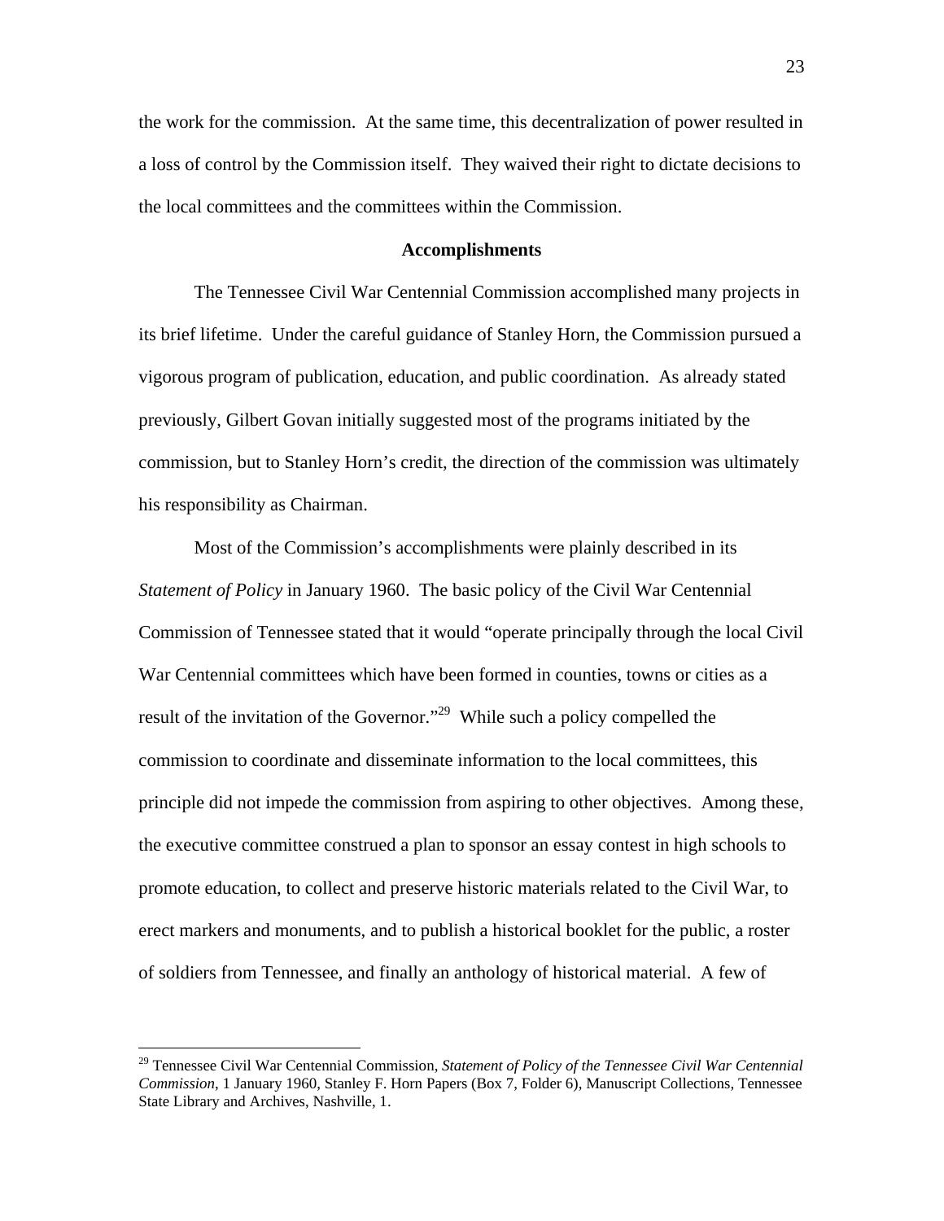the work for the commission. At the same time, this decentralization of power resulted in a loss of control by the Commission itself. They waived their right to dictate decisions to the local committees and the committees within the Commission.

## Accomplishments

The Tennessee Civil War Centennial Commission accomplished many projects in its brief lifetime. Under the careful guidance of Stanley Horn, the Commission pursued a vigorous program of publication, education, and public coordination. As already stated previously, Gilbert Govan initially suggested most of the programs initiated by the commission, but to Stanley Horn's credit, the direction of the commission was ultimately his responsibility as Chairman.

Most of the Commission's accomplishments were plainly described in its *Statement of Policy* in January 1960. The basic policy of the Civil War Centennial Commission of Tennessee stated that it would "operate principally through the local Civil War Centennial committees which have been formed in counties, towns or cities as a result of the invitation of the Governor."[29] While such a policy compelled the commission to coordinate and disseminate information to the local committees, this principle did not impede the commission from aspiring to other objectives. Among these, the executive committee construed a plan to sponsor an essay contest in high schools to promote education, to collect and preserve historic materials related to the Civil War, to erect markers and monuments, and to publish a historical booklet for the public, a roster of soldiers from Tennessee, and finally an anthology of historical material. A few of

---

[29] Tennessee Civil War Centennial Commission, *Statement of Policy of the Tennessee Civil War Centennial Commission*, 1 January 1960, Stanley F. Horn Papers (Box 7, Folder 6), Manuscript Collections, Tennessee State Library and Archives, Nashville, 1.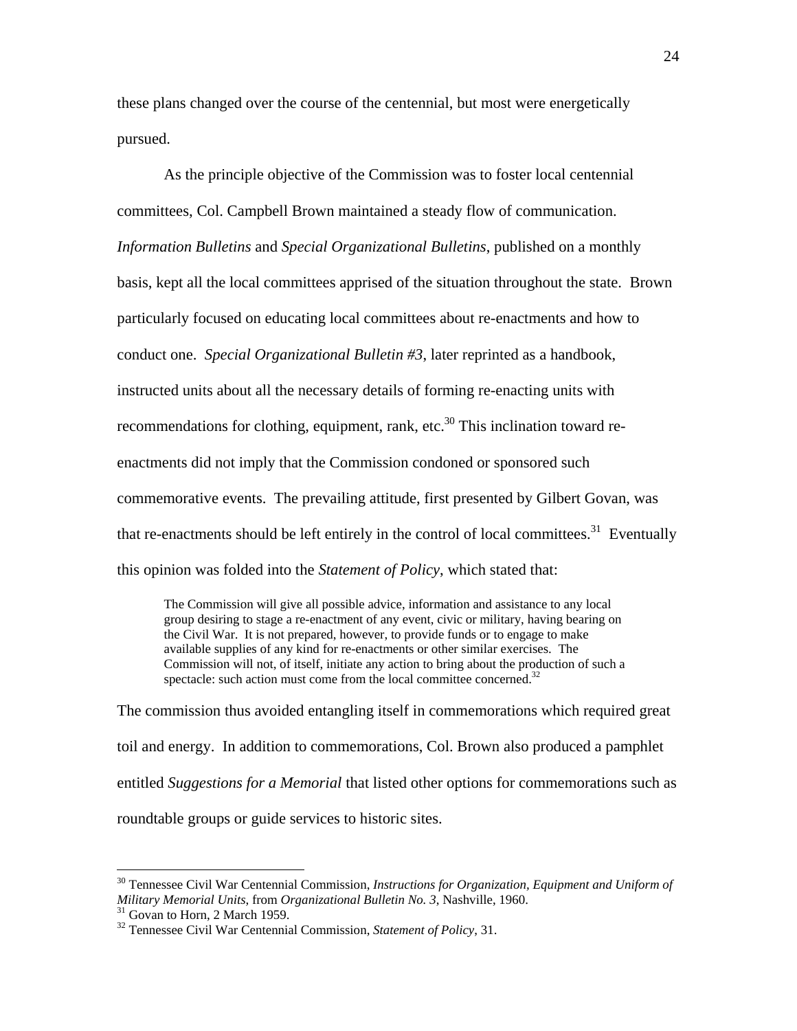these plans changed over the course of the centennial, but most were energetically pursued.

As the principle objective of the Commission was to foster local centennial committees, Col. Campbell Brown maintained a steady flow of communication. *Information Bulletins* and *Special Organizational Bulletins*, published on a monthly basis, kept all the local committees apprised of the situation throughout the state. Brown particularly focused on educating local committees about re-enactments and how to conduct one. *Special Organizational Bulletin #3*, later reprinted as a handbook, instructed units about all the necessary details of forming re-enacting units with recommendations for clothing, equipment, rank, etc.[30] This inclination toward re-enactments did not imply that the Commission condoned or sponsored such commemorative events. The prevailing attitude, first presented by Gilbert Govan, was that re-enactments should be left entirely in the control of local committees.[31] Eventually this opinion was folded into the *Statement of Policy*, which stated that:

> The Commission will give all possible advice, information and assistance to any local group desiring to stage a re-enactment of any event, civic or military, having bearing on the Civil War. It is not prepared, however, to provide funds or to engage to make available supplies of any kind for re-enactments or other similar exercises. The Commission will not, of itself, initiate any action to bring about the production of such a spectacle: such action must come from the local committee concerned.[32]

The commission thus avoided entangling itself in commemorations which required great toil and energy. In addition to commemorations, Col. Brown also produced a pamphlet entitled *Suggestions for a Memorial* that listed other options for commemorations such as roundtable groups or guide services to historic sites.

---

[30] Tennessee Civil War Centennial Commission, *Instructions for Organization, Equipment and Uniform of Military Memorial Units*, from *Organizational Bulletin No. 3*, Nashville, 1960.

[31] Govan to Horn, 2 March 1959.

[32] Tennessee Civil War Centennial Commission, *Statement of Policy*, 31.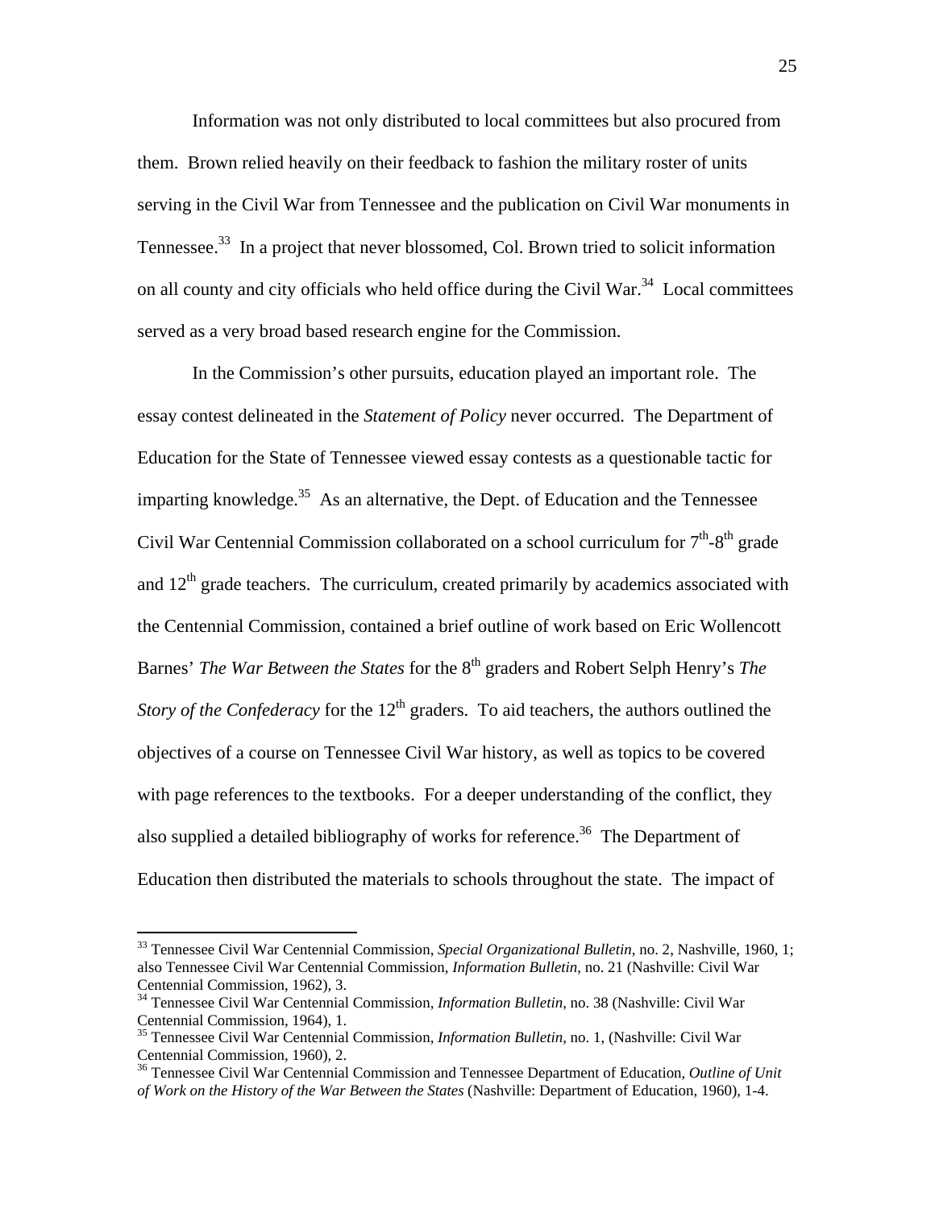Information was not only distributed to local committees but also procured from them. Brown relied heavily on their feedback to fashion the military roster of units serving in the Civil War from Tennessee and the publication on Civil War monuments in Tennessee.[33] In a project that never blossomed, Col. Brown tried to solicit information on all county and city officials who held office during the Civil War.[34] Local committees served as a very broad based research engine for the Commission.

In the Commission's other pursuits, education played an important role. The essay contest delineated in the *Statement of Policy* never occurred. The Department of Education for the State of Tennessee viewed essay contests as a questionable tactic for imparting knowledge.[35] As an alternative, the Dept. of Education and the Tennessee Civil War Centennial Commission collaborated on a school curriculum for 7th-8th grade and 12th grade teachers. The curriculum, created primarily by academics associated with the Centennial Commission, contained a brief outline of work based on Eric Wollencott Barnes' *The War Between the States* for the 8th graders and Robert Selph Henry's *The Story of the Confederacy* for the 12th graders. To aid teachers, the authors outlined the objectives of a course on Tennessee Civil War history, as well as topics to be covered with page references to the textbooks. For a deeper understanding of the conflict, they also supplied a detailed bibliography of works for reference.[36] The Department of Education then distributed the materials to schools throughout the state. The impact of

---

[33] Tennessee Civil War Centennial Commission, *Special Organizational Bulletin*, no. 2, Nashville, 1960, 1; also Tennessee Civil War Centennial Commission, *Information Bulletin*, no. 21 (Nashville: Civil War Centennial Commission, 1962), 3.

[34] Tennessee Civil War Centennial Commission, *Information Bulletin*, no. 38 (Nashville: Civil War Centennial Commission, 1964), 1.

[35] Tennessee Civil War Centennial Commission, *Information Bulletin*, no. 1, (Nashville: Civil War Centennial Commission, 1960), 2.

[36] Tennessee Civil War Centennial Commission and Tennessee Department of Education, *Outline of Unit of Work on the History of the War Between the States* (Nashville: Department of Education, 1960), 1-4.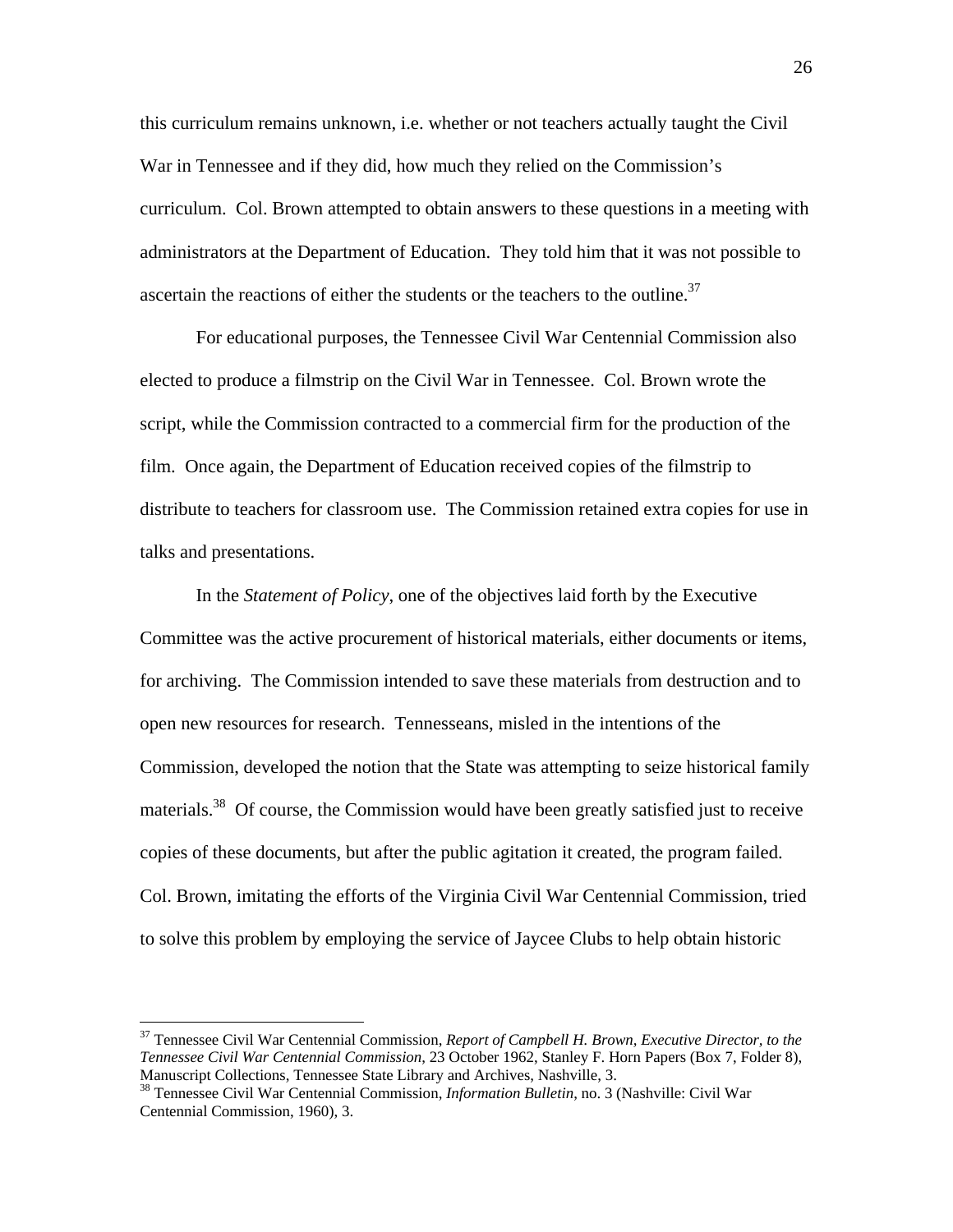this curriculum remains unknown, i.e. whether or not teachers actually taught the Civil War in Tennessee and if they did, how much they relied on the Commission's curriculum. Col. Brown attempted to obtain answers to these questions in a meeting with administrators at the Department of Education. They told him that it was not possible to ascertain the reactions of either the students or the teachers to the outline.[37]

For educational purposes, the Tennessee Civil War Centennial Commission also elected to produce a filmstrip on the Civil War in Tennessee. Col. Brown wrote the script, while the Commission contracted to a commercial firm for the production of the film. Once again, the Department of Education received copies of the filmstrip to distribute to teachers for classroom use. The Commission retained extra copies for use in talks and presentations.

In the *Statement of Policy*, one of the objectives laid forth by the Executive Committee was the active procurement of historical materials, either documents or items, for archiving. The Commission intended to save these materials from destruction and to open new resources for research. Tennesseans, misled in the intentions of the Commission, developed the notion that the State was attempting to seize historical family materials.[38] Of course, the Commission would have been greatly satisfied just to receive copies of these documents, but after the public agitation it created, the program failed. Col. Brown, imitating the efforts of the Virginia Civil War Centennial Commission, tried to solve this problem by employing the service of Jaycee Clubs to help obtain historic

---

[37] Tennessee Civil War Centennial Commission, *Report of Campbell H. Brown, Executive Director, to the Tennessee Civil War Centennial Commission*, 23 October 1962, Stanley F. Horn Papers (Box 7, Folder 8), Manuscript Collections, Tennessee State Library and Archives, Nashville, 3.

[38] Tennessee Civil War Centennial Commission, *Information Bulletin*, no. 3 (Nashville: Civil War Centennial Commission, 1960), 3.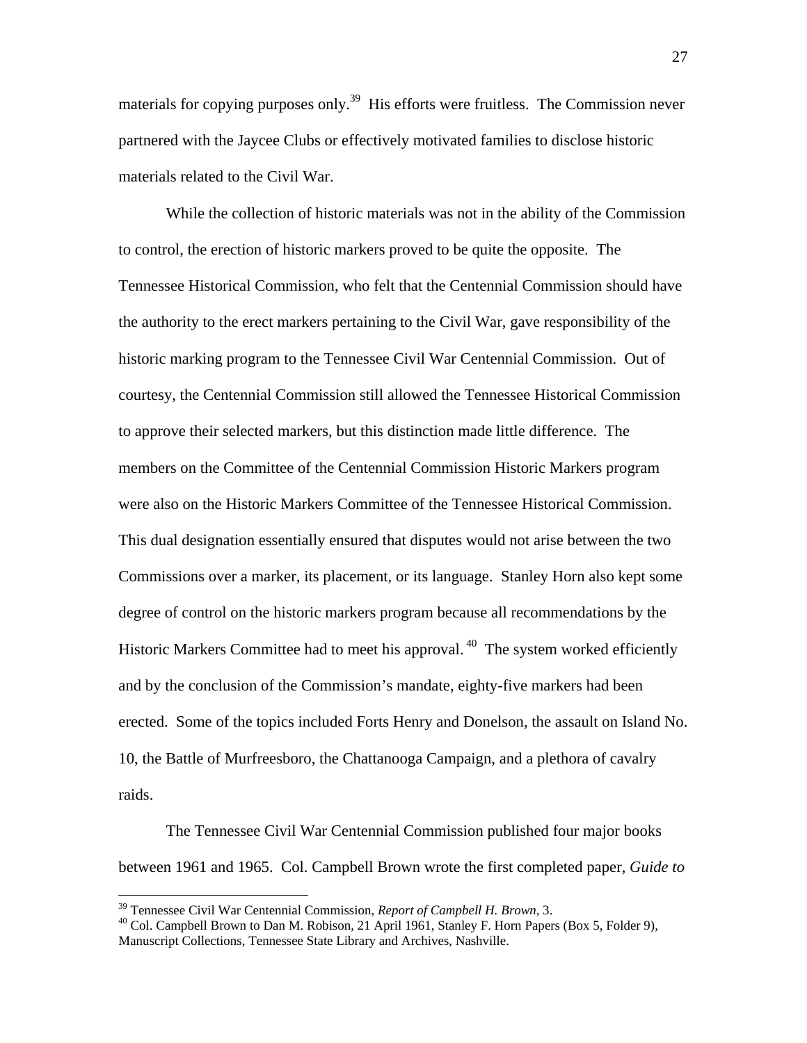materials for copying purposes only.[39] His efforts were fruitless. The Commission never partnered with the Jaycee Clubs or effectively motivated families to disclose historic materials related to the Civil War.

While the collection of historic materials was not in the ability of the Commission to control, the erection of historic markers proved to be quite the opposite. The Tennessee Historical Commission, who felt that the Centennial Commission should have the authority to the erect markers pertaining to the Civil War, gave responsibility of the historic marking program to the Tennessee Civil War Centennial Commission. Out of courtesy, the Centennial Commission still allowed the Tennessee Historical Commission to approve their selected markers, but this distinction made little difference. The members on the Committee of the Centennial Commission Historic Markers program were also on the Historic Markers Committee of the Tennessee Historical Commission. This dual designation essentially ensured that disputes would not arise between the two Commissions over a marker, its placement, or its language. Stanley Horn also kept some degree of control on the historic markers program because all recommendations by the Historic Markers Committee had to meet his approval.[40] The system worked efficiently and by the conclusion of the Commission's mandate, eighty-five markers had been erected. Some of the topics included Forts Henry and Donelson, the assault on Island No. 10, the Battle of Murfreesboro, the Chattanooga Campaign, and a plethora of cavalry raids.

The Tennessee Civil War Centennial Commission published four major books between 1961 and 1965. Col. Campbell Brown wrote the first completed paper, *Guide to*

---

[39] Tennessee Civil War Centennial Commission, *Report of Campbell H. Brown*, 3.

[40] Col. Campbell Brown to Dan M. Robison, 21 April 1961, Stanley F. Horn Papers (Box 5, Folder 9), Manuscript Collections, Tennessee State Library and Archives, Nashville.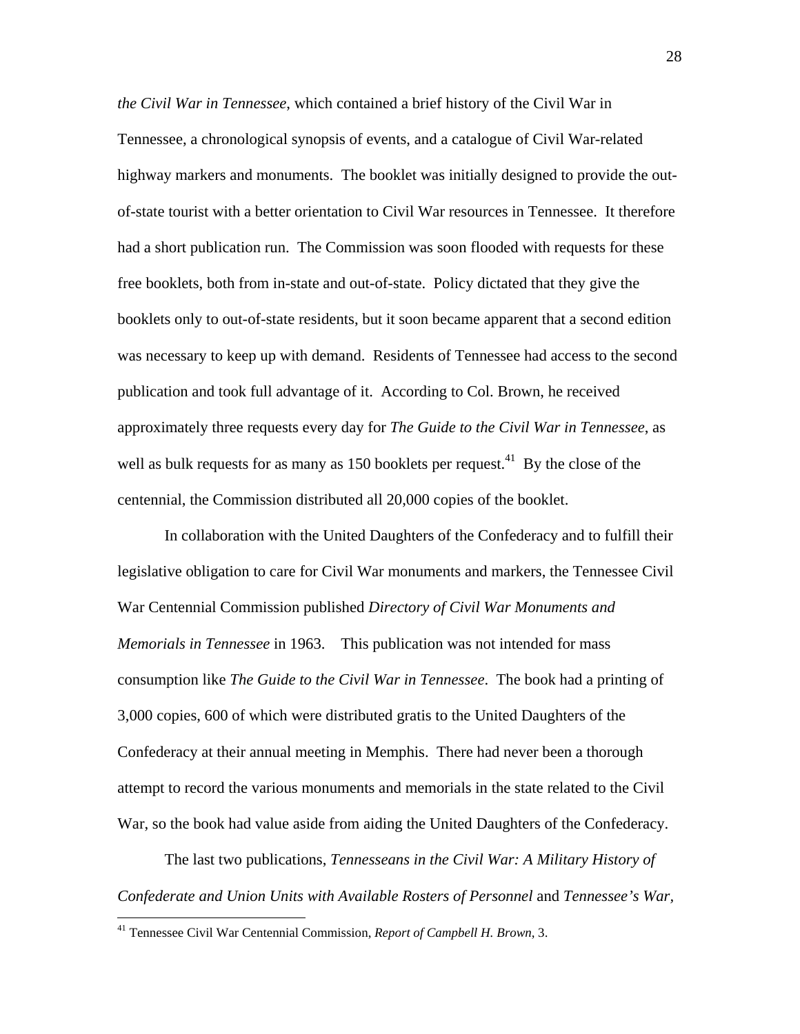*the Civil War in Tennessee*, which contained a brief history of the Civil War in Tennessee, a chronological synopsis of events, and a catalogue of Civil War-related highway markers and monuments. The booklet was initially designed to provide the out-of-state tourist with a better orientation to Civil War resources in Tennessee. It therefore had a short publication run. The Commission was soon flooded with requests for these free booklets, both from in-state and out-of-state. Policy dictated that they give the booklets only to out-of-state residents, but it soon became apparent that a second edition was necessary to keep up with demand. Residents of Tennessee had access to the second publication and took full advantage of it. According to Col. Brown, he received approximately three requests every day for *The Guide to the Civil War in Tennessee*, as well as bulk requests for as many as 150 booklets per request.[41] By the close of the centennial, the Commission distributed all 20,000 copies of the booklet.

In collaboration with the United Daughters of the Confederacy and to fulfill their legislative obligation to care for Civil War monuments and markers, the Tennessee Civil War Centennial Commission published *Directory of Civil War Monuments and Memorials in Tennessee* in 1963. This publication was not intended for mass consumption like *The Guide to the Civil War in Tennessee*. The book had a printing of 3,000 copies, 600 of which were distributed gratis to the United Daughters of the Confederacy at their annual meeting in Memphis. There had never been a thorough attempt to record the various monuments and memorials in the state related to the Civil War, so the book had value aside from aiding the United Daughters of the Confederacy.

The last two publications, *Tennesseans in the Civil War: A Military History of Confederate and Union Units with Available Rosters of Personnel* and *Tennessee's War,*

---

[41] Tennessee Civil War Centennial Commission, *Report of Campbell H. Brown*, 3.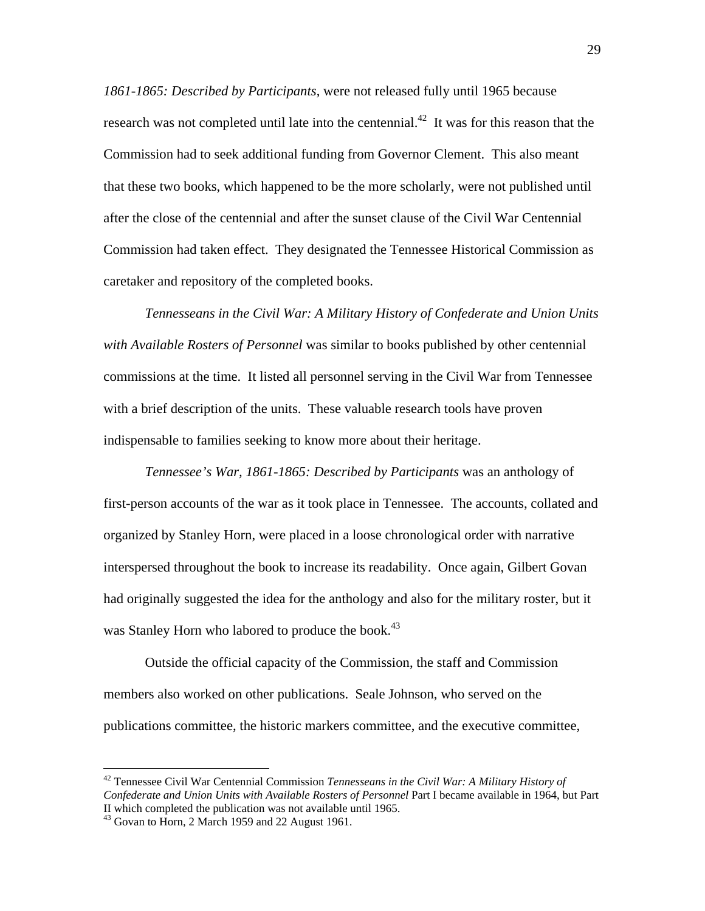*1861-1865: Described by Participants*, were not released fully until 1965 because research was not completed until late into the centennial.[42] It was for this reason that the Commission had to seek additional funding from Governor Clement. This also meant that these two books, which happened to be the more scholarly, were not published until after the close of the centennial and after the sunset clause of the Civil War Centennial Commission had taken effect. They designated the Tennessee Historical Commission as caretaker and repository of the completed books.

*Tennesseans in the Civil War: A Military History of Confederate and Union Units with Available Rosters of Personnel* was similar to books published by other centennial commissions at the time. It listed all personnel serving in the Civil War from Tennessee with a brief description of the units. These valuable research tools have proven indispensable to families seeking to know more about their heritage.

*Tennessee's War, 1861-1865: Described by Participants* was an anthology of first-person accounts of the war as it took place in Tennessee. The accounts, collated and organized by Stanley Horn, were placed in a loose chronological order with narrative interspersed throughout the book to increase its readability. Once again, Gilbert Govan had originally suggested the idea for the anthology and also for the military roster, but it was Stanley Horn who labored to produce the book.[43]

Outside the official capacity of the Commission, the staff and Commission members also worked on other publications. Seale Johnson, who served on the publications committee, the historic markers committee, and the executive committee,

---

[42] Tennessee Civil War Centennial Commission *Tennesseans in the Civil War: A Military History of Confederate and Union Units with Available Rosters of Personnel* Part I became available in 1964, but Part II which completed the publication was not available until 1965.

[43] Govan to Horn, 2 March 1959 and 22 August 1961.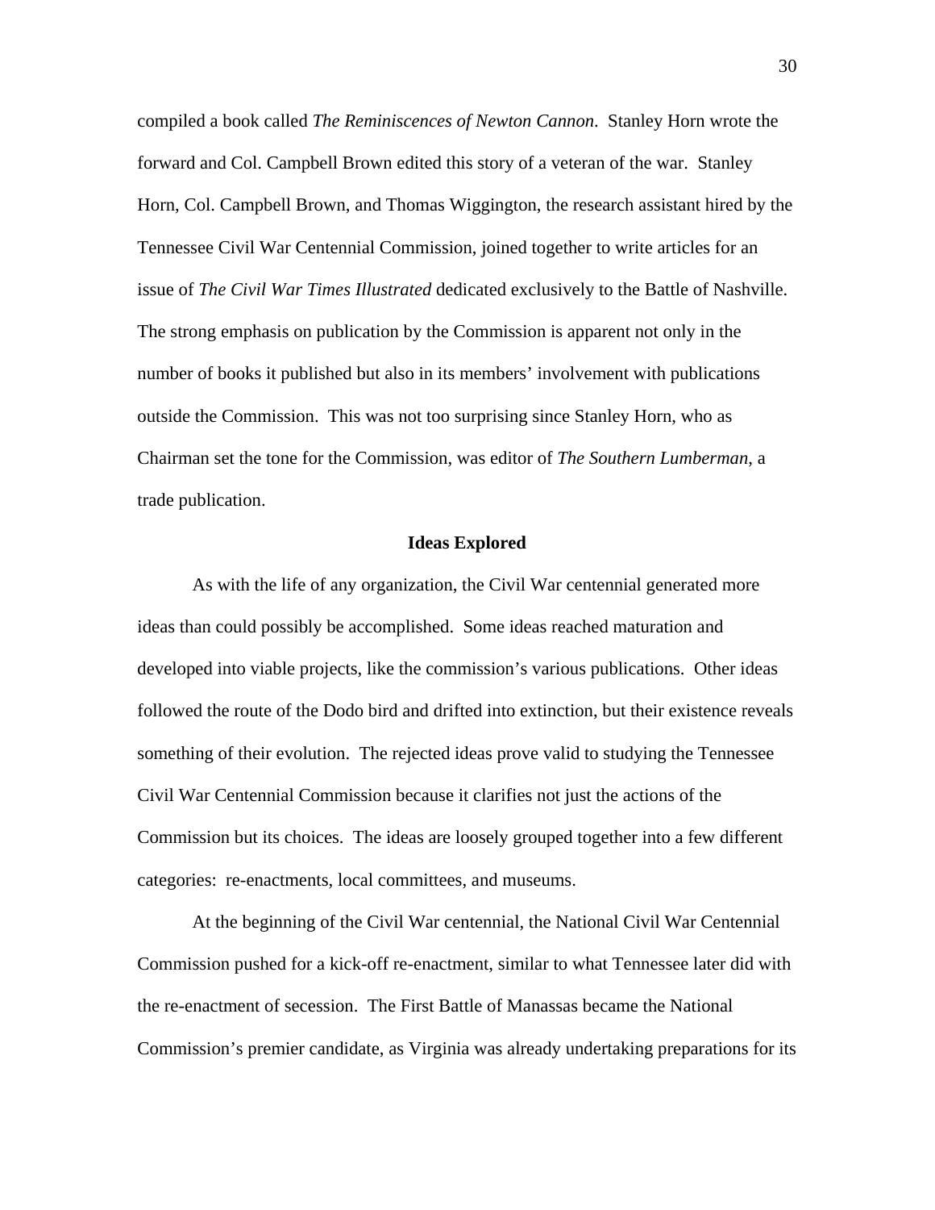compiled a book called *The Reminiscences of Newton Cannon.* Stanley Horn wrote the forward and Col. Campbell Brown edited this story of a veteran of the war. Stanley Horn, Col. Campbell Brown, and Thomas Wiggington, the research assistant hired by the Tennessee Civil War Centennial Commission, joined together to write articles for an issue of *The Civil War Times Illustrated* dedicated exclusively to the Battle of Nashville. The strong emphasis on publication by the Commission is apparent not only in the number of books it published but also in its members' involvement with publications outside the Commission. This was not too surprising since Stanley Horn, who as Chairman set the tone for the Commission, was editor of *The Southern Lumberman*, a trade publication.

### Ideas Explored

As with the life of any organization, the Civil War centennial generated more ideas than could possibly be accomplished. Some ideas reached maturation and developed into viable projects, like the commission's various publications. Other ideas followed the route of the Dodo bird and drifted into extinction, but their existence reveals something of their evolution. The rejected ideas prove valid to studying the Tennessee Civil War Centennial Commission because it clarifies not just the actions of the Commission but its choices. The ideas are loosely grouped together into a few different categories: re-enactments, local committees, and museums.

At the beginning of the Civil War centennial, the National Civil War Centennial Commission pushed for a kick-off re-enactment, similar to what Tennessee later did with the re-enactment of secession. The First Battle of Manassas became the National Commission's premier candidate, as Virginia was already undertaking preparations for its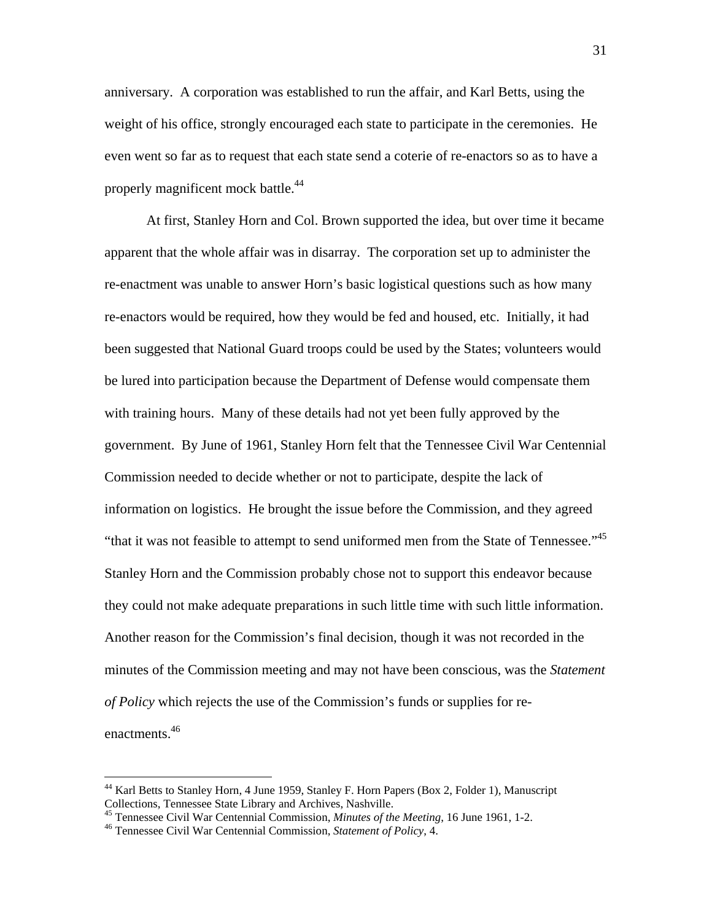anniversary. A corporation was established to run the affair, and Karl Betts, using the weight of his office, strongly encouraged each state to participate in the ceremonies. He even went so far as to request that each state send a coterie of re-enactors so as to have a properly magnificent mock battle.[44]

At first, Stanley Horn and Col. Brown supported the idea, but over time it became apparent that the whole affair was in disarray. The corporation set up to administer the re-enactment was unable to answer Horn's basic logistical questions such as how many re-enactors would be required, how they would be fed and housed, etc. Initially, it had been suggested that National Guard troops could be used by the States; volunteers would be lured into participation because the Department of Defense would compensate them with training hours. Many of these details had not yet been fully approved by the government. By June of 1961, Stanley Horn felt that the Tennessee Civil War Centennial Commission needed to decide whether or not to participate, despite the lack of information on logistics. He brought the issue before the Commission, and they agreed "that it was not feasible to attempt to send uniformed men from the State of Tennessee."[45] Stanley Horn and the Commission probably chose not to support this endeavor because they could not make adequate preparations in such little time with such little information. Another reason for the Commission's final decision, though it was not recorded in the minutes of the Commission meeting and may not have been conscious, was the *Statement of Policy* which rejects the use of the Commission's funds or supplies for re-enactments.[46]

---

[44] Karl Betts to Stanley Horn, 4 June 1959, Stanley F. Horn Papers (Box 2, Folder 1), Manuscript Collections, Tennessee State Library and Archives, Nashville.

[45] Tennessee Civil War Centennial Commission, *Minutes of the Meeting*, 16 June 1961, 1-2.

[46] Tennessee Civil War Centennial Commission, *Statement of Policy*, 4.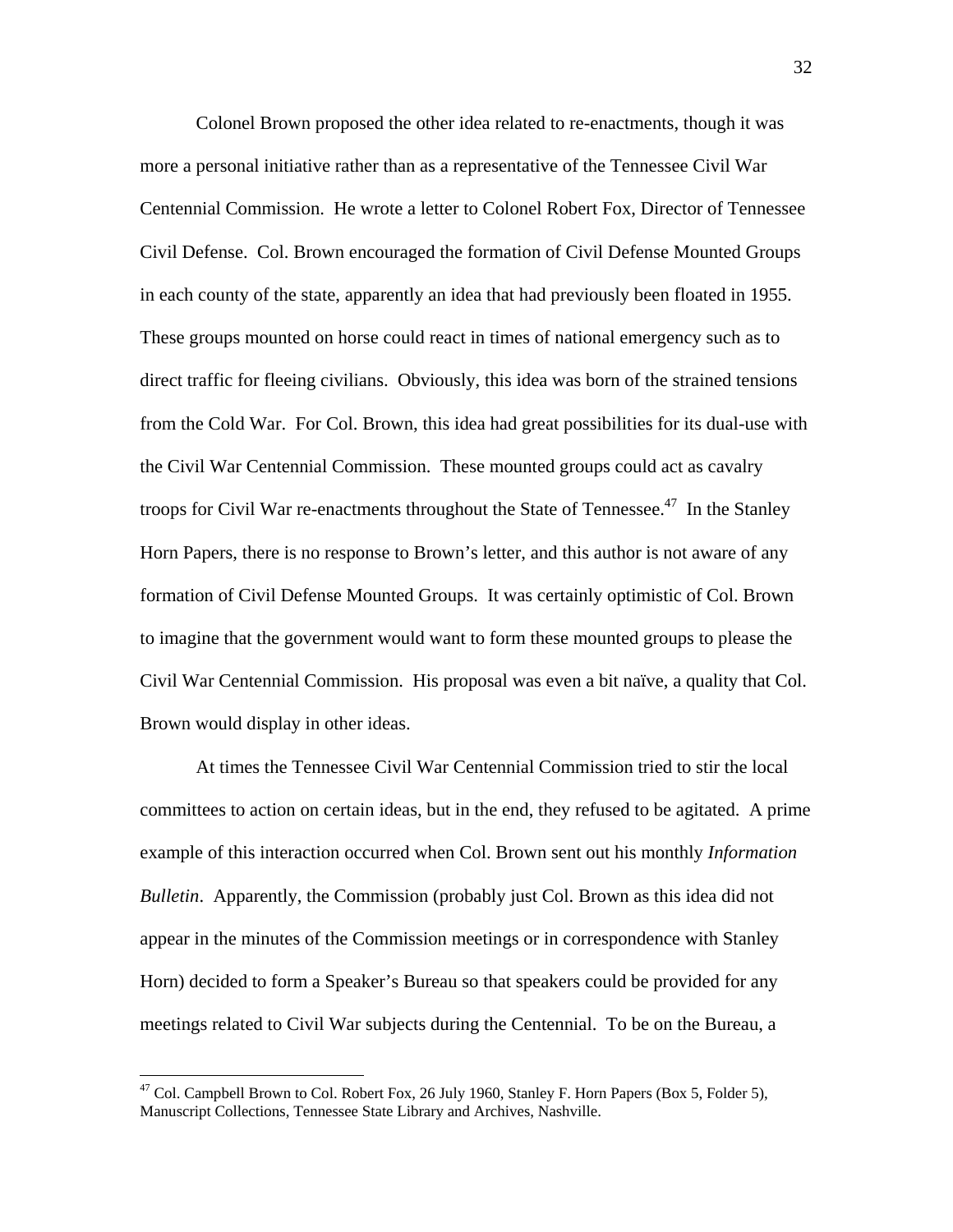Colonel Brown proposed the other idea related to re-enactments, though it was more a personal initiative rather than as a representative of the Tennessee Civil War Centennial Commission. He wrote a letter to Colonel Robert Fox, Director of Tennessee Civil Defense. Col. Brown encouraged the formation of Civil Defense Mounted Groups in each county of the state, apparently an idea that had previously been floated in 1955. These groups mounted on horse could react in times of national emergency such as to direct traffic for fleeing civilians. Obviously, this idea was born of the strained tensions from the Cold War. For Col. Brown, this idea had great possibilities for its dual-use with the Civil War Centennial Commission. These mounted groups could act as cavalry troops for Civil War re-enactments throughout the State of Tennessee.[47] In the Stanley Horn Papers, there is no response to Brown's letter, and this author is not aware of any formation of Civil Defense Mounted Groups. It was certainly optimistic of Col. Brown to imagine that the government would want to form these mounted groups to please the Civil War Centennial Commission. His proposal was even a bit naïve, a quality that Col. Brown would display in other ideas.

At times the Tennessee Civil War Centennial Commission tried to stir the local committees to action on certain ideas, but in the end, they refused to be agitated. A prime example of this interaction occurred when Col. Brown sent out his monthly *Information Bulletin*. Apparently, the Commission (probably just Col. Brown as this idea did not appear in the minutes of the Commission meetings or in correspondence with Stanley Horn) decided to form a Speaker's Bureau so that speakers could be provided for any meetings related to Civil War subjects during the Centennial. To be on the Bureau, a

[47] Col. Campbell Brown to Col. Robert Fox, 26 July 1960, Stanley F. Horn Papers (Box 5, Folder 5), Manuscript Collections, Tennessee State Library and Archives, Nashville.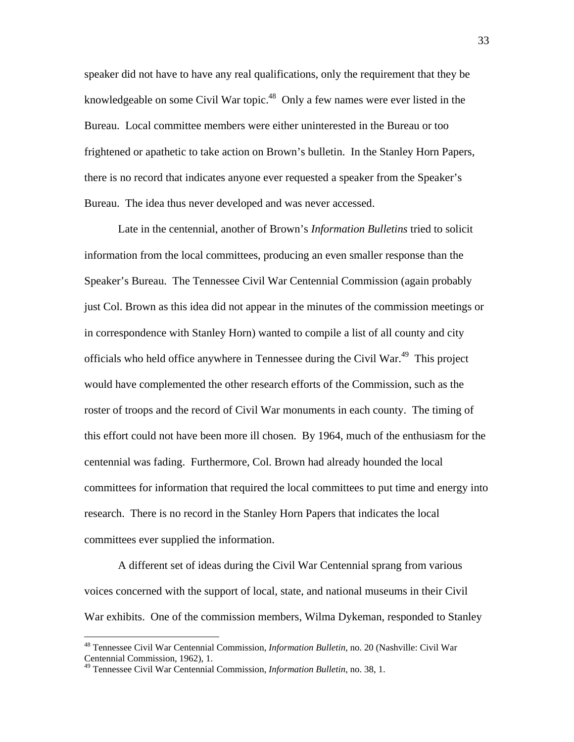speaker did not have to have any real qualifications, only the requirement that they be knowledgeable on some Civil War topic.[48] Only a few names were ever listed in the Bureau. Local committee members were either uninterested in the Bureau or too frightened or apathetic to take action on Brown's bulletin. In the Stanley Horn Papers, there is no record that indicates anyone ever requested a speaker from the Speaker's Bureau. The idea thus never developed and was never accessed.

Late in the centennial, another of Brown's *Information Bulletins* tried to solicit information from the local committees, producing an even smaller response than the Speaker's Bureau. The Tennessee Civil War Centennial Commission (again probably just Col. Brown as this idea did not appear in the minutes of the commission meetings or in correspondence with Stanley Horn) wanted to compile a list of all county and city officials who held office anywhere in Tennessee during the Civil War.[49] This project would have complemented the other research efforts of the Commission, such as the roster of troops and the record of Civil War monuments in each county. The timing of this effort could not have been more ill chosen. By 1964, much of the enthusiasm for the centennial was fading. Furthermore, Col. Brown had already hounded the local committees for information that required the local committees to put time and energy into research. There is no record in the Stanley Horn Papers that indicates the local committees ever supplied the information.

A different set of ideas during the Civil War Centennial sprang from various voices concerned with the support of local, state, and national museums in their Civil War exhibits. One of the commission members, Wilma Dykeman, responded to Stanley

---

[48] Tennessee Civil War Centennial Commission, *Information Bulletin*, no. 20 (Nashville: Civil War Centennial Commission, 1962), 1.

[49] Tennessee Civil War Centennial Commission, *Information Bulletin*, no. 38, 1.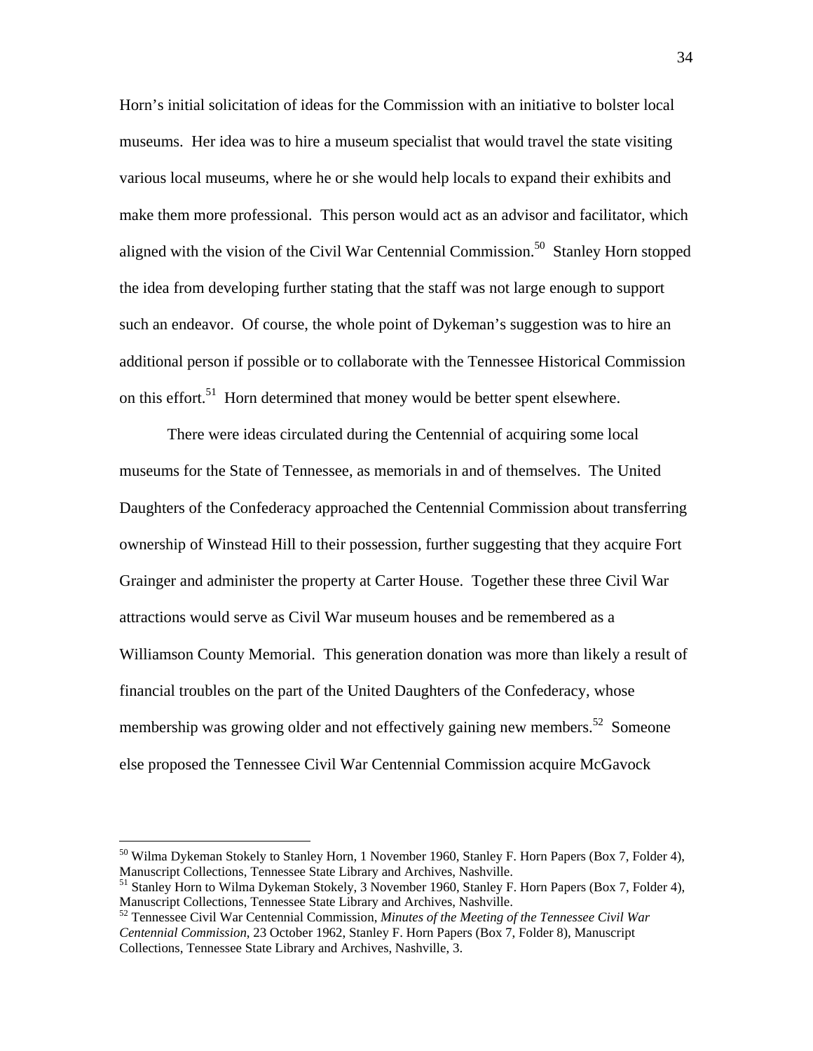Horn's initial solicitation of ideas for the Commission with an initiative to bolster local museums. Her idea was to hire a museum specialist that would travel the state visiting various local museums, where he or she would help locals to expand their exhibits and make them more professional. This person would act as an advisor and facilitator, which aligned with the vision of the Civil War Centennial Commission.[50] Stanley Horn stopped the idea from developing further stating that the staff was not large enough to support such an endeavor. Of course, the whole point of Dykeman's suggestion was to hire an additional person if possible or to collaborate with the Tennessee Historical Commission on this effort.[51] Horn determined that money would be better spent elsewhere.

There were ideas circulated during the Centennial of acquiring some local museums for the State of Tennessee, as memorials in and of themselves. The United Daughters of the Confederacy approached the Centennial Commission about transferring ownership of Winstead Hill to their possession, further suggesting that they acquire Fort Grainger and administer the property at Carter House. Together these three Civil War attractions would serve as Civil War museum houses and be remembered as a Williamson County Memorial. This generation donation was more than likely a result of financial troubles on the part of the United Daughters of the Confederacy, whose membership was growing older and not effectively gaining new members.[52] Someone else proposed the Tennessee Civil War Centennial Commission acquire McGavock

---

[50] Wilma Dykeman Stokely to Stanley Horn, 1 November 1960, Stanley F. Horn Papers (Box 7, Folder 4), Manuscript Collections, Tennessee State Library and Archives, Nashville.

[51] Stanley Horn to Wilma Dykeman Stokely, 3 November 1960, Stanley F. Horn Papers (Box 7, Folder 4), Manuscript Collections, Tennessee State Library and Archives, Nashville.

[52] Tennessee Civil War Centennial Commission, *Minutes of the Meeting of the Tennessee Civil War Centennial Commission*, 23 October 1962, Stanley F. Horn Papers (Box 7, Folder 8), Manuscript Collections, Tennessee State Library and Archives, Nashville, 3.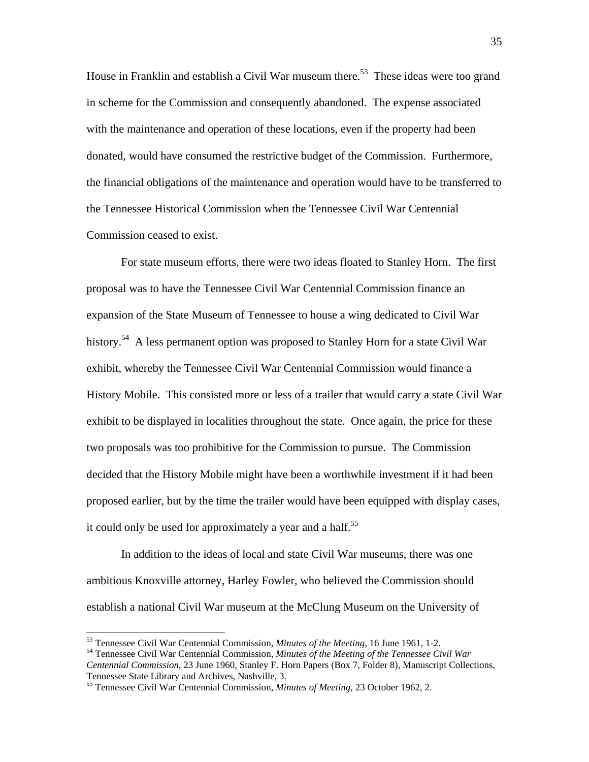House in Franklin and establish a Civil War museum there.[53] These ideas were too grand in scheme for the Commission and consequently abandoned. The expense associated with the maintenance and operation of these locations, even if the property had been donated, would have consumed the restrictive budget of the Commission. Furthermore, the financial obligations of the maintenance and operation would have to be transferred to the Tennessee Historical Commission when the Tennessee Civil War Centennial Commission ceased to exist.

For state museum efforts, there were two ideas floated to Stanley Horn. The first proposal was to have the Tennessee Civil War Centennial Commission finance an expansion of the State Museum of Tennessee to house a wing dedicated to Civil War history.[54] A less permanent option was proposed to Stanley Horn for a state Civil War exhibit, whereby the Tennessee Civil War Centennial Commission would finance a History Mobile. This consisted more or less of a trailer that would carry a state Civil War exhibit to be displayed in localities throughout the state. Once again, the price for these two proposals was too prohibitive for the Commission to pursue. The Commission decided that the History Mobile might have been a worthwhile investment if it had been proposed earlier, but by the time the trailer would have been equipped with display cases, it could only be used for approximately a year and a half.[55]

In addition to the ideas of local and state Civil War museums, there was one ambitious Knoxville attorney, Harley Fowler, who believed the Commission should establish a national Civil War museum at the McClung Museum on the University of

---

[53] Tennessee Civil War Centennial Commission, *Minutes of the Meeting*, 16 June 1961, 1-2.

[54] Tennessee Civil War Centennial Commission, *Minutes of the Meeting of the Tennessee Civil War Centennial Commission*, 23 June 1960, Stanley F. Horn Papers (Box 7, Folder 8), Manuscript Collections, Tennessee State Library and Archives, Nashville, 3.

[55] Tennessee Civil War Centennial Commission, *Minutes of Meeting*, 23 October 1962, 2.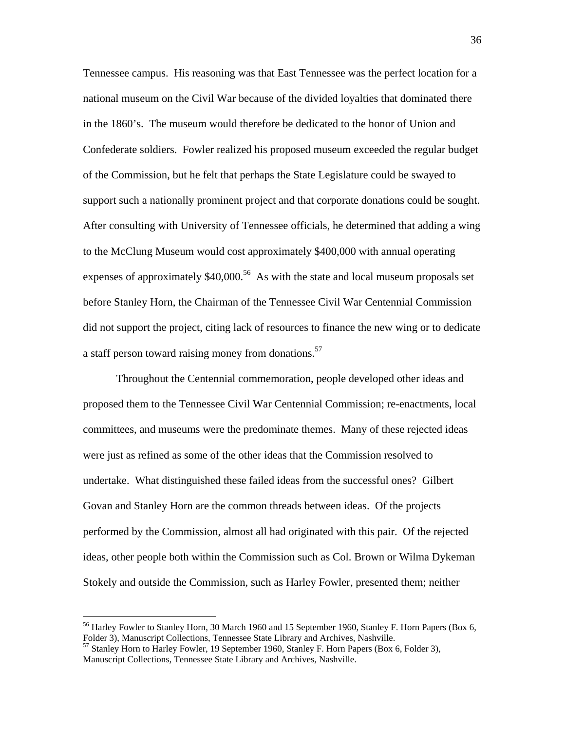Tennessee campus. His reasoning was that East Tennessee was the perfect location for a national museum on the Civil War because of the divided loyalties that dominated there in the 1860's. The museum would therefore be dedicated to the honor of Union and Confederate soldiers. Fowler realized his proposed museum exceeded the regular budget of the Commission, but he felt that perhaps the State Legislature could be swayed to support such a nationally prominent project and that corporate donations could be sought. After consulting with University of Tennessee officials, he determined that adding a wing to the McClung Museum would cost approximately \$400,000 with annual operating expenses of approximately \$40,000.[56] As with the state and local museum proposals set before Stanley Horn, the Chairman of the Tennessee Civil War Centennial Commission did not support the project, citing lack of resources to finance the new wing or to dedicate a staff person toward raising money from donations.[57]

Throughout the Centennial commemoration, people developed other ideas and proposed them to the Tennessee Civil War Centennial Commission; re-enactments, local committees, and museums were the predominate themes. Many of these rejected ideas were just as refined as some of the other ideas that the Commission resolved to undertake. What distinguished these failed ideas from the successful ones? Gilbert Govan and Stanley Horn are the common threads between ideas. Of the projects performed by the Commission, almost all had originated with this pair. Of the rejected ideas, other people both within the Commission such as Col. Brown or Wilma Dykeman Stokely and outside the Commission, such as Harley Fowler, presented them; neither

---

[56] Harley Fowler to Stanley Horn, 30 March 1960 and 15 September 1960, Stanley F. Horn Papers (Box 6, Folder 3), Manuscript Collections, Tennessee State Library and Archives, Nashville.

[57] Stanley Horn to Harley Fowler, 19 September 1960, Stanley F. Horn Papers (Box 6, Folder 3), Manuscript Collections, Tennessee State Library and Archives, Nashville.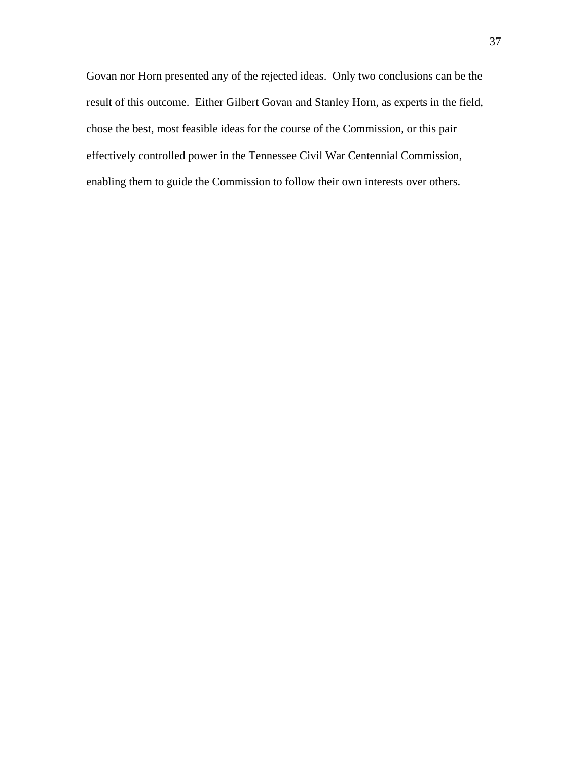Govan nor Horn presented any of the rejected ideas.  Only two conclusions can be the result of this outcome.  Either Gilbert Govan and Stanley Horn, as experts in the field, chose the best, most feasible ideas for the course of the Commission, or this pair effectively controlled power in the Tennessee Civil War Centennial Commission, enabling them to guide the Commission to follow their own interests over others.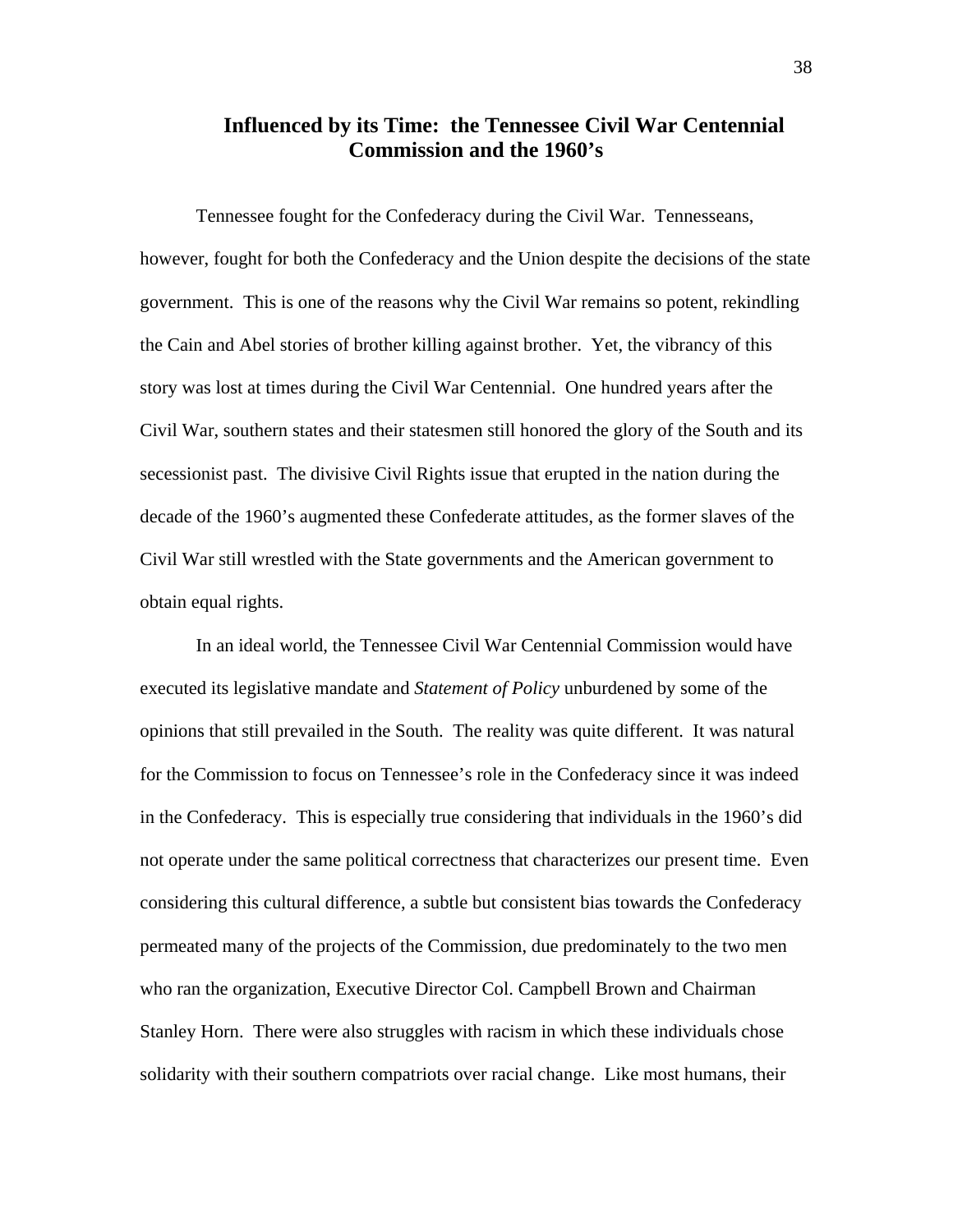## Influenced by its Time: the Tennessee Civil War Centennial Commission and the 1960's

Tennessee fought for the Confederacy during the Civil War. Tennesseans, however, fought for both the Confederacy and the Union despite the decisions of the state government. This is one of the reasons why the Civil War remains so potent, rekindling the Cain and Abel stories of brother killing against brother. Yet, the vibrancy of this story was lost at times during the Civil War Centennial. One hundred years after the Civil War, southern states and their statesmen still honored the glory of the South and its secessionist past. The divisive Civil Rights issue that erupted in the nation during the decade of the 1960's augmented these Confederate attitudes, as the former slaves of the Civil War still wrestled with the State governments and the American government to obtain equal rights.

In an ideal world, the Tennessee Civil War Centennial Commission would have executed its legislative mandate and *Statement of Policy* unburdened by some of the opinions that still prevailed in the South. The reality was quite different. It was natural for the Commission to focus on Tennessee's role in the Confederacy since it was indeed in the Confederacy. This is especially true considering that individuals in the 1960's did not operate under the same political correctness that characterizes our present time. Even considering this cultural difference, a subtle but consistent bias towards the Confederacy permeated many of the projects of the Commission, due predominately to the two men who ran the organization, Executive Director Col. Campbell Brown and Chairman Stanley Horn. There were also struggles with racism in which these individuals chose solidarity with their southern compatriots over racial change. Like most humans, their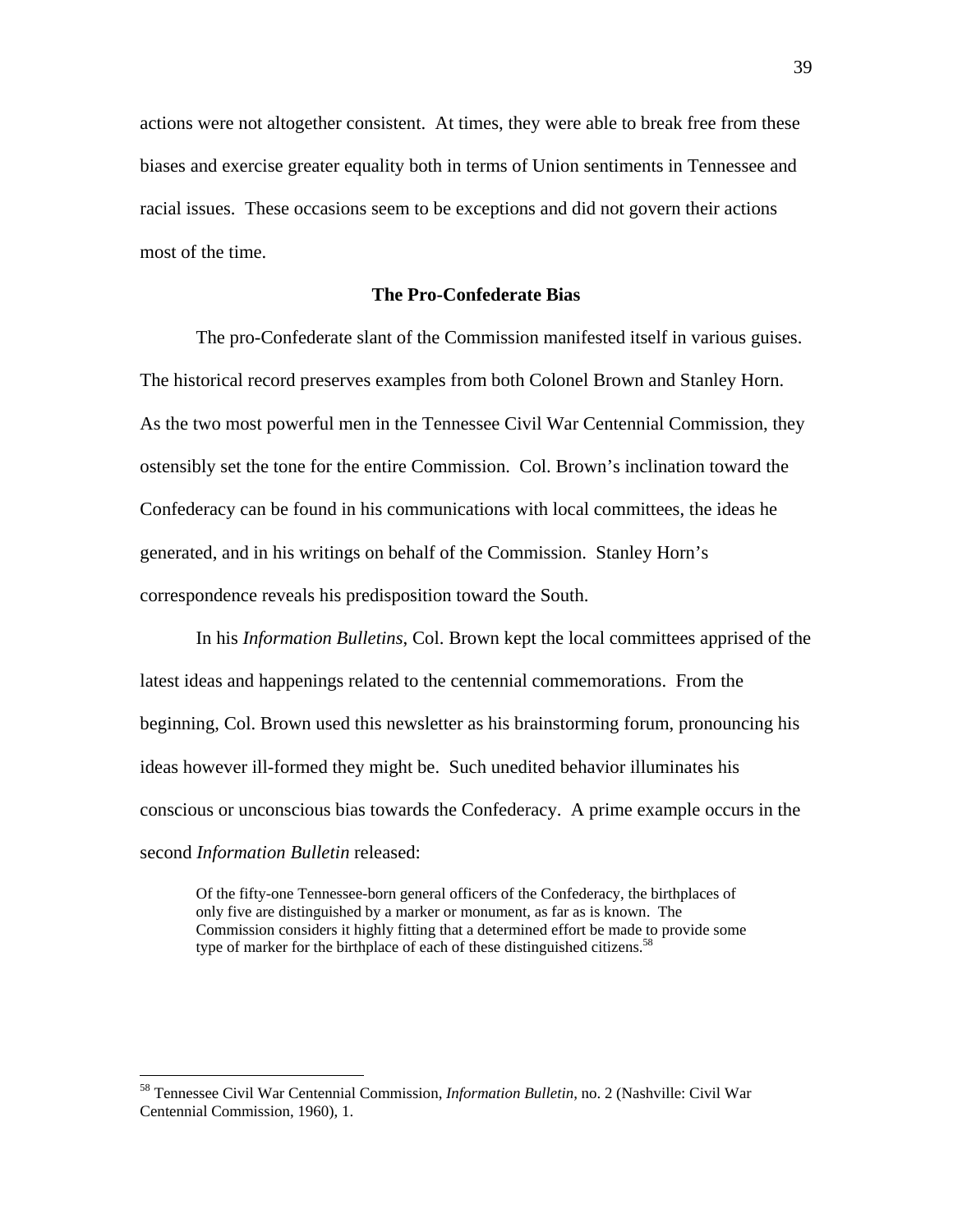actions were not altogether consistent. At times, they were able to break free from these biases and exercise greater equality both in terms of Union sentiments in Tennessee and racial issues. These occasions seem to be exceptions and did not govern their actions most of the time.

### The Pro-Confederate Bias

The pro-Confederate slant of the Commission manifested itself in various guises. The historical record preserves examples from both Colonel Brown and Stanley Horn. As the two most powerful men in the Tennessee Civil War Centennial Commission, they ostensibly set the tone for the entire Commission. Col. Brown's inclination toward the Confederacy can be found in his communications with local committees, the ideas he generated, and in his writings on behalf of the Commission. Stanley Horn's correspondence reveals his predisposition toward the South.

In his *Information Bulletins*, Col. Brown kept the local committees apprised of the latest ideas and happenings related to the centennial commemorations. From the beginning, Col. Brown used this newsletter as his brainstorming forum, pronouncing his ideas however ill-formed they might be. Such unedited behavior illuminates his conscious or unconscious bias towards the Confederacy. A prime example occurs in the second *Information Bulletin* released:

> Of the fifty-one Tennessee-born general officers of the Confederacy, the birthplaces of only five are distinguished by a marker or monument, as far as is known. The Commission considers it highly fitting that a determined effort be made to provide some type of marker for the birthplace of each of these distinguished citizens.[58]

---

[58] Tennessee Civil War Centennial Commission, *Information Bulletin*, no. 2 (Nashville: Civil War Centennial Commission, 1960), 1.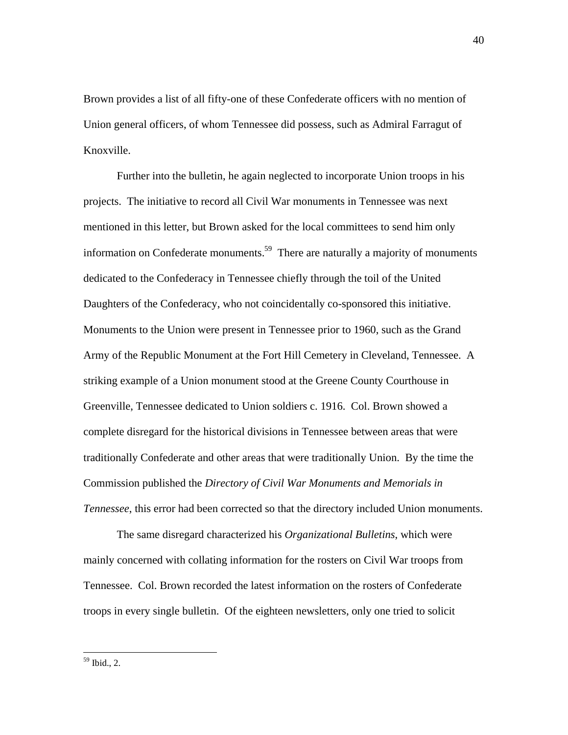Brown provides a list of all fifty-one of these Confederate officers with no mention of Union general officers, of whom Tennessee did possess, such as Admiral Farragut of Knoxville.

Further into the bulletin, he again neglected to incorporate Union troops in his projects. The initiative to record all Civil War monuments in Tennessee was next mentioned in this letter, but Brown asked for the local committees to send him only information on Confederate monuments.[59] There are naturally a majority of monuments dedicated to the Confederacy in Tennessee chiefly through the toil of the United Daughters of the Confederacy, who not coincidentally co-sponsored this initiative. Monuments to the Union were present in Tennessee prior to 1960, such as the Grand Army of the Republic Monument at the Fort Hill Cemetery in Cleveland, Tennessee. A striking example of a Union monument stood at the Greene County Courthouse in Greenville, Tennessee dedicated to Union soldiers c. 1916. Col. Brown showed a complete disregard for the historical divisions in Tennessee between areas that were traditionally Confederate and other areas that were traditionally Union. By the time the Commission published the *Directory of Civil War Monuments and Memorials in Tennessee*, this error had been corrected so that the directory included Union monuments.

The same disregard characterized his *Organizational Bulletins*, which were mainly concerned with collating information for the rosters on Civil War troops from Tennessee. Col. Brown recorded the latest information on the rosters of Confederate troops in every single bulletin. Of the eighteen newsletters, only one tried to solicit

---

[59] Ibid., 2.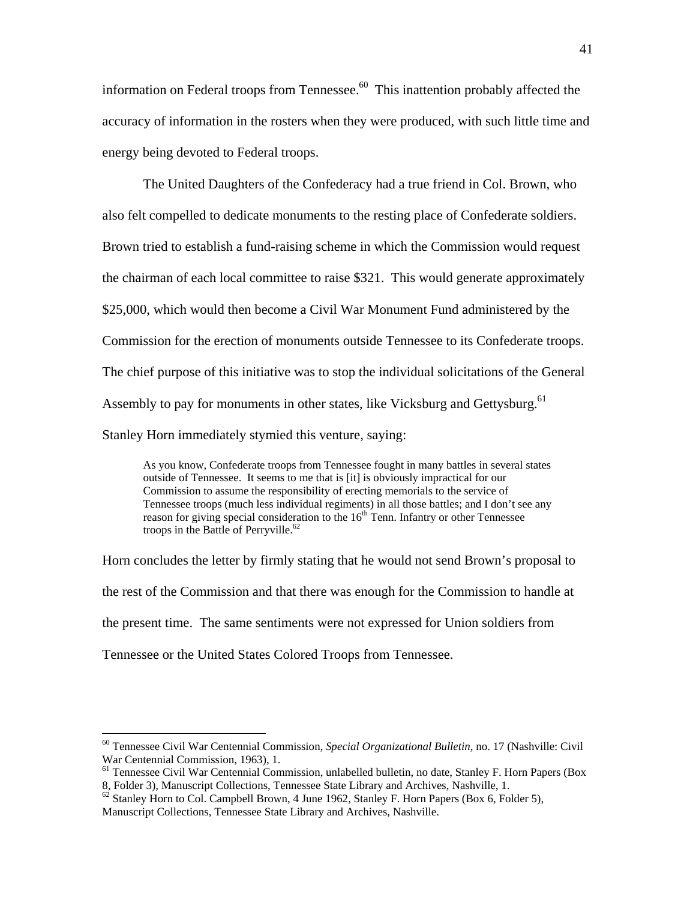information on Federal troops from Tennessee.[60] This inattention probably affected the accuracy of information in the rosters when they were produced, with such little time and energy being devoted to Federal troops.

The United Daughters of the Confederacy had a true friend in Col. Brown, who also felt compelled to dedicate monuments to the resting place of Confederate soldiers. Brown tried to establish a fund-raising scheme in which the Commission would request the chairman of each local committee to raise $321. This would generate approximately $25,000, which would then become a Civil War Monument Fund administered by the Commission for the erection of monuments outside Tennessee to its Confederate troops. The chief purpose of this initiative was to stop the individual solicitations of the General Assembly to pay for monuments in other states, like Vicksburg and Gettysburg.[61] Stanley Horn immediately stymied this venture, saying:

> As you know, Confederate troops from Tennessee fought in many battles in several states outside of Tennessee. It seems to me that is [it] is obviously impractical for our Commission to assume the responsibility of erecting memorials to the service of Tennessee troops (much less individual regiments) in all those battles; and I don't see any reason for giving special consideration to the 16th Tenn. Infantry or other Tennessee troops in the Battle of Perryville.[62]

Horn concludes the letter by firmly stating that he would not send Brown's proposal to the rest of the Commission and that there was enough for the Commission to handle at the present time. The same sentiments were not expressed for Union soldiers from Tennessee or the United States Colored Troops from Tennessee.

---

[60] Tennessee Civil War Centennial Commission, *Special Organizational Bulletin*, no. 17 (Nashville: Civil War Centennial Commission, 1963), 1.

[61] Tennessee Civil War Centennial Commission, unlabelled bulletin, no date, Stanley F. Horn Papers (Box 8, Folder 3), Manuscript Collections, Tennessee State Library and Archives, Nashville, 1.

[62] Stanley Horn to Col. Campbell Brown, 4 June 1962, Stanley F. Horn Papers (Box 6, Folder 5), Manuscript Collections, Tennessee State Library and Archives, Nashville.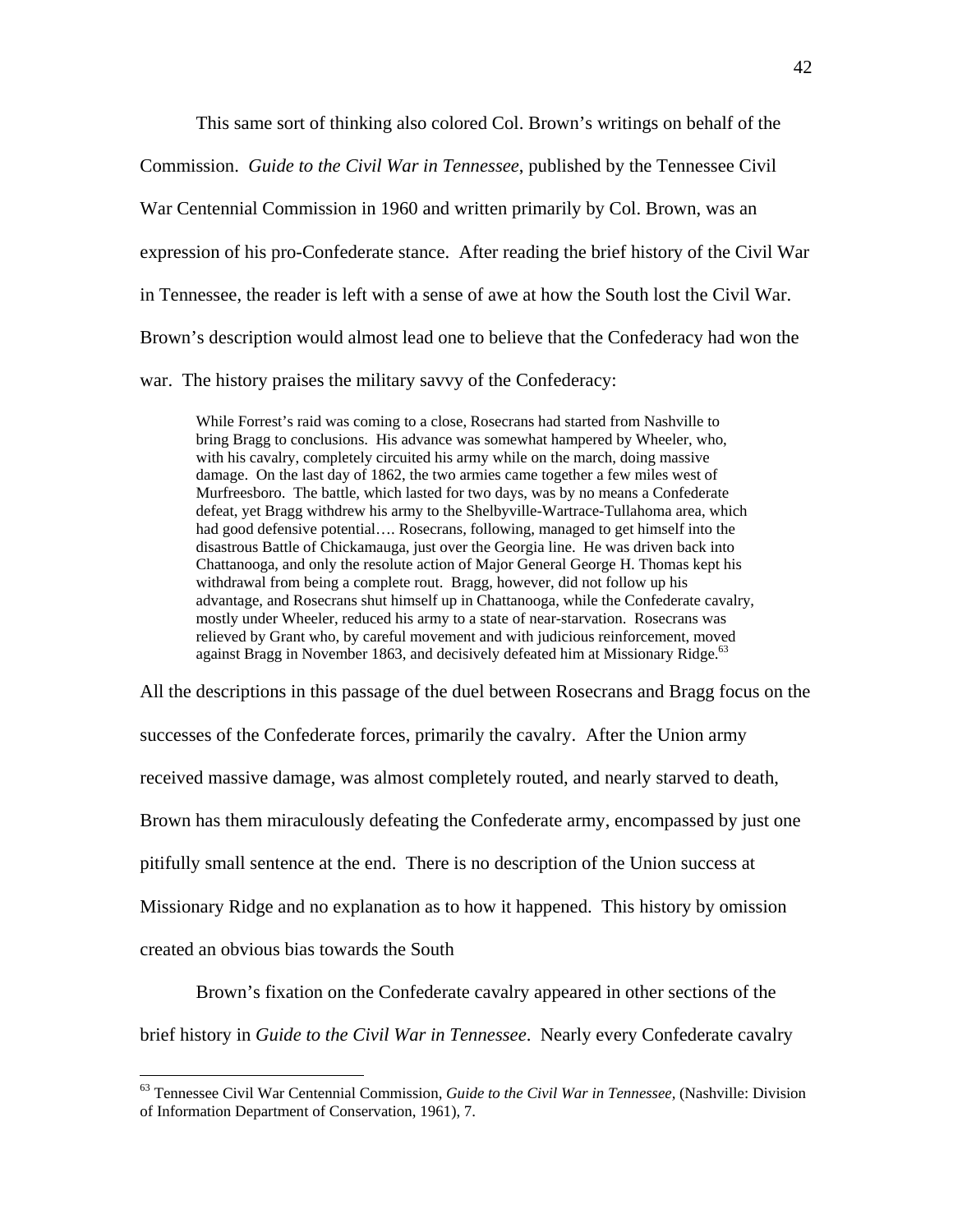This same sort of thinking also colored Col. Brown's writings on behalf of the Commission. *Guide to the Civil War in Tennessee*, published by the Tennessee Civil War Centennial Commission in 1960 and written primarily by Col. Brown, was an expression of his pro-Confederate stance. After reading the brief history of the Civil War in Tennessee, the reader is left with a sense of awe at how the South lost the Civil War. Brown's description would almost lead one to believe that the Confederacy had won the war. The history praises the military savvy of the Confederacy:

> While Forrest's raid was coming to a close, Rosecrans had started from Nashville to bring Bragg to conclusions. His advance was somewhat hampered by Wheeler, who, with his cavalry, completely circuited his army while on the march, doing massive damage. On the last day of 1862, the two armies came together a few miles west of Murfreesboro. The battle, which lasted for two days, was by no means a Confederate defeat, yet Bragg withdrew his army to the Shelbyville-Wartrace-Tullahoma area, which had good defensive potential…. Rosecrans, following, managed to get himself into the disastrous Battle of Chickamauga, just over the Georgia line. He was driven back into Chattanooga, and only the resolute action of Major General George H. Thomas kept his withdrawal from being a complete rout. Bragg, however, did not follow up his advantage, and Rosecrans shut himself up in Chattanooga, while the Confederate cavalry, mostly under Wheeler, reduced his army to a state of near-starvation. Rosecrans was relieved by Grant who, by careful movement and with judicious reinforcement, moved against Bragg in November 1863, and decisively defeated him at Missionary Ridge.[63]

All the descriptions in this passage of the duel between Rosecrans and Bragg focus on the successes of the Confederate forces, primarily the cavalry. After the Union army received massive damage, was almost completely routed, and nearly starved to death, Brown has them miraculously defeating the Confederate army, encompassed by just one pitifully small sentence at the end. There is no description of the Union success at Missionary Ridge and no explanation as to how it happened. This history by omission created an obvious bias towards the South

Brown's fixation on the Confederate cavalry appeared in other sections of the brief history in *Guide to the Civil War in Tennessee*. Nearly every Confederate cavalry

---

[63] Tennessee Civil War Centennial Commission, *Guide to the Civil War in Tennessee,* (Nashville: Division of Information Department of Conservation, 1961), 7.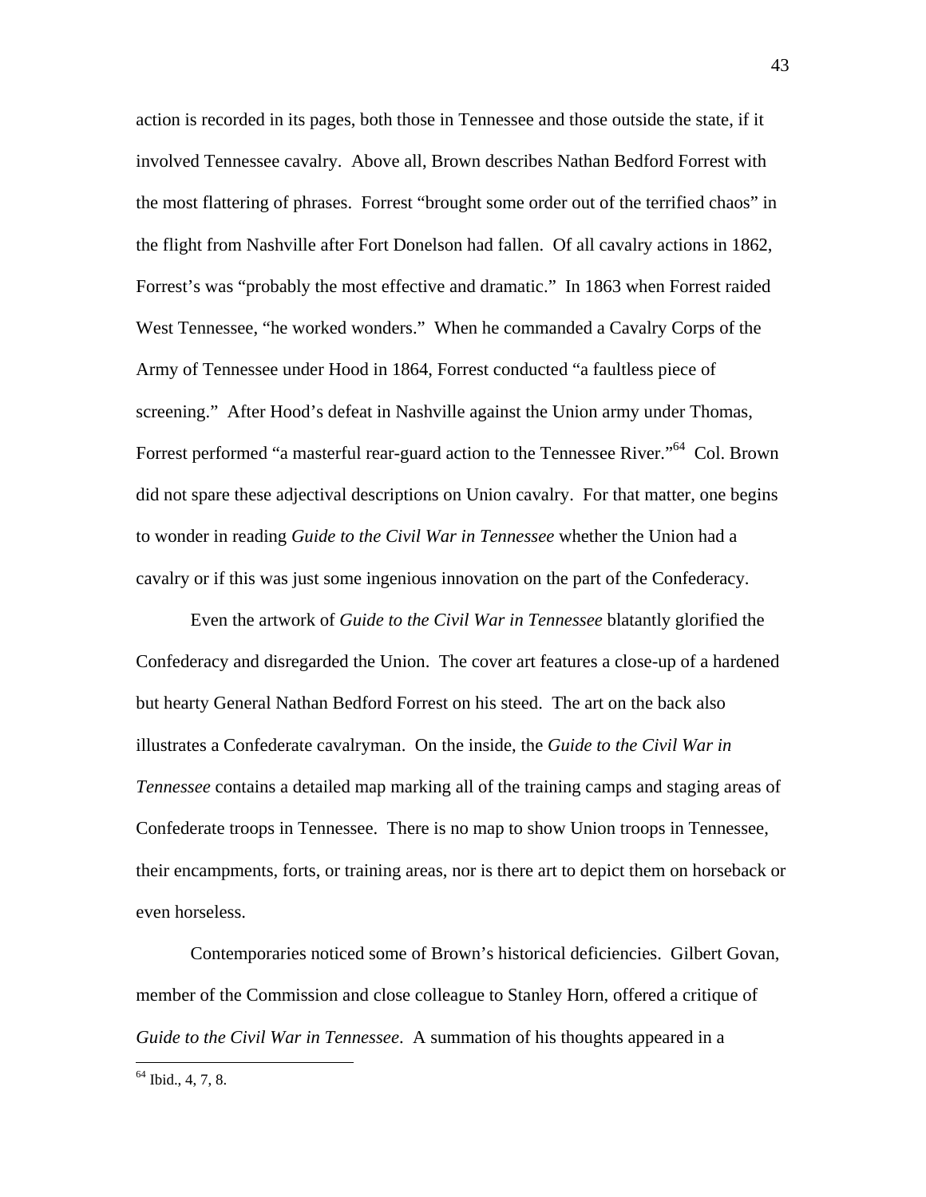action is recorded in its pages, both those in Tennessee and those outside the state, if it involved Tennessee cavalry. Above all, Brown describes Nathan Bedford Forrest with the most flattering of phrases. Forrest "brought some order out of the terrified chaos" in the flight from Nashville after Fort Donelson had fallen. Of all cavalry actions in 1862, Forrest's was "probably the most effective and dramatic." In 1863 when Forrest raided West Tennessee, "he worked wonders." When he commanded a Cavalry Corps of the Army of Tennessee under Hood in 1864, Forrest conducted "a faultless piece of screening." After Hood's defeat in Nashville against the Union army under Thomas, Forrest performed "a masterful rear-guard action to the Tennessee River."[64] Col. Brown did not spare these adjectival descriptions on Union cavalry. For that matter, one begins to wonder in reading *Guide to the Civil War in Tennessee* whether the Union had a cavalry or if this was just some ingenious innovation on the part of the Confederacy.

Even the artwork of *Guide to the Civil War in Tennessee* blatantly glorified the Confederacy and disregarded the Union. The cover art features a close-up of a hardened but hearty General Nathan Bedford Forrest on his steed. The art on the back also illustrates a Confederate cavalryman. On the inside, the *Guide to the Civil War in Tennessee* contains a detailed map marking all of the training camps and staging areas of Confederate troops in Tennessee. There is no map to show Union troops in Tennessee, their encampments, forts, or training areas, nor is there art to depict them on horseback or even horseless.

Contemporaries noticed some of Brown's historical deficiencies. Gilbert Govan, member of the Commission and close colleague to Stanley Horn, offered a critique of *Guide to the Civil War in Tennessee*. A summation of his thoughts appeared in a

---

[64] Ibid., 4, 7, 8.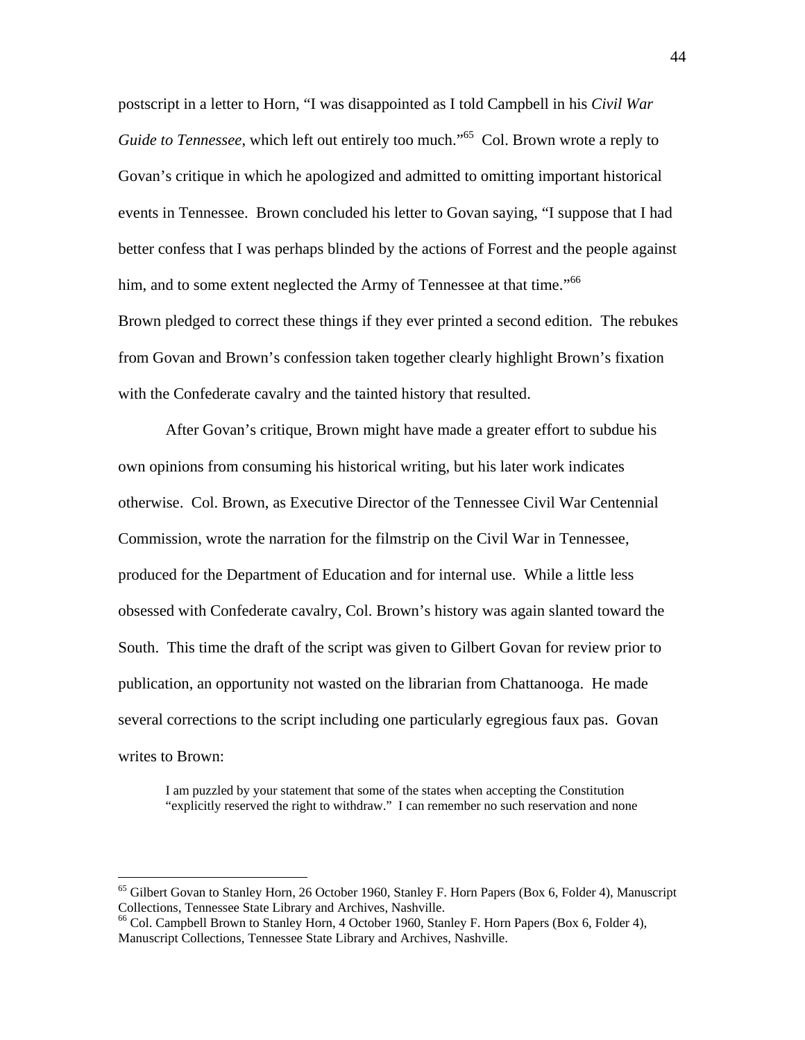postscript in a letter to Horn, "I was disappointed as I told Campbell in his *Civil War Guide to Tennessee*, which left out entirely too much."[65] Col. Brown wrote a reply to Govan's critique in which he apologized and admitted to omitting important historical events in Tennessee. Brown concluded his letter to Govan saying, "I suppose that I had better confess that I was perhaps blinded by the actions of Forrest and the people against him, and to some extent neglected the Army of Tennessee at that time."[66]
Brown pledged to correct these things if they ever printed a second edition. The rebukes from Govan and Brown's confession taken together clearly highlight Brown's fixation with the Confederate cavalry and the tainted history that resulted.

After Govan's critique, Brown might have made a greater effort to subdue his own opinions from consuming his historical writing, but his later work indicates otherwise. Col. Brown, as Executive Director of the Tennessee Civil War Centennial Commission, wrote the narration for the filmstrip on the Civil War in Tennessee, produced for the Department of Education and for internal use. While a little less obsessed with Confederate cavalry, Col. Brown's history was again slanted toward the South. This time the draft of the script was given to Gilbert Govan for review prior to publication, an opportunity not wasted on the librarian from Chattanooga. He made several corrections to the script including one particularly egregious faux pas. Govan writes to Brown:

> I am puzzled by your statement that some of the states when accepting the Constitution "explicitly reserved the right to withdraw." I can remember no such reservation and none

---

[65] Gilbert Govan to Stanley Horn, 26 October 1960, Stanley F. Horn Papers (Box 6, Folder 4), Manuscript Collections, Tennessee State Library and Archives, Nashville.

[66] Col. Campbell Brown to Stanley Horn, 4 October 1960, Stanley F. Horn Papers (Box 6, Folder 4), Manuscript Collections, Tennessee State Library and Archives, Nashville.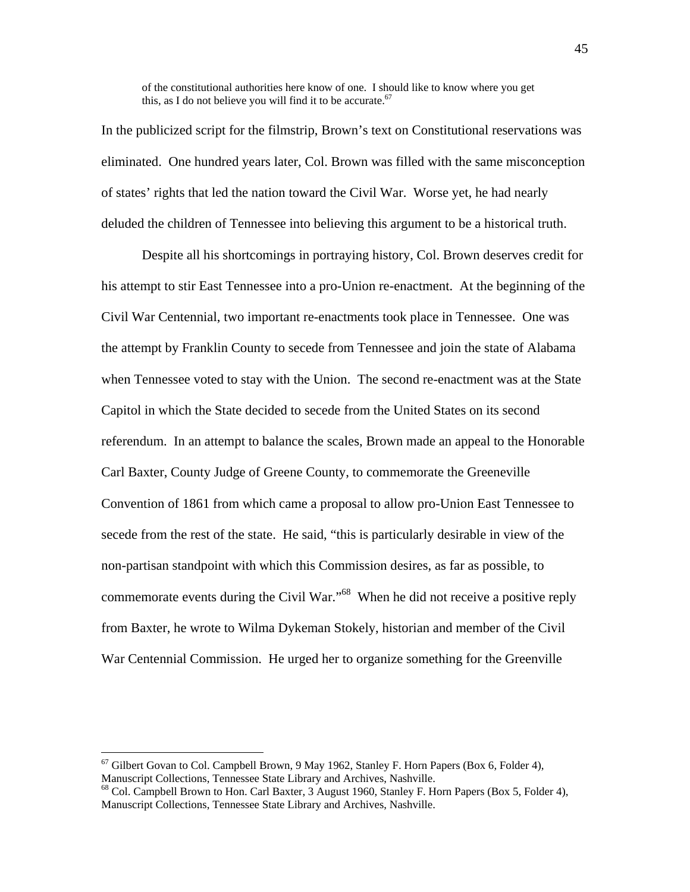> of the constitutional authorities here know of one. I should like to know where you get this, as I do not believe you will find it to be accurate.[67]

In the publicized script for the filmstrip, Brown's text on Constitutional reservations was eliminated. One hundred years later, Col. Brown was filled with the same misconception of states' rights that led the nation toward the Civil War. Worse yet, he had nearly deluded the children of Tennessee into believing this argument to be a historical truth.

Despite all his shortcomings in portraying history, Col. Brown deserves credit for his attempt to stir East Tennessee into a pro-Union re-enactment. At the beginning of the Civil War Centennial, two important re-enactments took place in Tennessee. One was the attempt by Franklin County to secede from Tennessee and join the state of Alabama when Tennessee voted to stay with the Union. The second re-enactment was at the State Capitol in which the State decided to secede from the United States on its second referendum. In an attempt to balance the scales, Brown made an appeal to the Honorable Carl Baxter, County Judge of Greene County, to commemorate the Greeneville Convention of 1861 from which came a proposal to allow pro-Union East Tennessee to secede from the rest of the state. He said, "this is particularly desirable in view of the non-partisan standpoint with which this Commission desires, as far as possible, to commemorate events during the Civil War."[68] When he did not receive a positive reply from Baxter, he wrote to Wilma Dykeman Stokely, historian and member of the Civil War Centennial Commission. He urged her to organize something for the Greenville

---

[67] Gilbert Govan to Col. Campbell Brown, 9 May 1962, Stanley F. Horn Papers (Box 6, Folder 4), Manuscript Collections, Tennessee State Library and Archives, Nashville.

[68] Col. Campbell Brown to Hon. Carl Baxter, 3 August 1960, Stanley F. Horn Papers (Box 5, Folder 4), Manuscript Collections, Tennessee State Library and Archives, Nashville.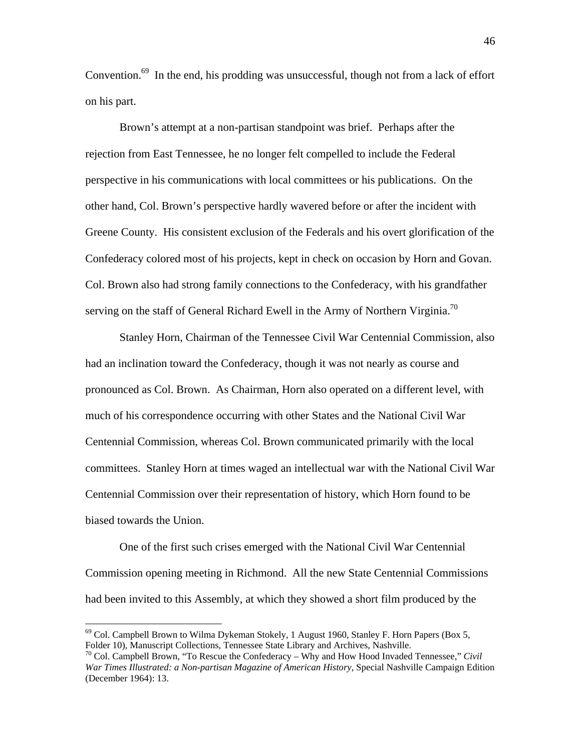Convention.[69] In the end, his prodding was unsuccessful, though not from a lack of effort on his part.

Brown's attempt at a non-partisan standpoint was brief. Perhaps after the rejection from East Tennessee, he no longer felt compelled to include the Federal perspective in his communications with local committees or his publications. On the other hand, Col. Brown's perspective hardly wavered before or after the incident with Greene County. His consistent exclusion of the Federals and his overt glorification of the Confederacy colored most of his projects, kept in check on occasion by Horn and Govan. Col. Brown also had strong family connections to the Confederacy, with his grandfather serving on the staff of General Richard Ewell in the Army of Northern Virginia.[70]

Stanley Horn, Chairman of the Tennessee Civil War Centennial Commission, also had an inclination toward the Confederacy, though it was not nearly as course and pronounced as Col. Brown. As Chairman, Horn also operated on a different level, with much of his correspondence occurring with other States and the National Civil War Centennial Commission, whereas Col. Brown communicated primarily with the local committees. Stanley Horn at times waged an intellectual war with the National Civil War Centennial Commission over their representation of history, which Horn found to be biased towards the Union.

One of the first such crises emerged with the National Civil War Centennial Commission opening meeting in Richmond. All the new State Centennial Commissions had been invited to this Assembly, at which they showed a short film produced by the

---

[69] Col. Campbell Brown to Wilma Dykeman Stokely, 1 August 1960, Stanley F. Horn Papers (Box 5, Folder 10), Manuscript Collections, Tennessee State Library and Archives, Nashville.

[70] Col. Campbell Brown, "To Rescue the Confederacy – Why and How Hood Invaded Tennessee," *Civil War Times Illustrated: a Non-partisan Magazine of American History*, Special Nashville Campaign Edition (December 1964): 13.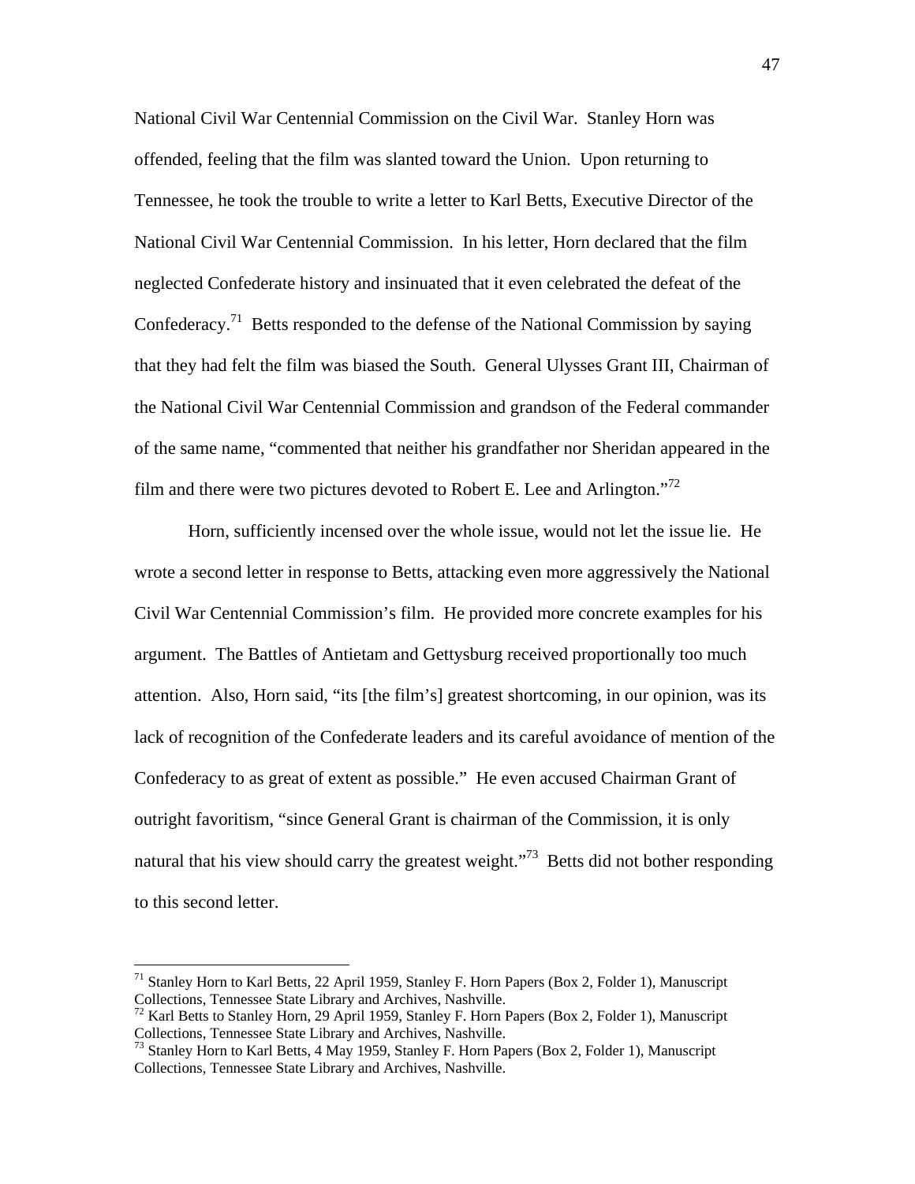National Civil War Centennial Commission on the Civil War. Stanley Horn was offended, feeling that the film was slanted toward the Union. Upon returning to Tennessee, he took the trouble to write a letter to Karl Betts, Executive Director of the National Civil War Centennial Commission. In his letter, Horn declared that the film neglected Confederate history and insinuated that it even celebrated the defeat of the Confederacy.[71] Betts responded to the defense of the National Commission by saying that they had felt the film was biased the South. General Ulysses Grant III, Chairman of the National Civil War Centennial Commission and grandson of the Federal commander of the same name, "commented that neither his grandfather nor Sheridan appeared in the film and there were two pictures devoted to Robert E. Lee and Arlington."[72]

Horn, sufficiently incensed over the whole issue, would not let the issue lie. He wrote a second letter in response to Betts, attacking even more aggressively the National Civil War Centennial Commission's film. He provided more concrete examples for his argument. The Battles of Antietam and Gettysburg received proportionally too much attention. Also, Horn said, "its [the film's] greatest shortcoming, in our opinion, was its lack of recognition of the Confederate leaders and its careful avoidance of mention of the Confederacy to as great of extent as possible." He even accused Chairman Grant of outright favoritism, "since General Grant is chairman of the Commission, it is only natural that his view should carry the greatest weight."[73] Betts did not bother responding to this second letter.

---

[71] Stanley Horn to Karl Betts, 22 April 1959, Stanley F. Horn Papers (Box 2, Folder 1), Manuscript Collections, Tennessee State Library and Archives, Nashville.

[72] Karl Betts to Stanley Horn, 29 April 1959, Stanley F. Horn Papers (Box 2, Folder 1), Manuscript Collections, Tennessee State Library and Archives, Nashville.

[73] Stanley Horn to Karl Betts, 4 May 1959, Stanley F. Horn Papers (Box 2, Folder 1), Manuscript Collections, Tennessee State Library and Archives, Nashville.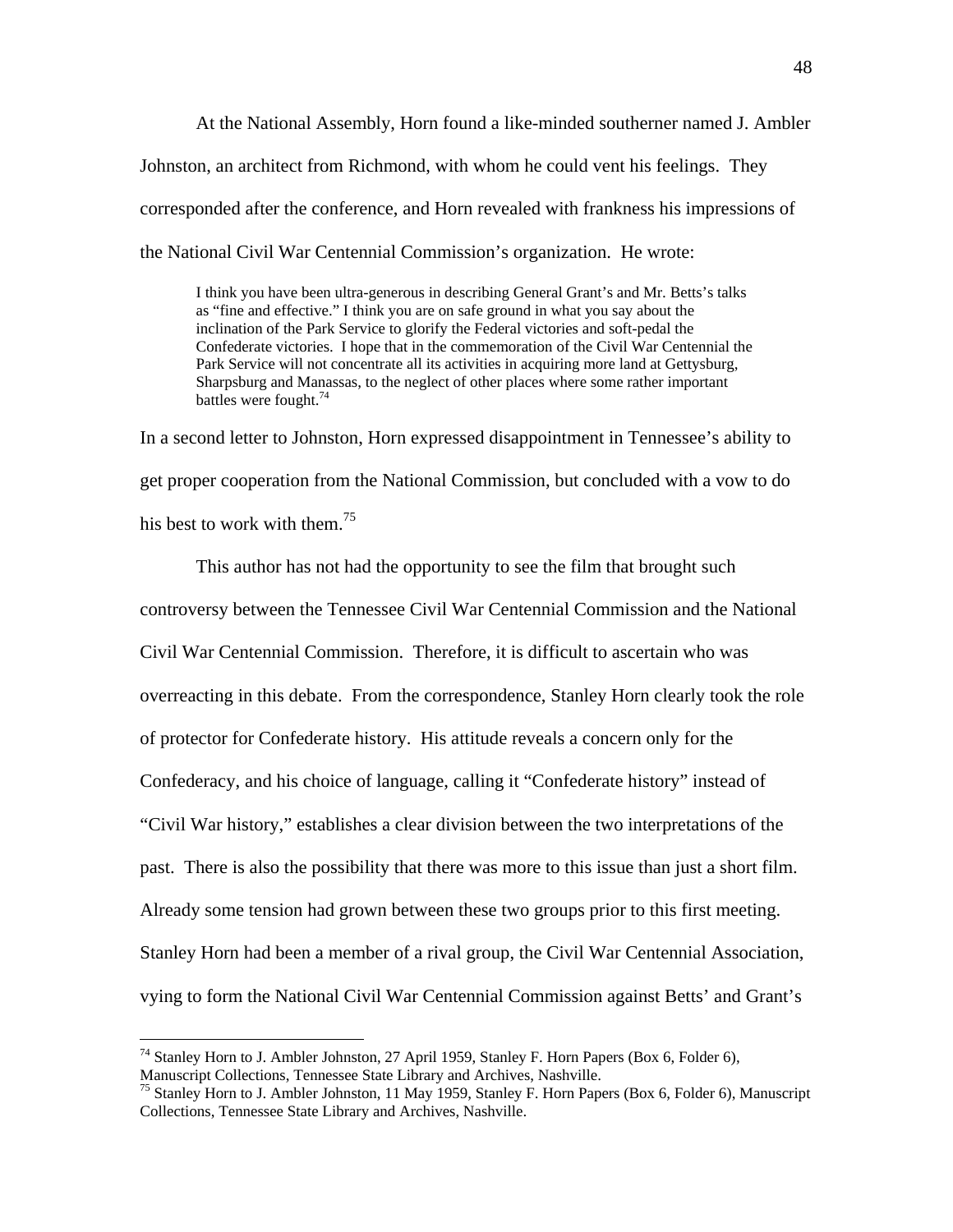At the National Assembly, Horn found a like-minded southerner named J. Ambler Johnston, an architect from Richmond, with whom he could vent his feelings. They corresponded after the conference, and Horn revealed with frankness his impressions of the National Civil War Centennial Commission's organization. He wrote:

> I think you have been ultra-generous in describing General Grant's and Mr. Betts's talks as "fine and effective." I think you are on safe ground in what you say about the inclination of the Park Service to glorify the Federal victories and soft-pedal the Confederate victories. I hope that in the commemoration of the Civil War Centennial the Park Service will not concentrate all its activities in acquiring more land at Gettysburg, Sharpsburg and Manassas, to the neglect of other places where some rather important battles were fought.[74]

In a second letter to Johnston, Horn expressed disappointment in Tennessee's ability to get proper cooperation from the National Commission, but concluded with a vow to do his best to work with them.[75]

This author has not had the opportunity to see the film that brought such controversy between the Tennessee Civil War Centennial Commission and the National Civil War Centennial Commission. Therefore, it is difficult to ascertain who was overreacting in this debate. From the correspondence, Stanley Horn clearly took the role of protector for Confederate history. His attitude reveals a concern only for the Confederacy, and his choice of language, calling it "Confederate history" instead of "Civil War history," establishes a clear division between the two interpretations of the past. There is also the possibility that there was more to this issue than just a short film. Already some tension had grown between these two groups prior to this first meeting. Stanley Horn had been a member of a rival group, the Civil War Centennial Association, vying to form the National Civil War Centennial Commission against Betts' and Grant's

---

[74] Stanley Horn to J. Ambler Johnston, 27 April 1959, Stanley F. Horn Papers (Box 6, Folder 6), Manuscript Collections, Tennessee State Library and Archives, Nashville.

[75] Stanley Horn to J. Ambler Johnston, 11 May 1959, Stanley F. Horn Papers (Box 6, Folder 6), Manuscript Collections, Tennessee State Library and Archives, Nashville.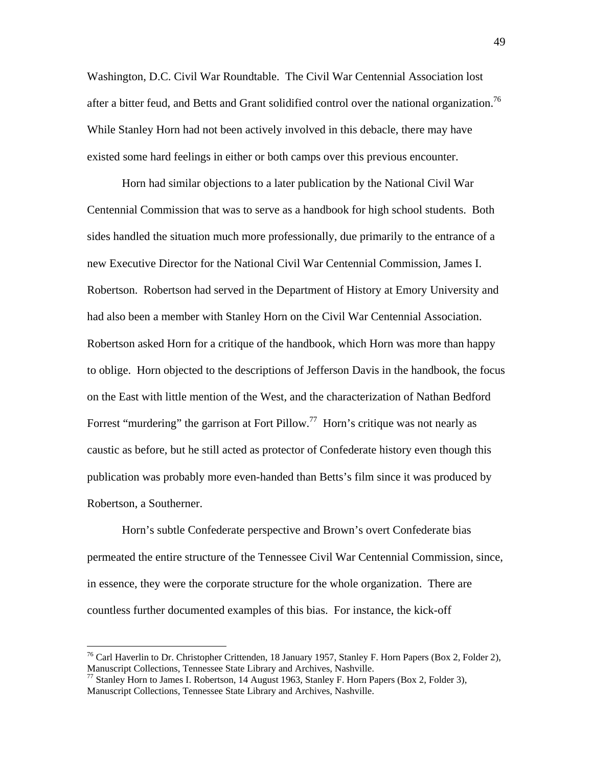Washington, D.C. Civil War Roundtable. The Civil War Centennial Association lost after a bitter feud, and Betts and Grant solidified control over the national organization.[76] While Stanley Horn had not been actively involved in this debacle, there may have existed some hard feelings in either or both camps over this previous encounter.

Horn had similar objections to a later publication by the National Civil War Centennial Commission that was to serve as a handbook for high school students. Both sides handled the situation much more professionally, due primarily to the entrance of a new Executive Director for the National Civil War Centennial Commission, James I. Robertson. Robertson had served in the Department of History at Emory University and had also been a member with Stanley Horn on the Civil War Centennial Association. Robertson asked Horn for a critique of the handbook, which Horn was more than happy to oblige. Horn objected to the descriptions of Jefferson Davis in the handbook, the focus on the East with little mention of the West, and the characterization of Nathan Bedford Forrest "murdering" the garrison at Fort Pillow.[77] Horn's critique was not nearly as caustic as before, but he still acted as protector of Confederate history even though this publication was probably more even-handed than Betts's film since it was produced by Robertson, a Southerner.

Horn's subtle Confederate perspective and Brown's overt Confederate bias permeated the entire structure of the Tennessee Civil War Centennial Commission, since, in essence, they were the corporate structure for the whole organization. There are countless further documented examples of this bias. For instance, the kick-off

---

[76] Carl Haverlin to Dr. Christopher Crittenden, 18 January 1957, Stanley F. Horn Papers (Box 2, Folder 2), Manuscript Collections, Tennessee State Library and Archives, Nashville.

[77] Stanley Horn to James I. Robertson, 14 August 1963, Stanley F. Horn Papers (Box 2, Folder 3), Manuscript Collections, Tennessee State Library and Archives, Nashville.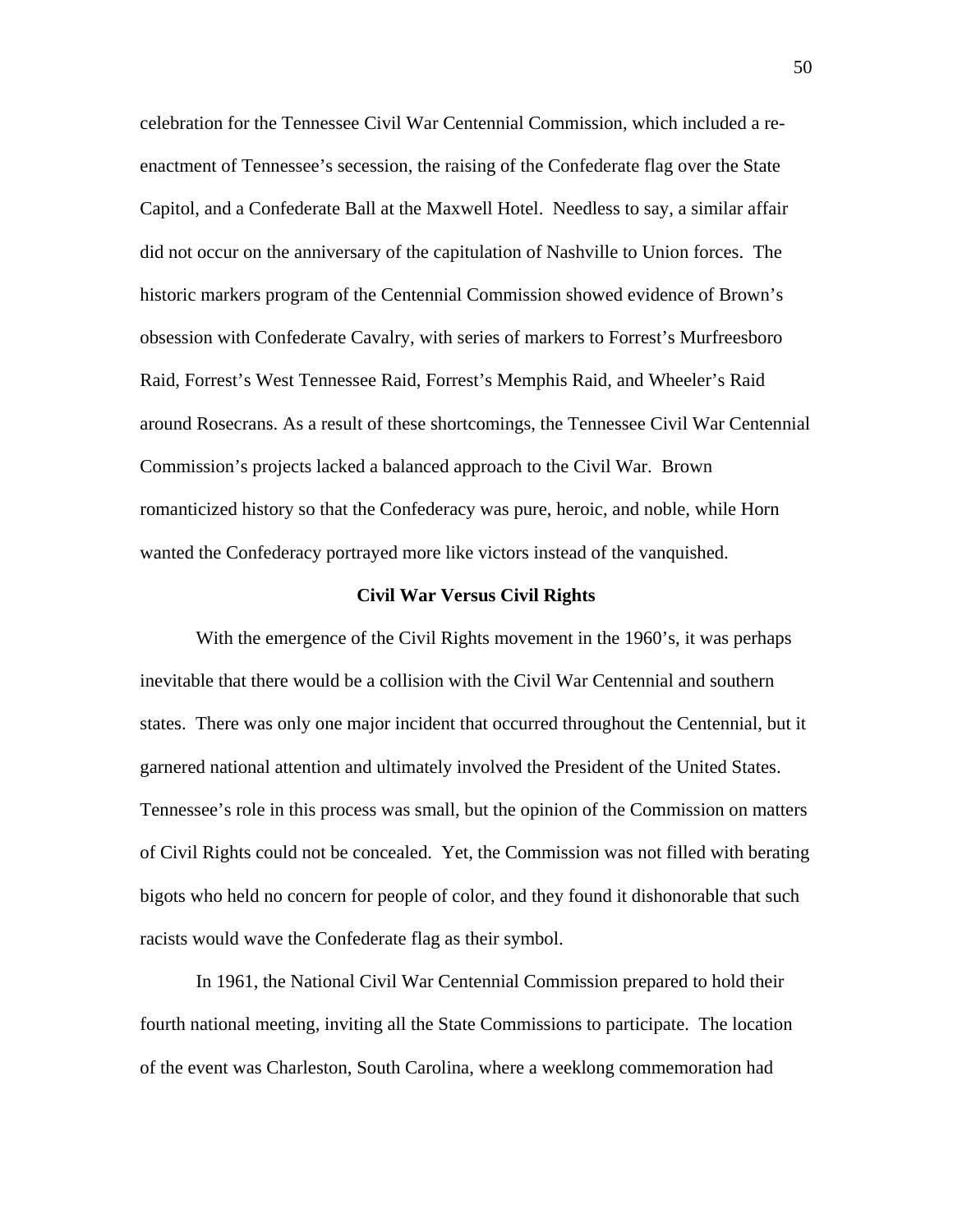celebration for the Tennessee Civil War Centennial Commission, which included a re-enactment of Tennessee's secession, the raising of the Confederate flag over the State Capitol, and a Confederate Ball at the Maxwell Hotel. Needless to say, a similar affair did not occur on the anniversary of the capitulation of Nashville to Union forces. The historic markers program of the Centennial Commission showed evidence of Brown's obsession with Confederate Cavalry, with series of markers to Forrest's Murfreesboro Raid, Forrest's West Tennessee Raid, Forrest's Memphis Raid, and Wheeler's Raid around Rosecrans. As a result of these shortcomings, the Tennessee Civil War Centennial Commission's projects lacked a balanced approach to the Civil War. Brown romanticized history so that the Confederacy was pure, heroic, and noble, while Horn wanted the Confederacy portrayed more like victors instead of the vanquished.

## Civil War Versus Civil Rights

With the emergence of the Civil Rights movement in the 1960's, it was perhaps inevitable that there would be a collision with the Civil War Centennial and southern states. There was only one major incident that occurred throughout the Centennial, but it garnered national attention and ultimately involved the President of the United States. Tennessee's role in this process was small, but the opinion of the Commission on matters of Civil Rights could not be concealed. Yet, the Commission was not filled with berating bigots who held no concern for people of color, and they found it dishonorable that such racists would wave the Confederate flag as their symbol.

In 1961, the National Civil War Centennial Commission prepared to hold their fourth national meeting, inviting all the State Commissions to participate. The location of the event was Charleston, South Carolina, where a weeklong commemoration had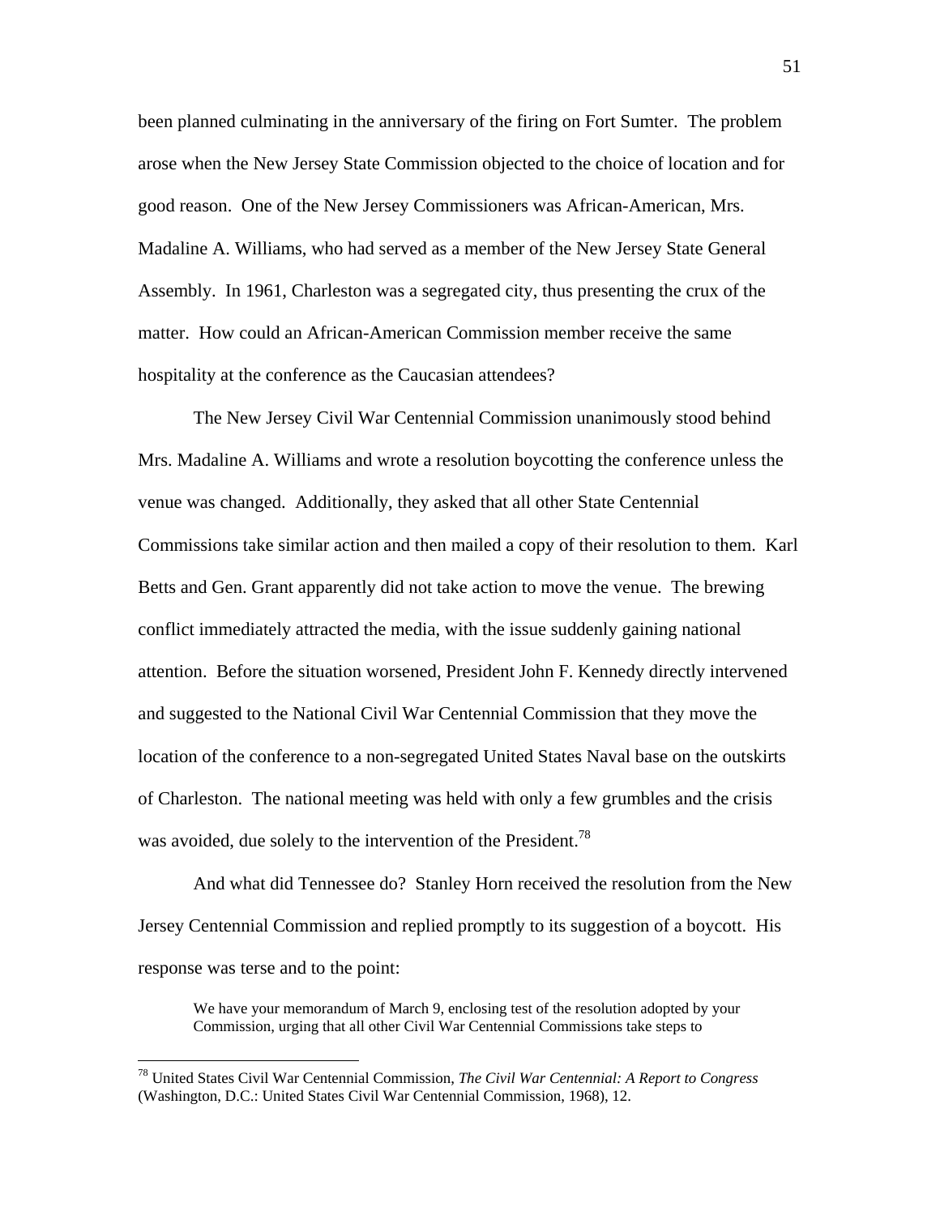been planned culminating in the anniversary of the firing on Fort Sumter. The problem arose when the New Jersey State Commission objected to the choice of location and for good reason. One of the New Jersey Commissioners was African-American, Mrs. Madaline A. Williams, who had served as a member of the New Jersey State General Assembly. In 1961, Charleston was a segregated city, thus presenting the crux of the matter. How could an African-American Commission member receive the same hospitality at the conference as the Caucasian attendees?

The New Jersey Civil War Centennial Commission unanimously stood behind Mrs. Madaline A. Williams and wrote a resolution boycotting the conference unless the venue was changed. Additionally, they asked that all other State Centennial Commissions take similar action and then mailed a copy of their resolution to them. Karl Betts and Gen. Grant apparently did not take action to move the venue. The brewing conflict immediately attracted the media, with the issue suddenly gaining national attention. Before the situation worsened, President John F. Kennedy directly intervened and suggested to the National Civil War Centennial Commission that they move the location of the conference to a non-segregated United States Naval base on the outskirts of Charleston. The national meeting was held with only a few grumbles and the crisis was avoided, due solely to the intervention of the President.[78]

And what did Tennessee do? Stanley Horn received the resolution from the New Jersey Centennial Commission and replied promptly to its suggestion of a boycott. His response was terse and to the point:

> We have your memorandum of March 9, enclosing test of the resolution adopted by your Commission, urging that all other Civil War Centennial Commissions take steps to

---

[78] United States Civil War Centennial Commission, *The Civil War Centennial: A Report to Congress* (Washington, D.C.: United States Civil War Centennial Commission, 1968), 12.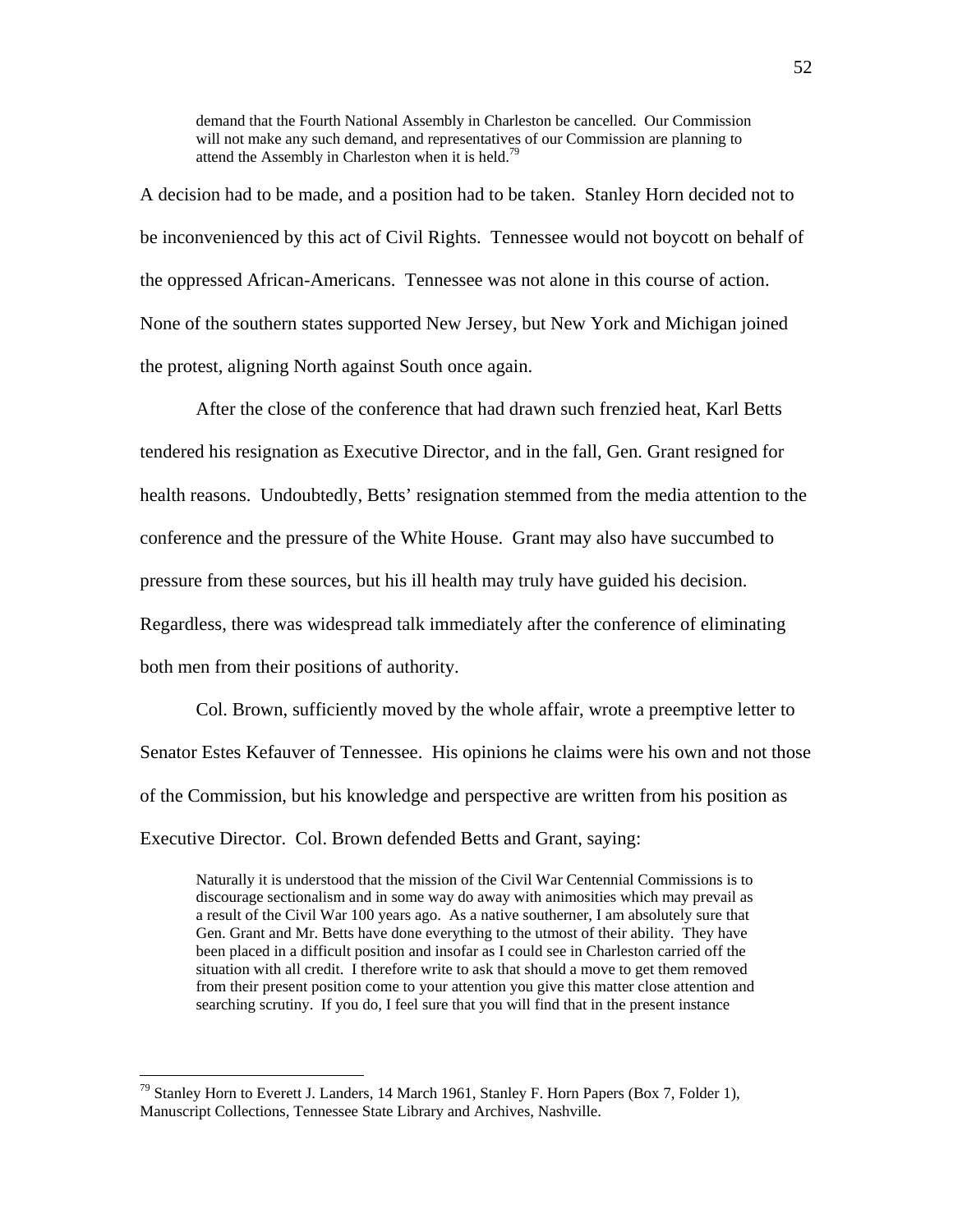> demand that the Fourth National Assembly in Charleston be cancelled. Our Commission will not make any such demand, and representatives of our Commission are planning to attend the Assembly in Charleston when it is held.[79]

A decision had to be made, and a position had to be taken. Stanley Horn decided not to be inconvenienced by this act of Civil Rights. Tennessee would not boycott on behalf of the oppressed African-Americans. Tennessee was not alone in this course of action. None of the southern states supported New Jersey, but New York and Michigan joined the protest, aligning North against South once again.

After the close of the conference that had drawn such frenzied heat, Karl Betts tendered his resignation as Executive Director, and in the fall, Gen. Grant resigned for health reasons. Undoubtedly, Betts' resignation stemmed from the media attention to the conference and the pressure of the White House. Grant may also have succumbed to pressure from these sources, but his ill health may truly have guided his decision. Regardless, there was widespread talk immediately after the conference of eliminating both men from their positions of authority.

Col. Brown, sufficiently moved by the whole affair, wrote a preemptive letter to Senator Estes Kefauver of Tennessee. His opinions he claims were his own and not those of the Commission, but his knowledge and perspective are written from his position as Executive Director. Col. Brown defended Betts and Grant, saying:

> Naturally it is understood that the mission of the Civil War Centennial Commissions is to discourage sectionalism and in some way do away with animosities which may prevail as a result of the Civil War 100 years ago. As a native southerner, I am absolutely sure that Gen. Grant and Mr. Betts have done everything to the utmost of their ability. They have been placed in a difficult position and insofar as I could see in Charleston carried off the situation with all credit. I therefore write to ask that should a move to get them removed from their present position come to your attention you give this matter close attention and searching scrutiny. If you do, I feel sure that you will find that in the present instance

---

[79] Stanley Horn to Everett J. Landers, 14 March 1961, Stanley F. Horn Papers (Box 7, Folder 1), Manuscript Collections, Tennessee State Library and Archives, Nashville.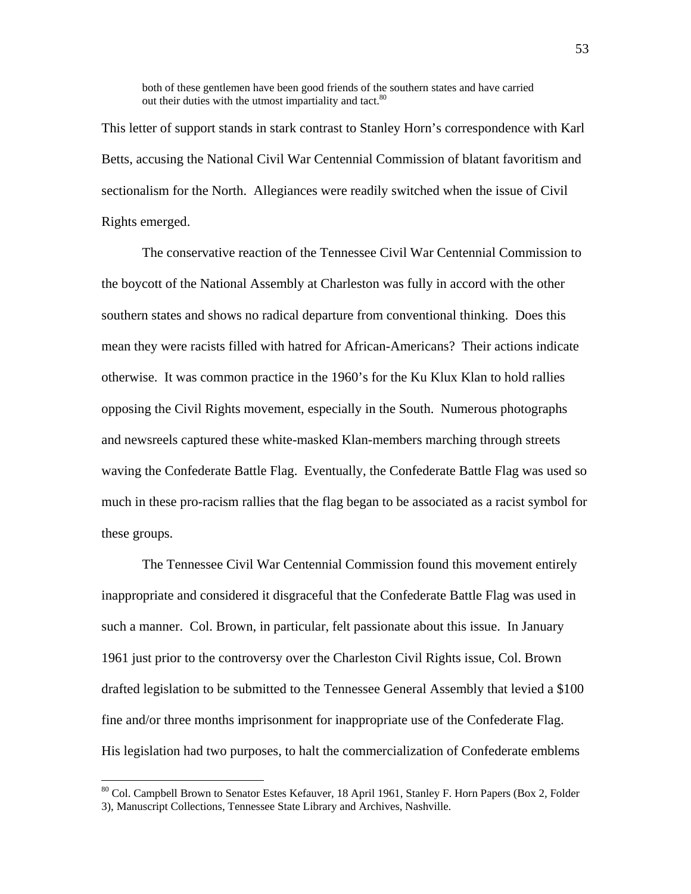> both of these gentlemen have been good friends of the southern states and have carried out their duties with the utmost impartiality and tact.[80]

This letter of support stands in stark contrast to Stanley Horn's correspondence with Karl Betts, accusing the National Civil War Centennial Commission of blatant favoritism and sectionalism for the North. Allegiances were readily switched when the issue of Civil Rights emerged.

The conservative reaction of the Tennessee Civil War Centennial Commission to the boycott of the National Assembly at Charleston was fully in accord with the other southern states and shows no radical departure from conventional thinking. Does this mean they were racists filled with hatred for African-Americans? Their actions indicate otherwise. It was common practice in the 1960's for the Ku Klux Klan to hold rallies opposing the Civil Rights movement, especially in the South. Numerous photographs and newsreels captured these white-masked Klan-members marching through streets waving the Confederate Battle Flag. Eventually, the Confederate Battle Flag was used so much in these pro-racism rallies that the flag began to be associated as a racist symbol for these groups.

The Tennessee Civil War Centennial Commission found this movement entirely inappropriate and considered it disgraceful that the Confederate Battle Flag was used in such a manner. Col. Brown, in particular, felt passionate about this issue. In January 1961 just prior to the controversy over the Charleston Civil Rights issue, Col. Brown drafted legislation to be submitted to the Tennessee General Assembly that levied a $100 fine and/or three months imprisonment for inappropriate use of the Confederate Flag. His legislation had two purposes, to halt the commercialization of Confederate emblems

---

[80] Col. Campbell Brown to Senator Estes Kefauver, 18 April 1961, Stanley F. Horn Papers (Box 2, Folder 3), Manuscript Collections, Tennessee State Library and Archives, Nashville.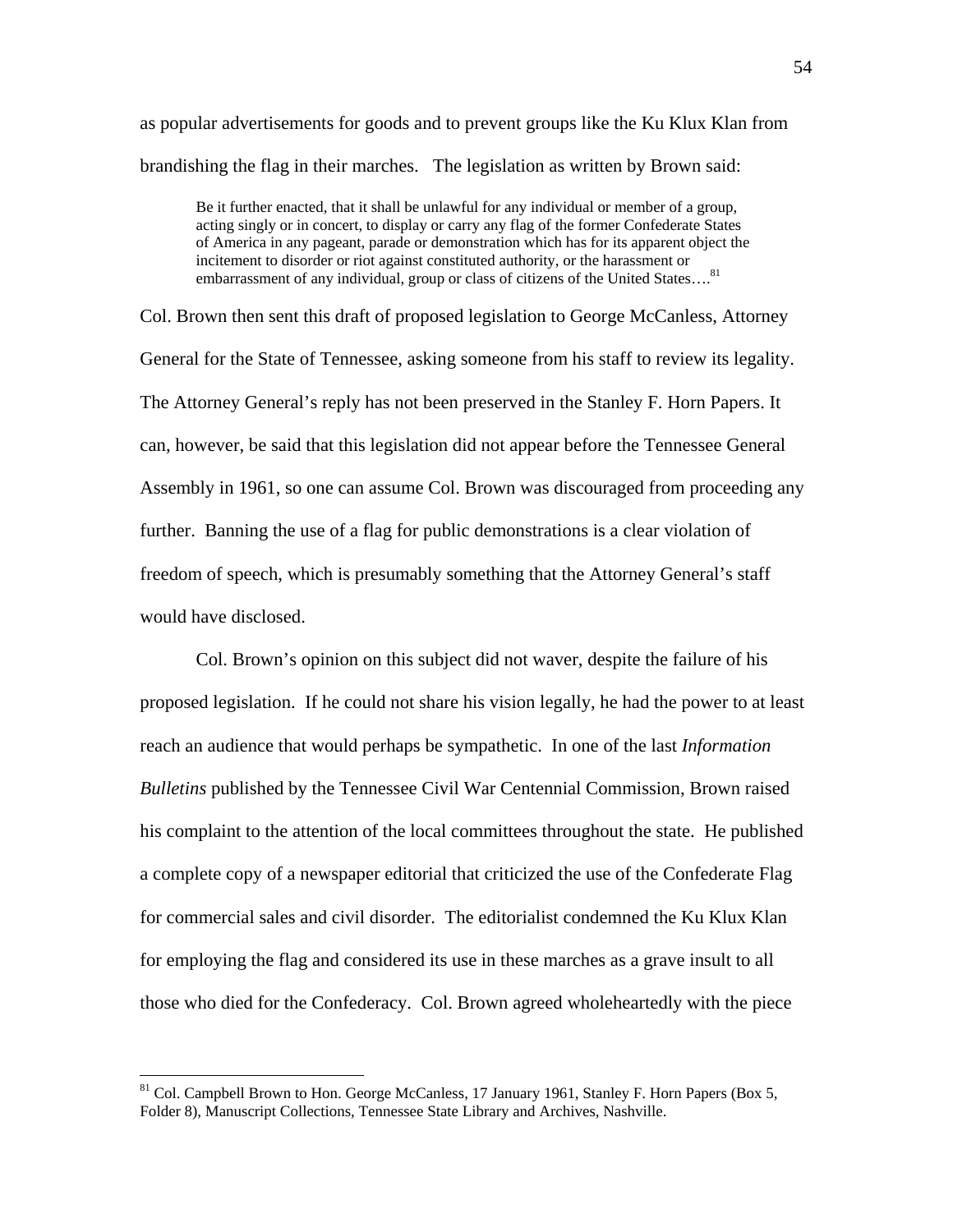as popular advertisements for goods and to prevent groups like the Ku Klux Klan from brandishing the flag in their marches. The legislation as written by Brown said:

> Be it further enacted, that it shall be unlawful for any individual or member of a group, acting singly or in concert, to display or carry any flag of the former Confederate States of America in any pageant, parade or demonstration which has for its apparent object the incitement to disorder or riot against constituted authority, or the harassment or embarrassment of any individual, group or class of citizens of the United States….[81]

Col. Brown then sent this draft of proposed legislation to George McCanless, Attorney General for the State of Tennessee, asking someone from his staff to review its legality. The Attorney General's reply has not been preserved in the Stanley F. Horn Papers. It can, however, be said that this legislation did not appear before the Tennessee General Assembly in 1961, so one can assume Col. Brown was discouraged from proceeding any further. Banning the use of a flag for public demonstrations is a clear violation of freedom of speech, which is presumably something that the Attorney General's staff would have disclosed.

Col. Brown's opinion on this subject did not waver, despite the failure of his proposed legislation. If he could not share his vision legally, he had the power to at least reach an audience that would perhaps be sympathetic. In one of the last *Information Bulletins* published by the Tennessee Civil War Centennial Commission, Brown raised his complaint to the attention of the local committees throughout the state. He published a complete copy of a newspaper editorial that criticized the use of the Confederate Flag for commercial sales and civil disorder. The editorialist condemned the Ku Klux Klan for employing the flag and considered its use in these marches as a grave insult to all those who died for the Confederacy. Col. Brown agreed wholeheartedly with the piece

---

[81] Col. Campbell Brown to Hon. George McCanless, 17 January 1961, Stanley F. Horn Papers (Box 5, Folder 8), Manuscript Collections, Tennessee State Library and Archives, Nashville.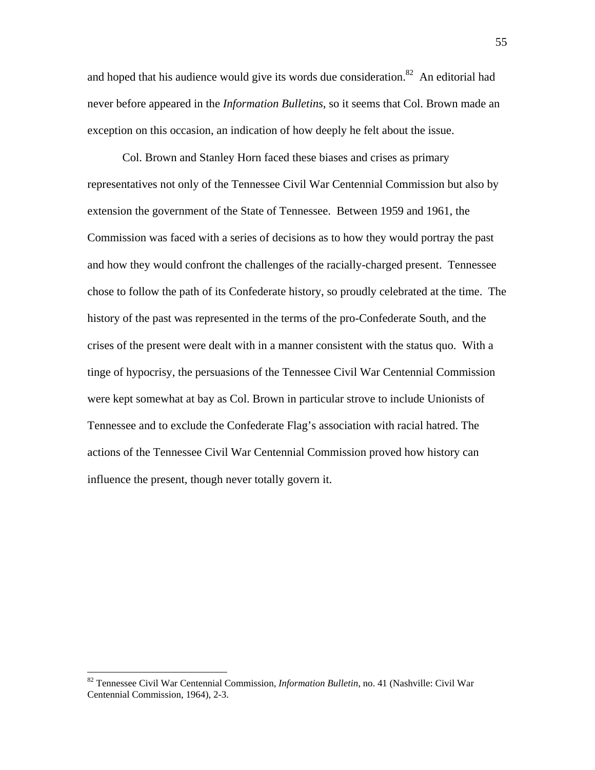and hoped that his audience would give its words due consideration.[82] An editorial had never before appeared in the *Information Bulletins*, so it seems that Col. Brown made an exception on this occasion, an indication of how deeply he felt about the issue.

Col. Brown and Stanley Horn faced these biases and crises as primary representatives not only of the Tennessee Civil War Centennial Commission but also by extension the government of the State of Tennessee. Between 1959 and 1961, the Commission was faced with a series of decisions as to how they would portray the past and how they would confront the challenges of the racially-charged present. Tennessee chose to follow the path of its Confederate history, so proudly celebrated at the time. The history of the past was represented in the terms of the pro-Confederate South, and the crises of the present were dealt with in a manner consistent with the status quo. With a tinge of hypocrisy, the persuasions of the Tennessee Civil War Centennial Commission were kept somewhat at bay as Col. Brown in particular strove to include Unionists of Tennessee and to exclude the Confederate Flag's association with racial hatred. The actions of the Tennessee Civil War Centennial Commission proved how history can influence the present, though never totally govern it.

---

[82] Tennessee Civil War Centennial Commission, *Information Bulletin*, no. 41 (Nashville: Civil War Centennial Commission, 1964), 2-3.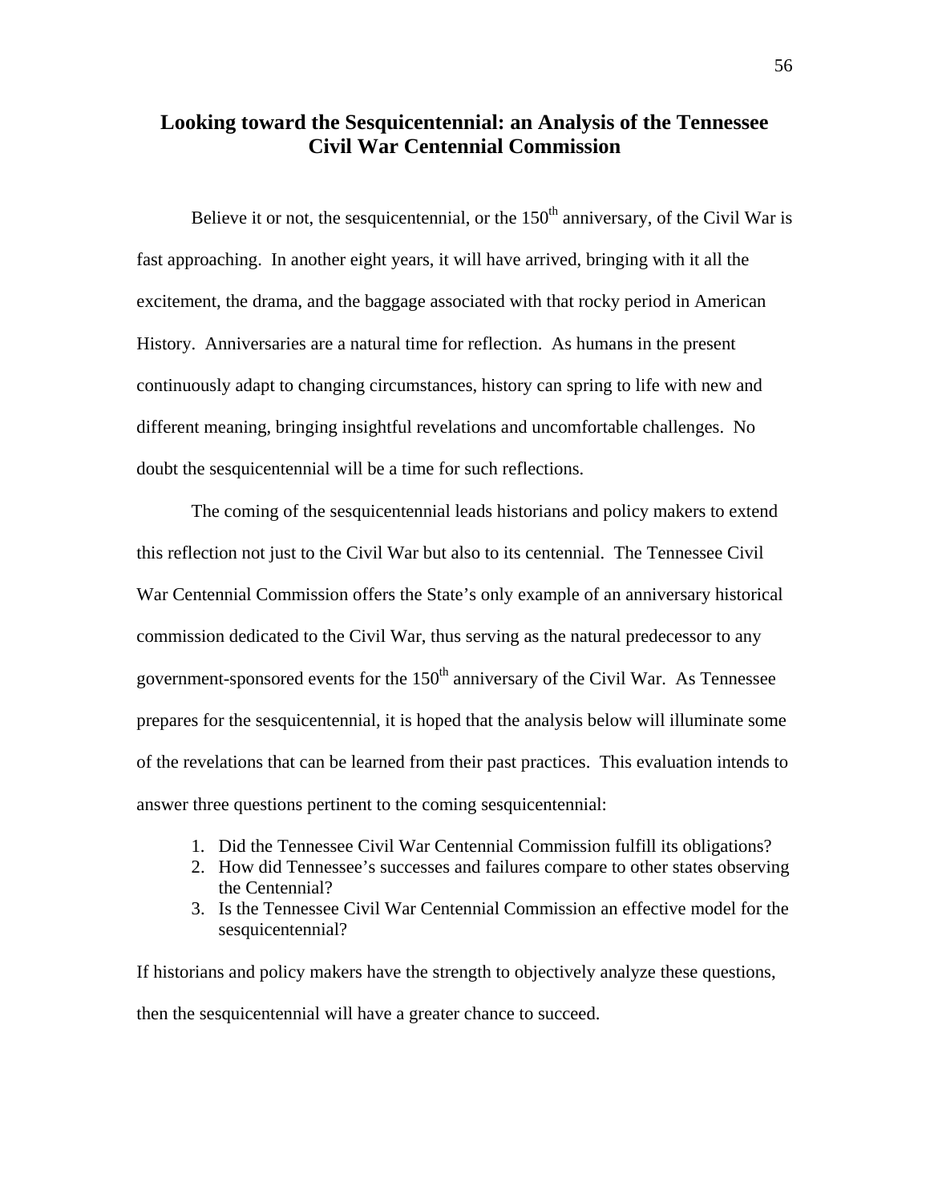# Looking toward the Sesquicentennial: an Analysis of the Tennessee Civil War Centennial Commission

Believe it or not, the sesquicentennial, or the 150$^{th}$ anniversary, of the Civil War is fast approaching. In another eight years, it will have arrived, bringing with it all the excitement, the drama, and the baggage associated with that rocky period in American History. Anniversaries are a natural time for reflection. As humans in the present continuously adapt to changing circumstances, history can spring to life with new and different meaning, bringing insightful revelations and uncomfortable challenges. No doubt the sesquicentennial will be a time for such reflections.

The coming of the sesquicentennial leads historians and policy makers to extend this reflection not just to the Civil War but also to its centennial. The Tennessee Civil War Centennial Commission offers the State's only example of an anniversary historical commission dedicated to the Civil War, thus serving as the natural predecessor to any government-sponsored events for the 150$^{th}$ anniversary of the Civil War. As Tennessee prepares for the sesquicentennial, it is hoped that the analysis below will illuminate some of the revelations that can be learned from their past practices. This evaluation intends to answer three questions pertinent to the coming sesquicentennial:

1. Did the Tennessee Civil War Centennial Commission fulfill its obligations?
2. How did Tennessee's successes and failures compare to other states observing the Centennial?
3. Is the Tennessee Civil War Centennial Commission an effective model for the sesquicentennial?

If historians and policy makers have the strength to objectively analyze these questions, then the sesquicentennial will have a greater chance to succeed.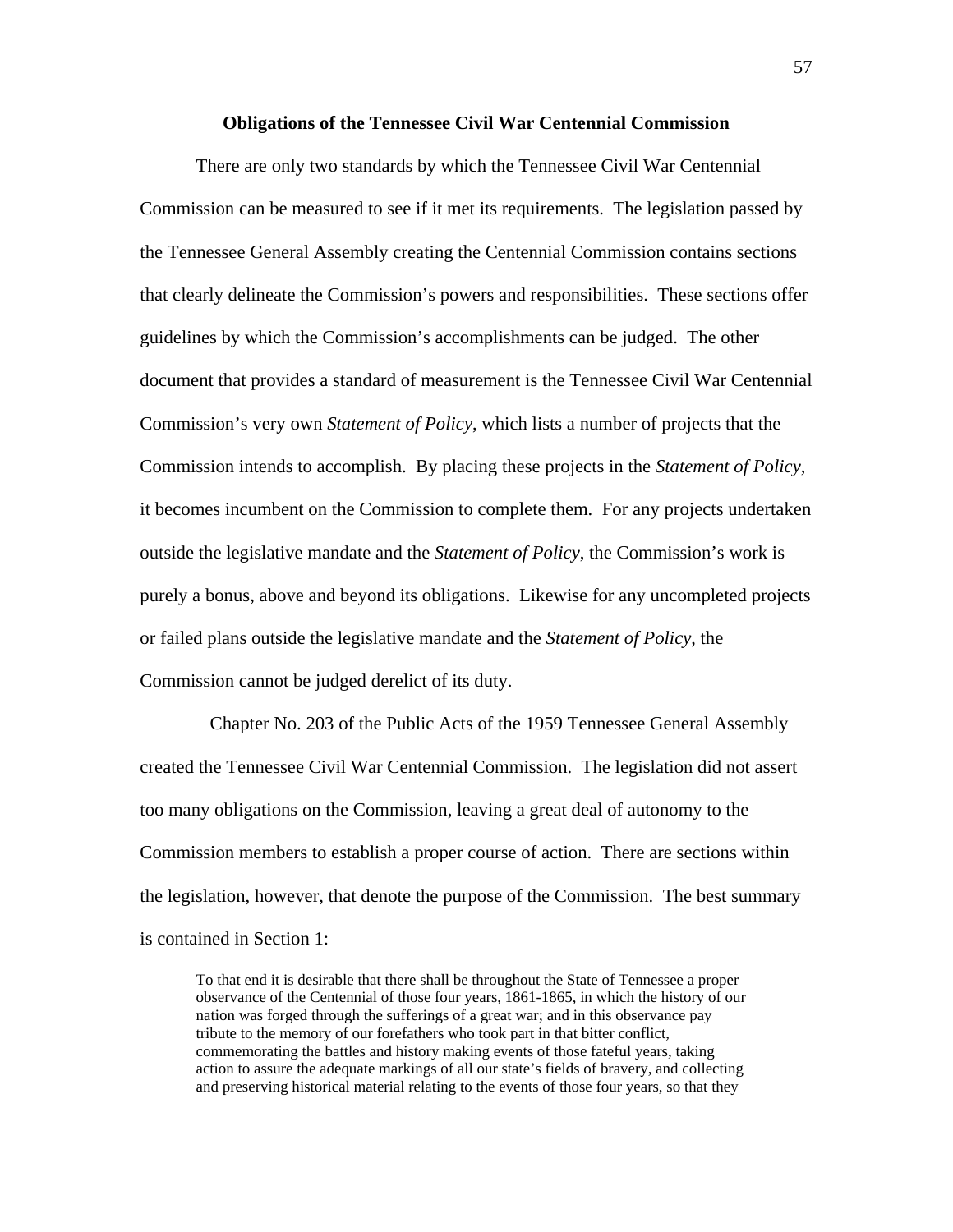**Obligations of the Tennessee Civil War Centennial Commission**

There are only two standards by which the Tennessee Civil War Centennial Commission can be measured to see if it met its requirements. The legislation passed by the Tennessee General Assembly creating the Centennial Commission contains sections that clearly delineate the Commission's powers and responsibilities. These sections offer guidelines by which the Commission's accomplishments can be judged. The other document that provides a standard of measurement is the Tennessee Civil War Centennial Commission's very own *Statement of Policy*, which lists a number of projects that the Commission intends to accomplish. By placing these projects in the *Statement of Policy*, it becomes incumbent on the Commission to complete them. For any projects undertaken outside the legislative mandate and the *Statement of Policy*, the Commission's work is purely a bonus, above and beyond its obligations. Likewise for any uncompleted projects or failed plans outside the legislative mandate and the *Statement of Policy*, the Commission cannot be judged derelict of its duty.

Chapter No. 203 of the Public Acts of the 1959 Tennessee General Assembly created the Tennessee Civil War Centennial Commission. The legislation did not assert too many obligations on the Commission, leaving a great deal of autonomy to the Commission members to establish a proper course of action. There are sections within the legislation, however, that denote the purpose of the Commission. The best summary is contained in Section 1:

> To that end it is desirable that there shall be throughout the State of Tennessee a proper observance of the Centennial of those four years, 1861-1865, in which the history of our nation was forged through the sufferings of a great war; and in this observance pay tribute to the memory of our forefathers who took part in that bitter conflict, commemorating the battles and history making events of those fateful years, taking action to assure the adequate markings of all our state's fields of bravery, and collecting and preserving historical material relating to the events of those four years, so that they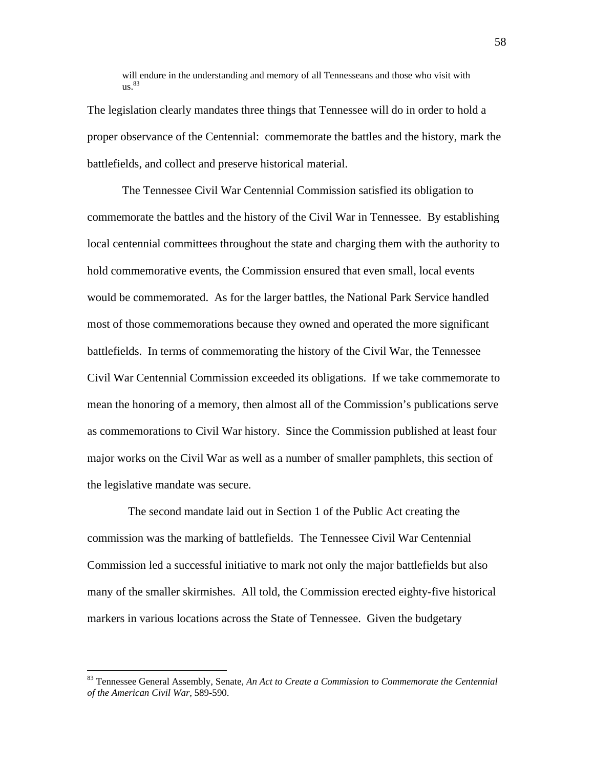> will endure in the understanding and memory of all Tennesseans and those who visit with us.[83]

The legislation clearly mandates three things that Tennessee will do in order to hold a proper observance of the Centennial: commemorate the battles and the history, mark the battlefields, and collect and preserve historical material.

The Tennessee Civil War Centennial Commission satisfied its obligation to commemorate the battles and the history of the Civil War in Tennessee. By establishing local centennial committees throughout the state and charging them with the authority to hold commemorative events, the Commission ensured that even small, local events would be commemorated. As for the larger battles, the National Park Service handled most of those commemorations because they owned and operated the more significant battlefields. In terms of commemorating the history of the Civil War, the Tennessee Civil War Centennial Commission exceeded its obligations. If we take commemorate to mean the honoring of a memory, then almost all of the Commission's publications serve as commemorations to Civil War history. Since the Commission published at least four major works on the Civil War as well as a number of smaller pamphlets, this section of the legislative mandate was secure.

The second mandate laid out in Section 1 of the Public Act creating the commission was the marking of battlefields. The Tennessee Civil War Centennial Commission led a successful initiative to mark not only the major battlefields but also many of the smaller skirmishes. All told, the Commission erected eighty-five historical markers in various locations across the State of Tennessee. Given the budgetary

---

[83] Tennessee General Assembly, Senate, *An Act to Create a Commission to Commemorate the Centennial of the American Civil War*, 589-590.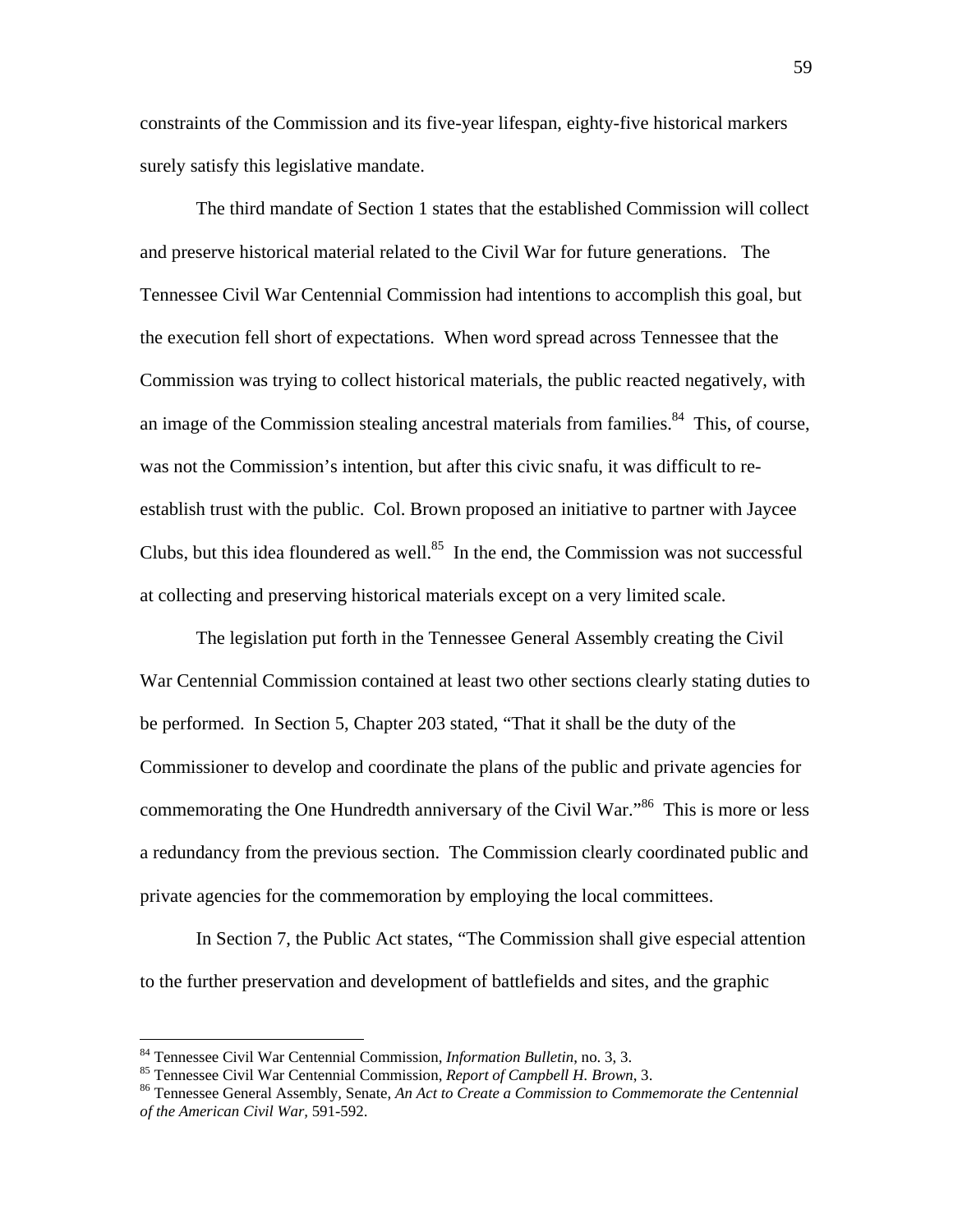constraints of the Commission and its five-year lifespan, eighty-five historical markers surely satisfy this legislative mandate.

The third mandate of Section 1 states that the established Commission will collect and preserve historical material related to the Civil War for future generations. The Tennessee Civil War Centennial Commission had intentions to accomplish this goal, but the execution fell short of expectations. When word spread across Tennessee that the Commission was trying to collect historical materials, the public reacted negatively, with an image of the Commission stealing ancestral materials from families.[84] This, of course, was not the Commission's intention, but after this civic snafu, it was difficult to re-establish trust with the public. Col. Brown proposed an initiative to partner with Jaycee Clubs, but this idea floundered as well.[85] In the end, the Commission was not successful at collecting and preserving historical materials except on a very limited scale.

The legislation put forth in the Tennessee General Assembly creating the Civil War Centennial Commission contained at least two other sections clearly stating duties to be performed. In Section 5, Chapter 203 stated, "That it shall be the duty of the Commissioner to develop and coordinate the plans of the public and private agencies for commemorating the One Hundredth anniversary of the Civil War."[86] This is more or less a redundancy from the previous section. The Commission clearly coordinated public and private agencies for the commemoration by employing the local committees.

In Section 7, the Public Act states, "The Commission shall give especial attention to the further preservation and development of battlefields and sites, and the graphic

---

[84] Tennessee Civil War Centennial Commission, *Information Bulletin*, no. 3, 3.

[85] Tennessee Civil War Centennial Commission, *Report of Campbell H. Brown*, 3.

[86] Tennessee General Assembly, Senate, *An Act to Create a Commission to Commemorate the Centennial of the American Civil War*, 591-592.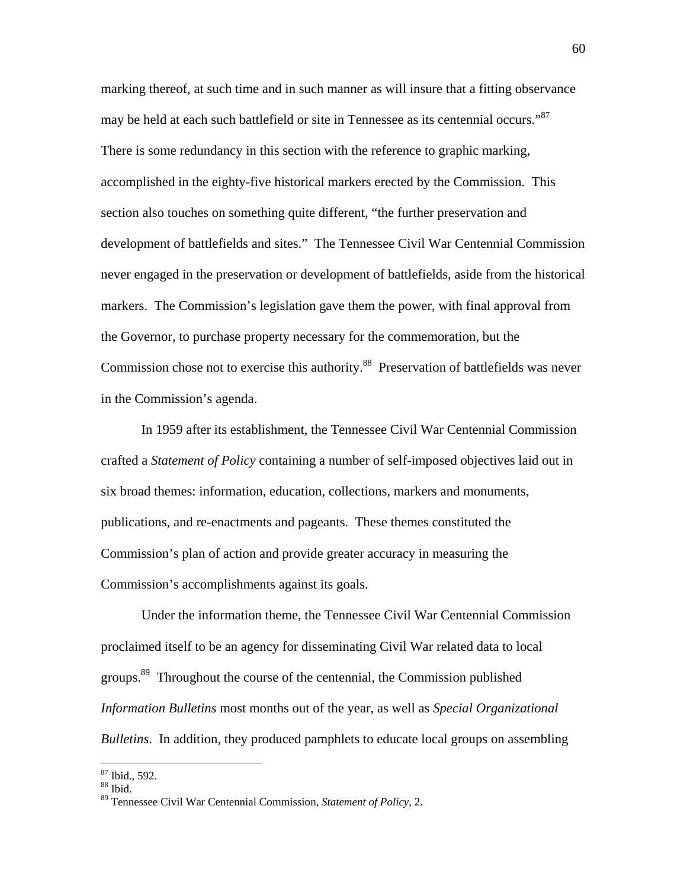marking thereof, at such time and in such manner as will insure that a fitting observance may be held at each such battlefield or site in Tennessee as its centennial occurs."[87] There is some redundancy in this section with the reference to graphic marking, accomplished in the eighty-five historical markers erected by the Commission. This section also touches on something quite different, "the further preservation and development of battlefields and sites." The Tennessee Civil War Centennial Commission never engaged in the preservation or development of battlefields, aside from the historical markers. The Commission's legislation gave them the power, with final approval from the Governor, to purchase property necessary for the commemoration, but the Commission chose not to exercise this authority.[88] Preservation of battlefields was never in the Commission's agenda.

In 1959 after its establishment, the Tennessee Civil War Centennial Commission crafted a *Statement of Policy* containing a number of self-imposed objectives laid out in six broad themes: information, education, collections, markers and monuments, publications, and re-enactments and pageants. These themes constituted the Commission's plan of action and provide greater accuracy in measuring the Commission's accomplishments against its goals.

Under the information theme, the Tennessee Civil War Centennial Commission proclaimed itself to be an agency for disseminating Civil War related data to local groups.[89] Throughout the course of the centennial, the Commission published *Information Bulletins* most months out of the year, as well as *Special Organizational Bulletins*. In addition, they produced pamphlets to educate local groups on assembling

---

[87] Ibid., 592.
[88] Ibid.
[89] Tennessee Civil War Centennial Commission, *Statement of Policy*, 2.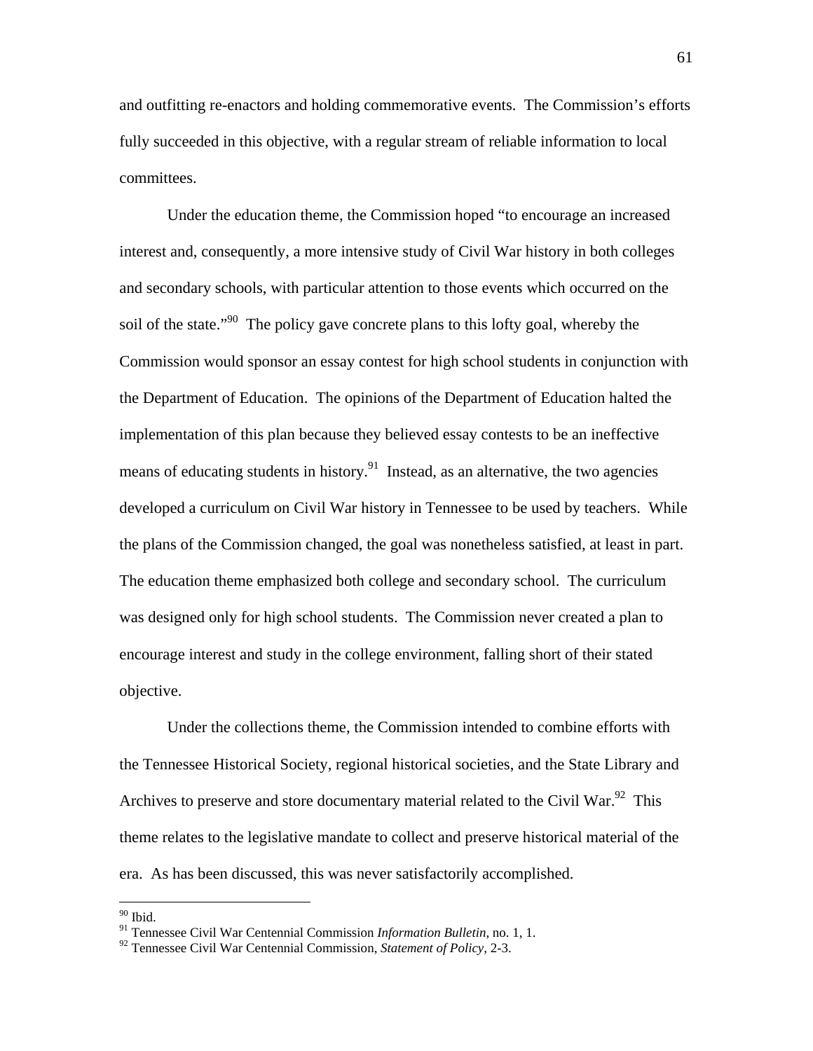and outfitting re-enactors and holding commemorative events. The Commission's efforts fully succeeded in this objective, with a regular stream of reliable information to local committees.

Under the education theme, the Commission hoped "to encourage an increased interest and, consequently, a more intensive study of Civil War history in both colleges and secondary schools, with particular attention to those events which occurred on the soil of the state."[90] The policy gave concrete plans to this lofty goal, whereby the Commission would sponsor an essay contest for high school students in conjunction with the Department of Education. The opinions of the Department of Education halted the implementation of this plan because they believed essay contests to be an ineffective means of educating students in history.[91] Instead, as an alternative, the two agencies developed a curriculum on Civil War history in Tennessee to be used by teachers. While the plans of the Commission changed, the goal was nonetheless satisfied, at least in part. The education theme emphasized both college and secondary school. The curriculum was designed only for high school students. The Commission never created a plan to encourage interest and study in the college environment, falling short of their stated objective.

Under the collections theme, the Commission intended to combine efforts with the Tennessee Historical Society, regional historical societies, and the State Library and Archives to preserve and store documentary material related to the Civil War.[92] This theme relates to the legislative mandate to collect and preserve historical material of the era. As has been discussed, this was never satisfactorily accomplished.

---

[90] Ibid.

[91] Tennessee Civil War Centennial Commission *Information Bulletin*, no. 1, 1.

[92] Tennessee Civil War Centennial Commission, *Statement of Policy*, 2-3.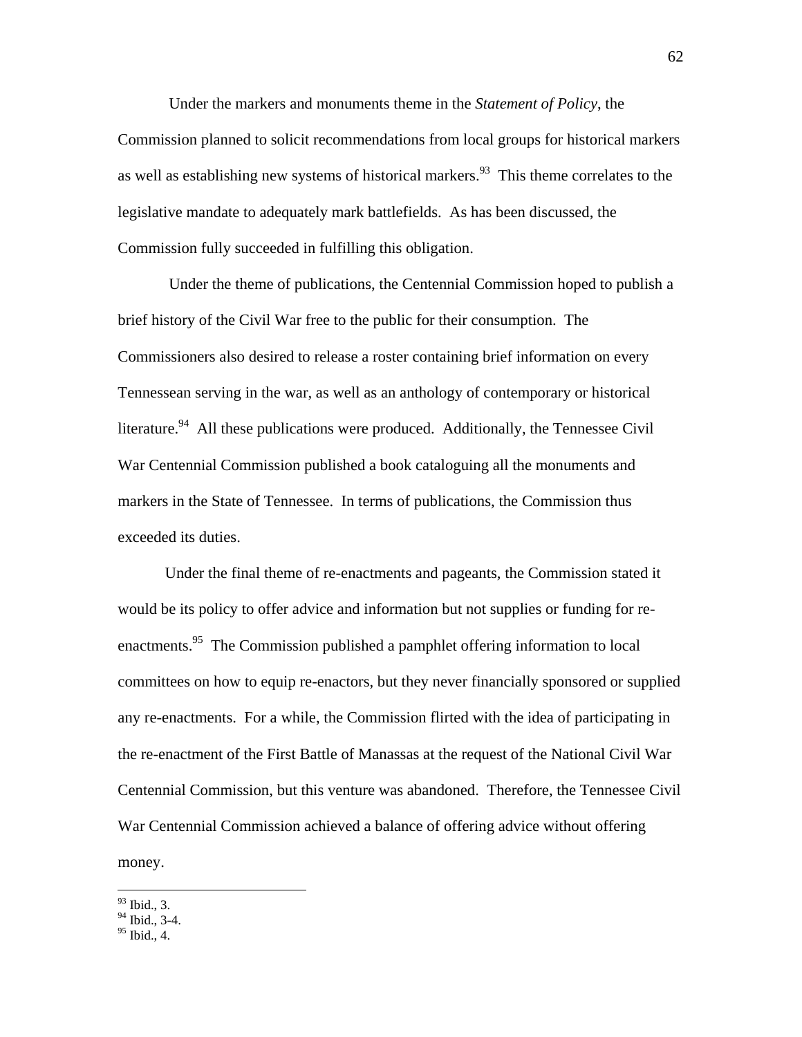Under the markers and monuments theme in the *Statement of Policy*, the Commission planned to solicit recommendations from local groups for historical markers as well as establishing new systems of historical markers.[93] This theme correlates to the legislative mandate to adequately mark battlefields. As has been discussed, the Commission fully succeeded in fulfilling this obligation.

Under the theme of publications, the Centennial Commission hoped to publish a brief history of the Civil War free to the public for their consumption. The Commissioners also desired to release a roster containing brief information on every Tennessean serving in the war, as well as an anthology of contemporary or historical literature.[94] All these publications were produced. Additionally, the Tennessee Civil War Centennial Commission published a book cataloguing all the monuments and markers in the State of Tennessee. In terms of publications, the Commission thus exceeded its duties.

Under the final theme of re-enactments and pageants, the Commission stated it would be its policy to offer advice and information but not supplies or funding for re-enactments.[95] The Commission published a pamphlet offering information to local committees on how to equip re-enactors, but they never financially sponsored or supplied any re-enactments. For a while, the Commission flirted with the idea of participating in the re-enactment of the First Battle of Manassas at the request of the National Civil War Centennial Commission, but this venture was abandoned. Therefore, the Tennessee Civil War Centennial Commission achieved a balance of offering advice without offering money.

---

[93] Ibid., 3.
[94] Ibid., 3-4.
[95] Ibid., 4.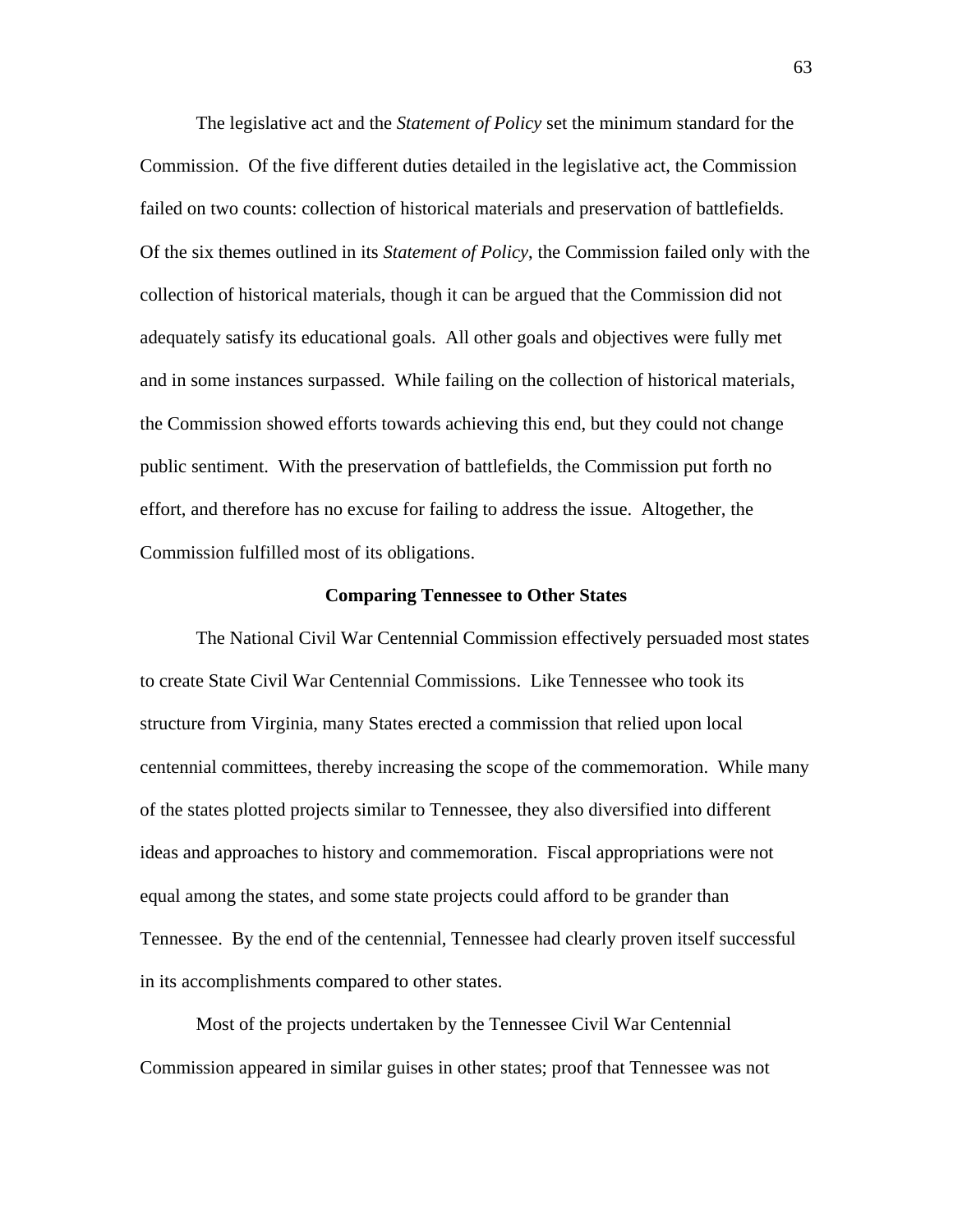The legislative act and the *Statement of Policy* set the minimum standard for the Commission. Of the five different duties detailed in the legislative act, the Commission failed on two counts: collection of historical materials and preservation of battlefields. Of the six themes outlined in its *Statement of Policy*, the Commission failed only with the collection of historical materials, though it can be argued that the Commission did not adequately satisfy its educational goals. All other goals and objectives were fully met and in some instances surpassed. While failing on the collection of historical materials, the Commission showed efforts towards achieving this end, but they could not change public sentiment. With the preservation of battlefields, the Commission put forth no effort, and therefore has no excuse for failing to address the issue. Altogether, the Commission fulfilled most of its obligations.

## Comparing Tennessee to Other States

The National Civil War Centennial Commission effectively persuaded most states to create State Civil War Centennial Commissions. Like Tennessee who took its structure from Virginia, many States erected a commission that relied upon local centennial committees, thereby increasing the scope of the commemoration. While many of the states plotted projects similar to Tennessee, they also diversified into different ideas and approaches to history and commemoration. Fiscal appropriations were not equal among the states, and some state projects could afford to be grander than Tennessee. By the end of the centennial, Tennessee had clearly proven itself successful in its accomplishments compared to other states.

Most of the projects undertaken by the Tennessee Civil War Centennial Commission appeared in similar guises in other states; proof that Tennessee was not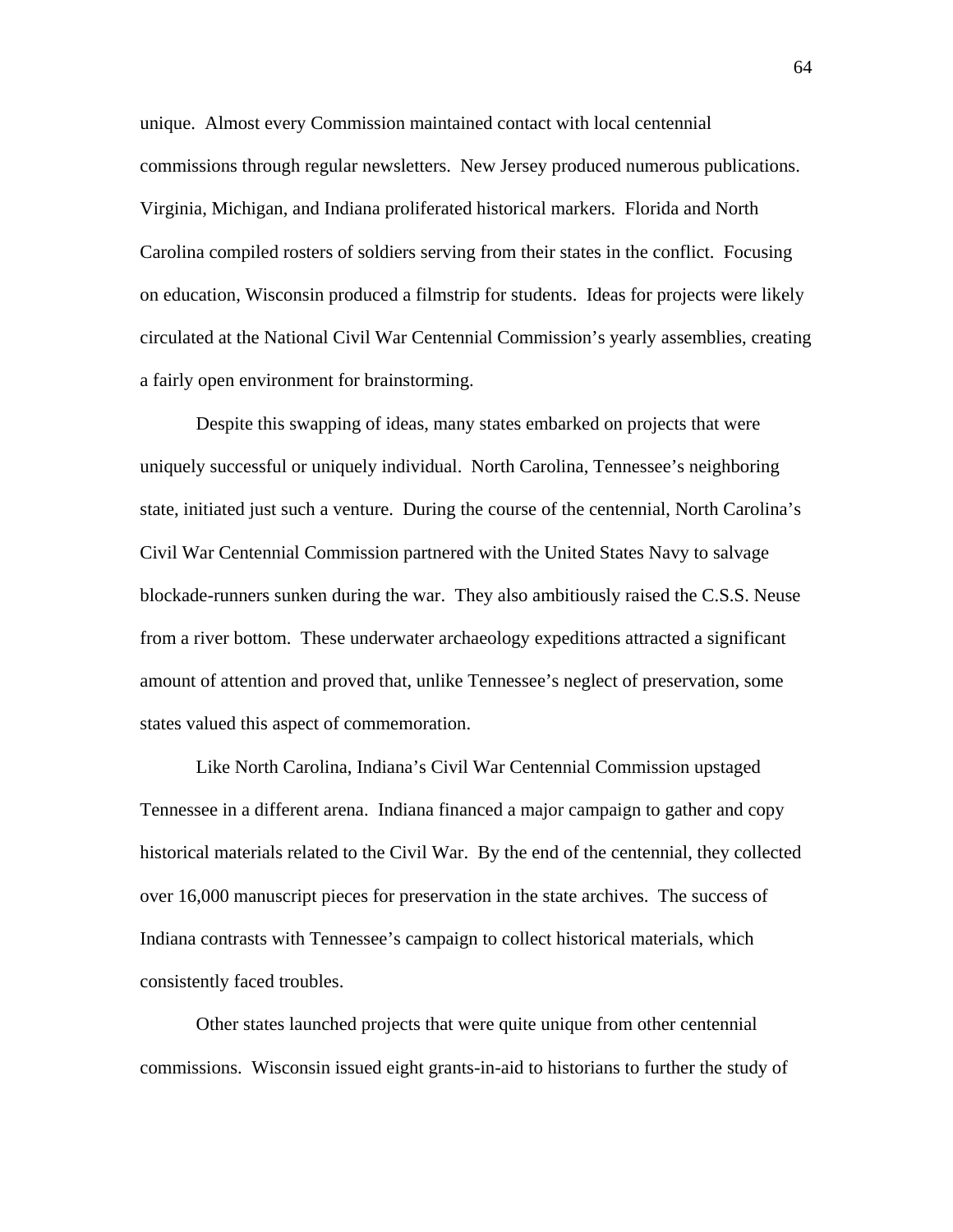unique. Almost every Commission maintained contact with local centennial commissions through regular newsletters. New Jersey produced numerous publications. Virginia, Michigan, and Indiana proliferated historical markers. Florida and North Carolina compiled rosters of soldiers serving from their states in the conflict. Focusing on education, Wisconsin produced a filmstrip for students. Ideas for projects were likely circulated at the National Civil War Centennial Commission's yearly assemblies, creating a fairly open environment for brainstorming.

Despite this swapping of ideas, many states embarked on projects that were uniquely successful or uniquely individual. North Carolina, Tennessee's neighboring state, initiated just such a venture. During the course of the centennial, North Carolina's Civil War Centennial Commission partnered with the United States Navy to salvage blockade-runners sunken during the war. They also ambitiously raised the C.S.S. Neuse from a river bottom. These underwater archaeology expeditions attracted a significant amount of attention and proved that, unlike Tennessee's neglect of preservation, some states valued this aspect of commemoration.

Like North Carolina, Indiana's Civil War Centennial Commission upstaged Tennessee in a different arena. Indiana financed a major campaign to gather and copy historical materials related to the Civil War. By the end of the centennial, they collected over 16,000 manuscript pieces for preservation in the state archives. The success of Indiana contrasts with Tennessee's campaign to collect historical materials, which consistently faced troubles.

Other states launched projects that were quite unique from other centennial commissions. Wisconsin issued eight grants-in-aid to historians to further the study of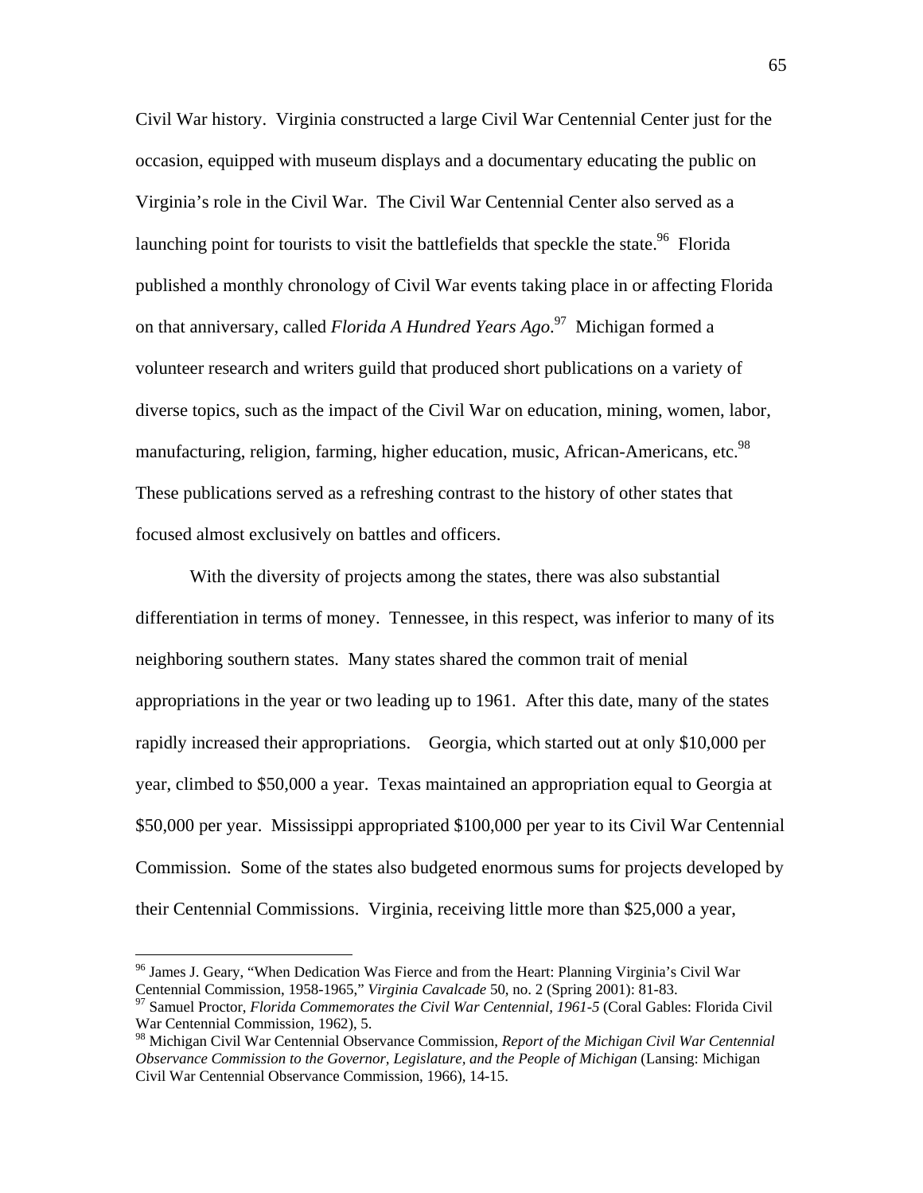Civil War history. Virginia constructed a large Civil War Centennial Center just for the occasion, equipped with museum displays and a documentary educating the public on Virginia's role in the Civil War. The Civil War Centennial Center also served as a launching point for tourists to visit the battlefields that speckle the state.[96] Florida published a monthly chronology of Civil War events taking place in or affecting Florida on that anniversary, called *Florida A Hundred Years Ago*.[97] Michigan formed a volunteer research and writers guild that produced short publications on a variety of diverse topics, such as the impact of the Civil War on education, mining, women, labor, manufacturing, religion, farming, higher education, music, African-Americans, etc.[98] These publications served as a refreshing contrast to the history of other states that focused almost exclusively on battles and officers.

With the diversity of projects among the states, there was also substantial differentiation in terms of money. Tennessee, in this respect, was inferior to many of its neighboring southern states. Many states shared the common trait of menial appropriations in the year or two leading up to 1961. After this date, many of the states rapidly increased their appropriations. Georgia, which started out at only $10,000 per year, climbed to $50,000 a year. Texas maintained an appropriation equal to Georgia at $50,000 per year. Mississippi appropriated $100,000 per year to its Civil War Centennial Commission. Some of the states also budgeted enormous sums for projects developed by their Centennial Commissions. Virginia, receiving little more than $25,000 a year,

---

[96] James J. Geary, "When Dedication Was Fierce and from the Heart: Planning Virginia's Civil War Centennial Commission, 1958-1965," *Virginia Cavalcade* 50, no. 2 (Spring 2001): 81-83.

[97] Samuel Proctor, *Florida Commemorates the Civil War Centennial, 1961-5* (Coral Gables: Florida Civil War Centennial Commission, 1962), 5.

[98] Michigan Civil War Centennial Observance Commission, *Report of the Michigan Civil War Centennial Observance Commission to the Governor, Legislature, and the People of Michigan* (Lansing: Michigan Civil War Centennial Observance Commission, 1966), 14-15.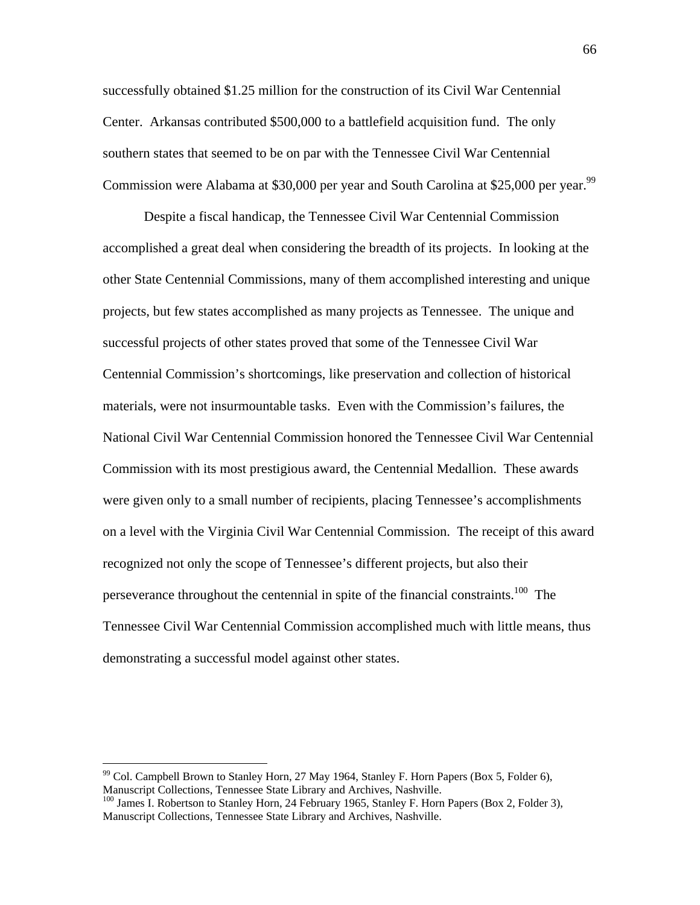successfully obtained $1.25 million for the construction of its Civil War Centennial Center. Arkansas contributed $500,000 to a battlefield acquisition fund. The only southern states that seemed to be on par with the Tennessee Civil War Centennial Commission were Alabama at $30,000 per year and South Carolina at $25,000 per year.[99]

Despite a fiscal handicap, the Tennessee Civil War Centennial Commission accomplished a great deal when considering the breadth of its projects. In looking at the other State Centennial Commissions, many of them accomplished interesting and unique projects, but few states accomplished as many projects as Tennessee. The unique and successful projects of other states proved that some of the Tennessee Civil War Centennial Commission's shortcomings, like preservation and collection of historical materials, were not insurmountable tasks. Even with the Commission's failures, the National Civil War Centennial Commission honored the Tennessee Civil War Centennial Commission with its most prestigious award, the Centennial Medallion. These awards were given only to a small number of recipients, placing Tennessee's accomplishments on a level with the Virginia Civil War Centennial Commission. The receipt of this award recognized not only the scope of Tennessee's different projects, but also their perseverance throughout the centennial in spite of the financial constraints.[100] The Tennessee Civil War Centennial Commission accomplished much with little means, thus demonstrating a successful model against other states.

---

[99] Col. Campbell Brown to Stanley Horn, 27 May 1964, Stanley F. Horn Papers (Box 5, Folder 6), Manuscript Collections, Tennessee State Library and Archives, Nashville.

[100] James I. Robertson to Stanley Horn, 24 February 1965, Stanley F. Horn Papers (Box 2, Folder 3), Manuscript Collections, Tennessee State Library and Archives, Nashville.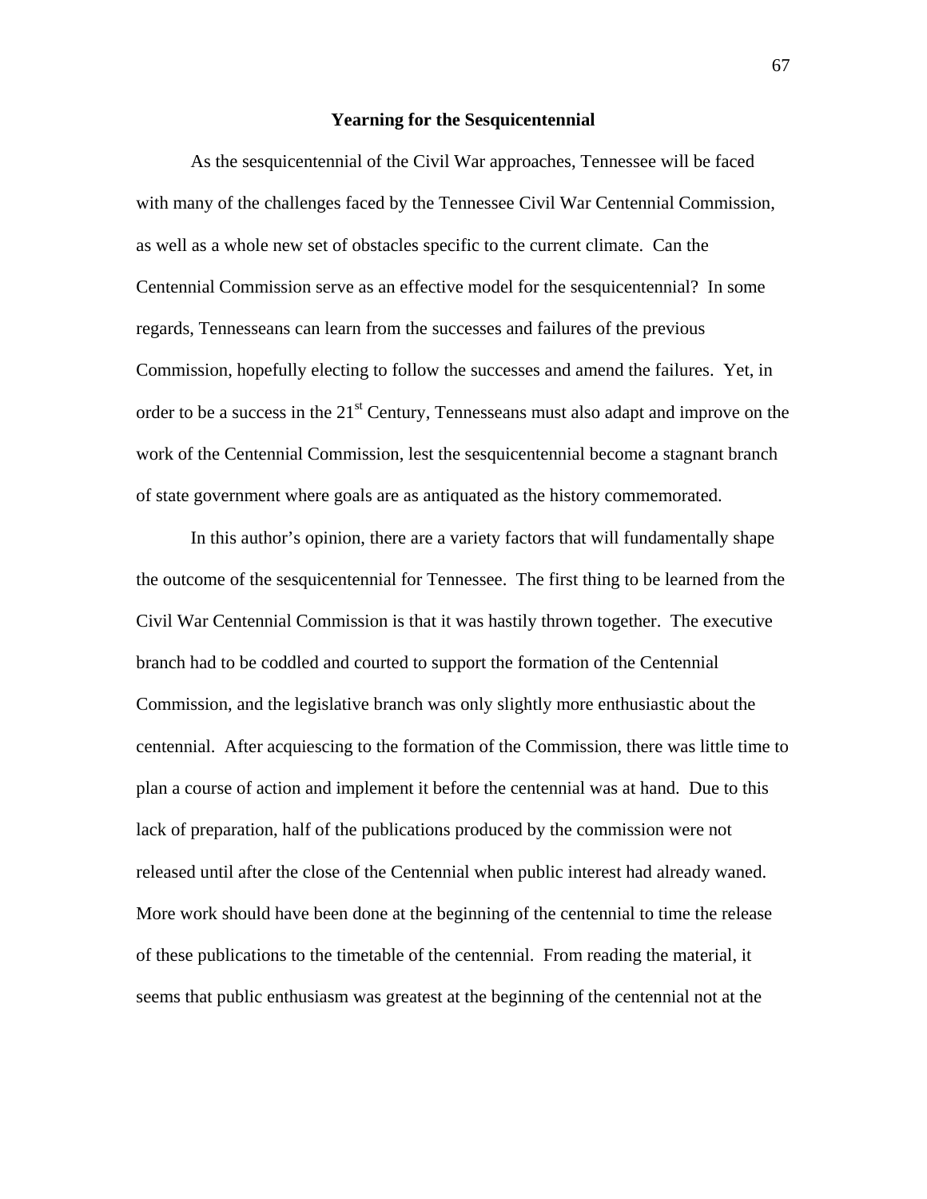## Yearning for the Sesquicentennial

As the sesquicentennial of the Civil War approaches, Tennessee will be faced with many of the challenges faced by the Tennessee Civil War Centennial Commission, as well as a whole new set of obstacles specific to the current climate. Can the Centennial Commission serve as an effective model for the sesquicentennial? In some regards, Tennesseans can learn from the successes and failures of the previous Commission, hopefully electing to follow the successes and amend the failures. Yet, in order to be a success in the 21st Century, Tennesseans must also adapt and improve on the work of the Centennial Commission, lest the sesquicentennial become a stagnant branch of state government where goals are as antiquated as the history commemorated.

In this author's opinion, there are a variety factors that will fundamentally shape the outcome of the sesquicentennial for Tennessee. The first thing to be learned from the Civil War Centennial Commission is that it was hastily thrown together. The executive branch had to be coddled and courted to support the formation of the Centennial Commission, and the legislative branch was only slightly more enthusiastic about the centennial. After acquiescing to the formation of the Commission, there was little time to plan a course of action and implement it before the centennial was at hand. Due to this lack of preparation, half of the publications produced by the commission were not released until after the close of the Centennial when public interest had already waned. More work should have been done at the beginning of the centennial to time the release of these publications to the timetable of the centennial. From reading the material, it seems that public enthusiasm was greatest at the beginning of the centennial not at the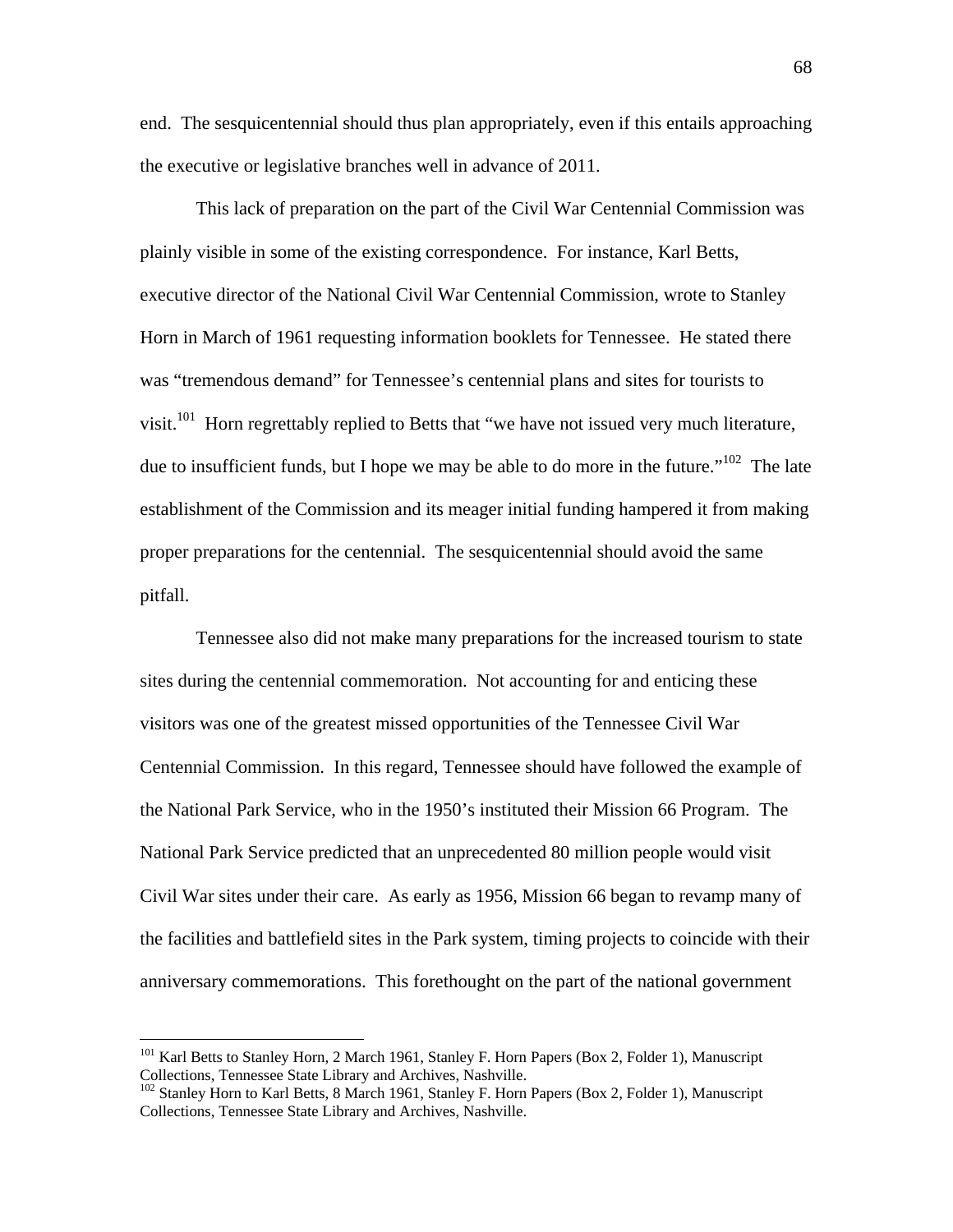end. The sesquicentennial should thus plan appropriately, even if this entails approaching the executive or legislative branches well in advance of 2011.

This lack of preparation on the part of the Civil War Centennial Commission was plainly visible in some of the existing correspondence. For instance, Karl Betts, executive director of the National Civil War Centennial Commission, wrote to Stanley Horn in March of 1961 requesting information booklets for Tennessee. He stated there was "tremendous demand" for Tennessee's centennial plans and sites for tourists to visit.[101] Horn regrettably replied to Betts that "we have not issued very much literature, due to insufficient funds, but I hope we may be able to do more in the future."[102] The late establishment of the Commission and its meager initial funding hampered it from making proper preparations for the centennial. The sesquicentennial should avoid the same pitfall.

Tennessee also did not make many preparations for the increased tourism to state sites during the centennial commemoration. Not accounting for and enticing these visitors was one of the greatest missed opportunities of the Tennessee Civil War Centennial Commission. In this regard, Tennessee should have followed the example of the National Park Service, who in the 1950's instituted their Mission 66 Program. The National Park Service predicted that an unprecedented 80 million people would visit Civil War sites under their care. As early as 1956, Mission 66 began to revamp many of the facilities and battlefield sites in the Park system, timing projects to coincide with their anniversary commemorations. This forethought on the part of the national government

---

[101] Karl Betts to Stanley Horn, 2 March 1961, Stanley F. Horn Papers (Box 2, Folder 1), Manuscript Collections, Tennessee State Library and Archives, Nashville.

[102] Stanley Horn to Karl Betts, 8 March 1961, Stanley F. Horn Papers (Box 2, Folder 1), Manuscript Collections, Tennessee State Library and Archives, Nashville.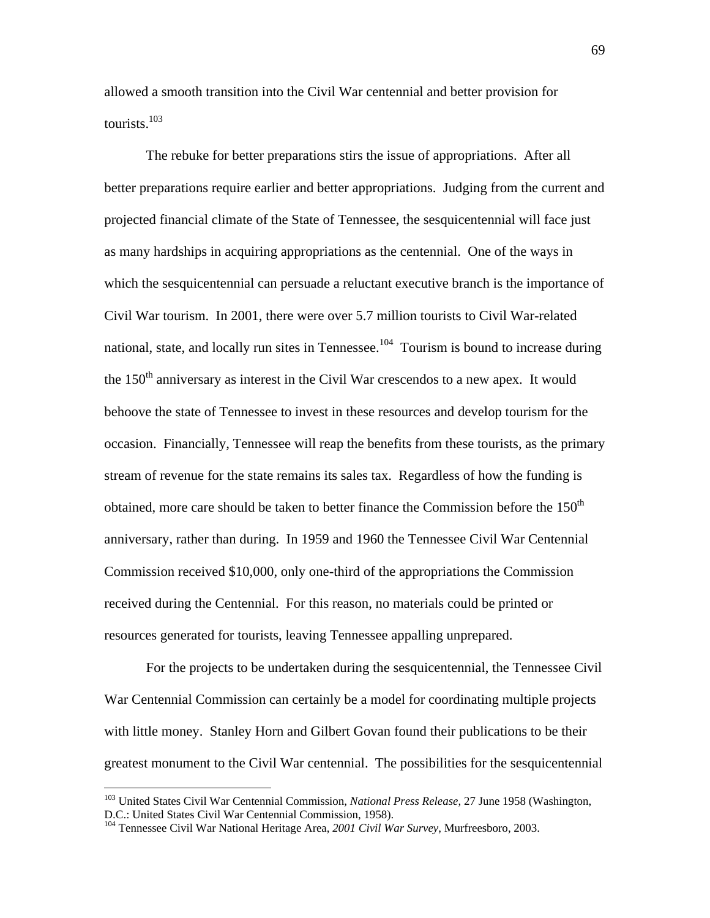allowed a smooth transition into the Civil War centennial and better provision for tourists.[103]

The rebuke for better preparations stirs the issue of appropriations. After all better preparations require earlier and better appropriations. Judging from the current and projected financial climate of the State of Tennessee, the sesquicentennial will face just as many hardships in acquiring appropriations as the centennial. One of the ways in which the sesquicentennial can persuade a reluctant executive branch is the importance of Civil War tourism. In 2001, there were over 5.7 million tourists to Civil War-related national, state, and locally run sites in Tennessee.[104] Tourism is bound to increase during the 150th anniversary as interest in the Civil War crescendos to a new apex. It would behoove the state of Tennessee to invest in these resources and develop tourism for the occasion. Financially, Tennessee will reap the benefits from these tourists, as the primary stream of revenue for the state remains its sales tax. Regardless of how the funding is obtained, more care should be taken to better finance the Commission before the 150th anniversary, rather than during. In 1959 and 1960 the Tennessee Civil War Centennial Commission received $10,000, only one-third of the appropriations the Commission received during the Centennial. For this reason, no materials could be printed or resources generated for tourists, leaving Tennessee appalling unprepared.

For the projects to be undertaken during the sesquicentennial, the Tennessee Civil War Centennial Commission can certainly be a model for coordinating multiple projects with little money. Stanley Horn and Gilbert Govan found their publications to be their greatest monument to the Civil War centennial. The possibilities for the sesquicentennial

---

[103] United States Civil War Centennial Commission, *National Press Release*, 27 June 1958 (Washington, D.C.: United States Civil War Centennial Commission, 1958).

[104] Tennessee Civil War National Heritage Area, *2001 Civil War Survey*, Murfreesboro, 2003.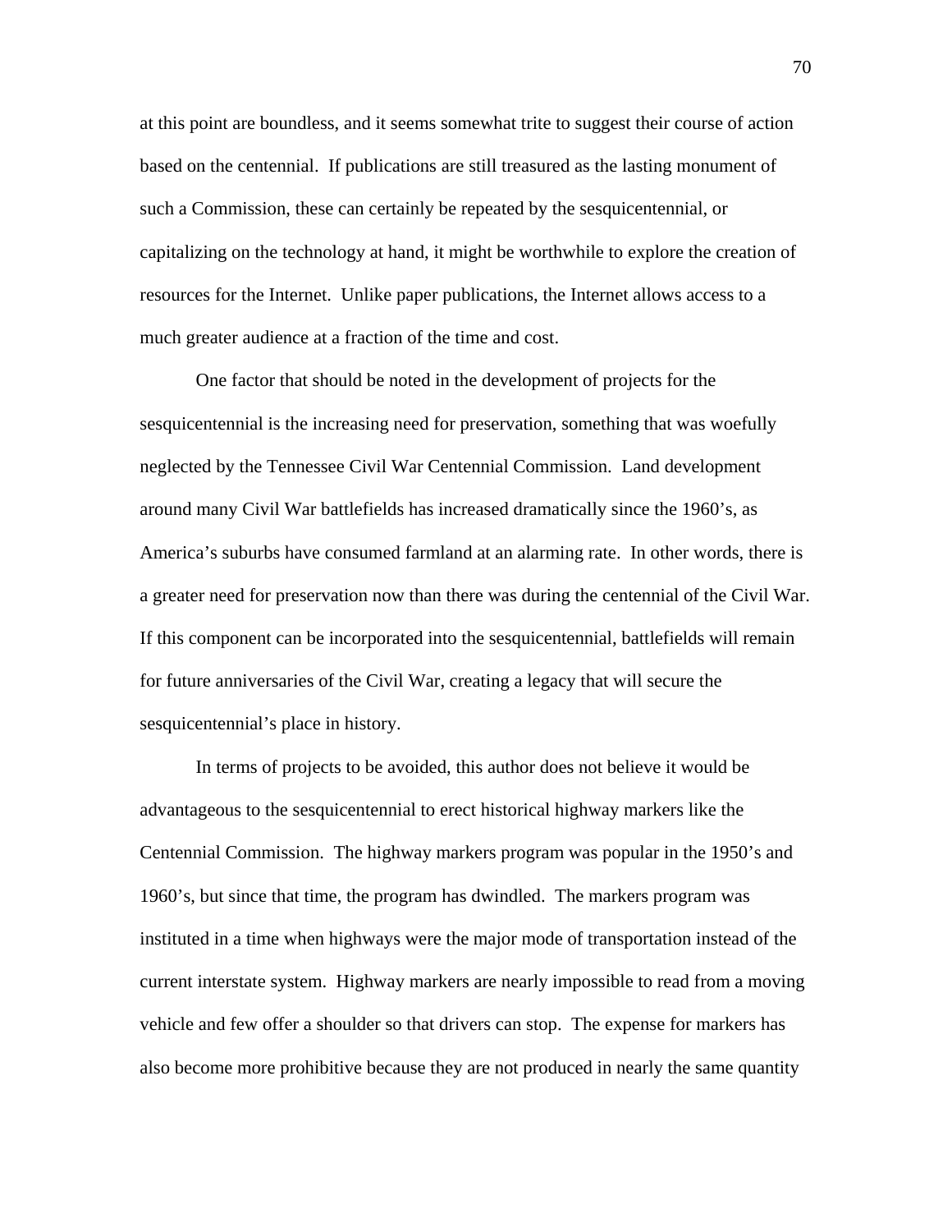at this point are boundless, and it seems somewhat trite to suggest their course of action based on the centennial. If publications are still treasured as the lasting monument of such a Commission, these can certainly be repeated by the sesquicentennial, or capitalizing on the technology at hand, it might be worthwhile to explore the creation of resources for the Internet. Unlike paper publications, the Internet allows access to a much greater audience at a fraction of the time and cost.

One factor that should be noted in the development of projects for the sesquicentennial is the increasing need for preservation, something that was woefully neglected by the Tennessee Civil War Centennial Commission. Land development around many Civil War battlefields has increased dramatically since the 1960's, as America's suburbs have consumed farmland at an alarming rate. In other words, there is a greater need for preservation now than there was during the centennial of the Civil War. If this component can be incorporated into the sesquicentennial, battlefields will remain for future anniversaries of the Civil War, creating a legacy that will secure the sesquicentennial's place in history.

In terms of projects to be avoided, this author does not believe it would be advantageous to the sesquicentennial to erect historical highway markers like the Centennial Commission. The highway markers program was popular in the 1950's and 1960's, but since that time, the program has dwindled. The markers program was instituted in a time when highways were the major mode of transportation instead of the current interstate system. Highway markers are nearly impossible to read from a moving vehicle and few offer a shoulder so that drivers can stop. The expense for markers has also become more prohibitive because they are not produced in nearly the same quantity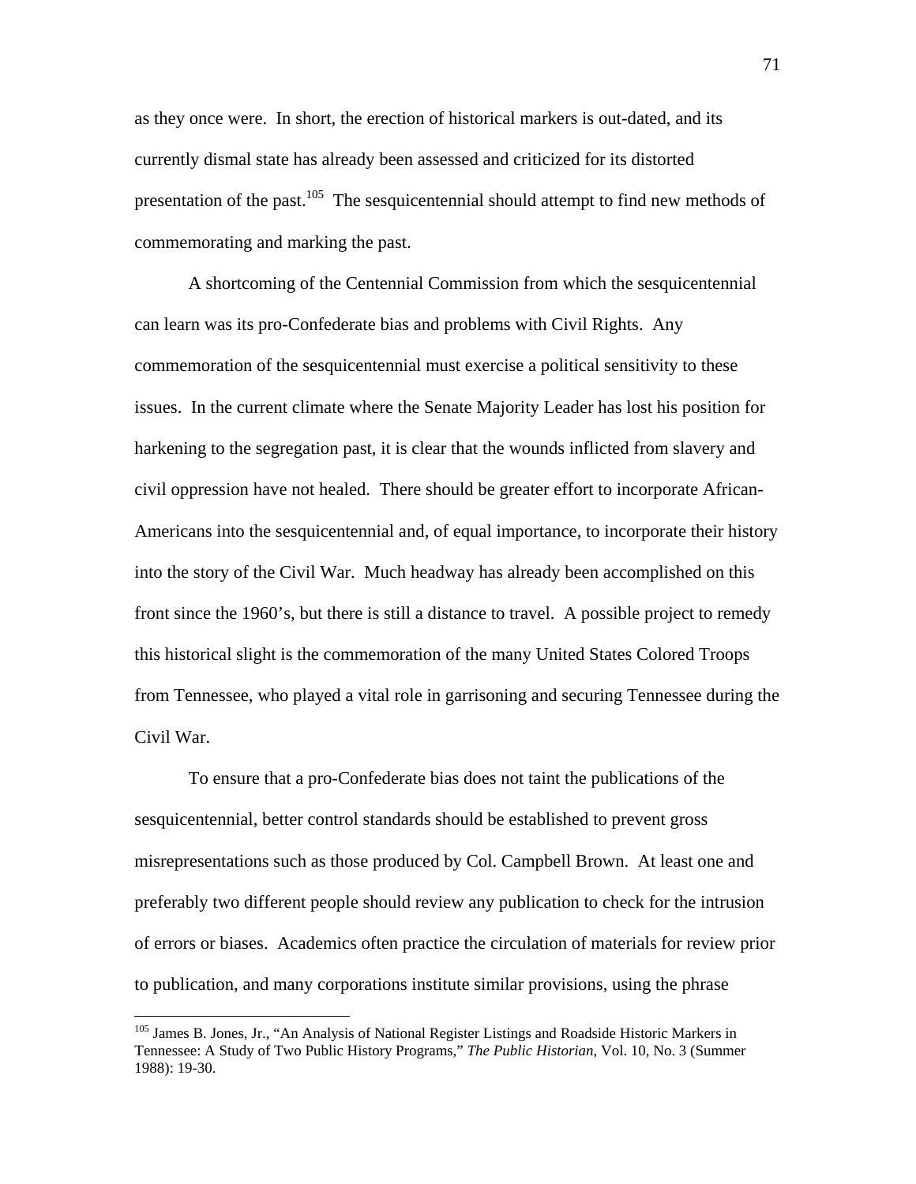as they once were. In short, the erection of historical markers is out-dated, and its currently dismal state has already been assessed and criticized for its distorted presentation of the past.[105] The sesquicentennial should attempt to find new methods of commemorating and marking the past.

A shortcoming of the Centennial Commission from which the sesquicentennial can learn was its pro-Confederate bias and problems with Civil Rights. Any commemoration of the sesquicentennial must exercise a political sensitivity to these issues. In the current climate where the Senate Majority Leader has lost his position for harkening to the segregation past, it is clear that the wounds inflicted from slavery and civil oppression have not healed. There should be greater effort to incorporate African-Americans into the sesquicentennial and, of equal importance, to incorporate their history into the story of the Civil War. Much headway has already been accomplished on this front since the 1960's, but there is still a distance to travel. A possible project to remedy this historical slight is the commemoration of the many United States Colored Troops from Tennessee, who played a vital role in garrisoning and securing Tennessee during the Civil War.

To ensure that a pro-Confederate bias does not taint the publications of the sesquicentennial, better control standards should be established to prevent gross misrepresentations such as those produced by Col. Campbell Brown. At least one and preferably two different people should review any publication to check for the intrusion of errors or biases. Academics often practice the circulation of materials for review prior to publication, and many corporations institute similar provisions, using the phrase

---

[105] James B. Jones, Jr., "An Analysis of National Register Listings and Roadside Historic Markers in Tennessee: A Study of Two Public History Programs," *The Public Historian*, Vol. 10, No. 3 (Summer 1988): 19-30.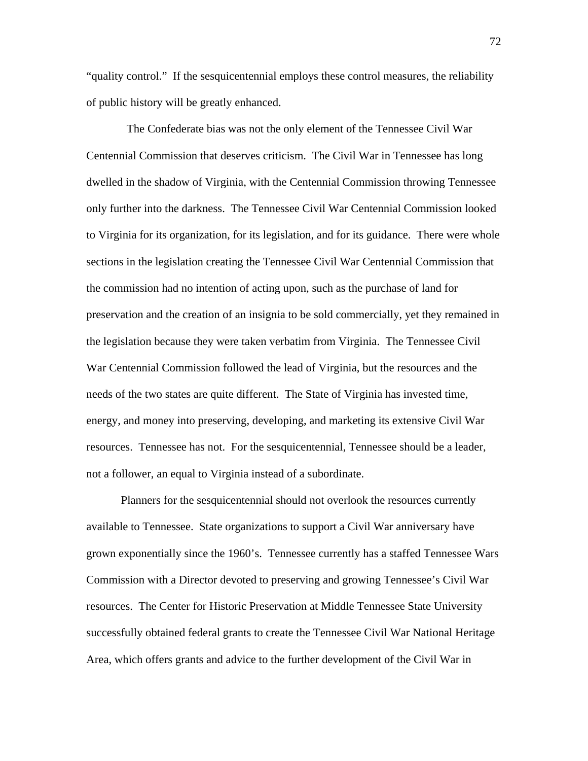"quality control." If the sesquicentennial employs these control measures, the reliability of public history will be greatly enhanced.

The Confederate bias was not the only element of the Tennessee Civil War Centennial Commission that deserves criticism. The Civil War in Tennessee has long dwelled in the shadow of Virginia, with the Centennial Commission throwing Tennessee only further into the darkness. The Tennessee Civil War Centennial Commission looked to Virginia for its organization, for its legislation, and for its guidance. There were whole sections in the legislation creating the Tennessee Civil War Centennial Commission that the commission had no intention of acting upon, such as the purchase of land for preservation and the creation of an insignia to be sold commercially, yet they remained in the legislation because they were taken verbatim from Virginia. The Tennessee Civil War Centennial Commission followed the lead of Virginia, but the resources and the needs of the two states are quite different. The State of Virginia has invested time, energy, and money into preserving, developing, and marketing its extensive Civil War resources. Tennessee has not. For the sesquicentennial, Tennessee should be a leader, not a follower, an equal to Virginia instead of a subordinate.

Planners for the sesquicentennial should not overlook the resources currently available to Tennessee. State organizations to support a Civil War anniversary have grown exponentially since the 1960's. Tennessee currently has a staffed Tennessee Wars Commission with a Director devoted to preserving and growing Tennessee's Civil War resources. The Center for Historic Preservation at Middle Tennessee State University successfully obtained federal grants to create the Tennessee Civil War National Heritage Area, which offers grants and advice to the further development of the Civil War in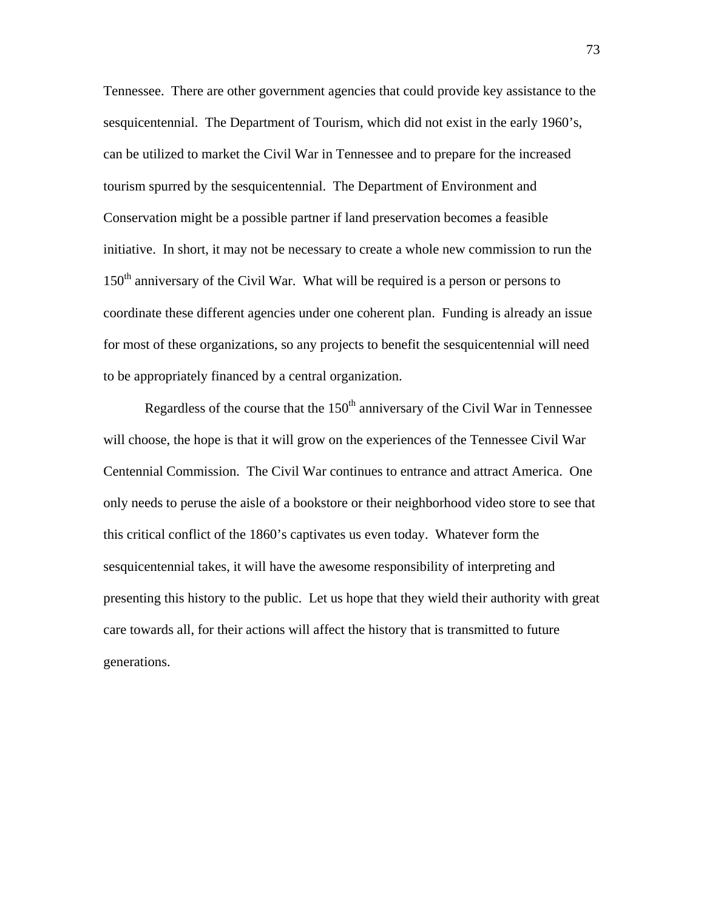Tennessee. There are other government agencies that could provide key assistance to the sesquicentennial. The Department of Tourism, which did not exist in the early 1960's, can be utilized to market the Civil War in Tennessee and to prepare for the increased tourism spurred by the sesquicentennial. The Department of Environment and Conservation might be a possible partner if land preservation becomes a feasible initiative. In short, it may not be necessary to create a whole new commission to run the 150th anniversary of the Civil War. What will be required is a person or persons to coordinate these different agencies under one coherent plan. Funding is already an issue for most of these organizations, so any projects to benefit the sesquicentennial will need to be appropriately financed by a central organization.

Regardless of the course that the 150th anniversary of the Civil War in Tennessee will choose, the hope is that it will grow on the experiences of the Tennessee Civil War Centennial Commission. The Civil War continues to entrance and attract America. One only needs to peruse the aisle of a bookstore or their neighborhood video store to see that this critical conflict of the 1860's captivates us even today. Whatever form the sesquicentennial takes, it will have the awesome responsibility of interpreting and presenting this history to the public. Let us hope that they wield their authority with great care towards all, for their actions will affect the history that is transmitted to future generations.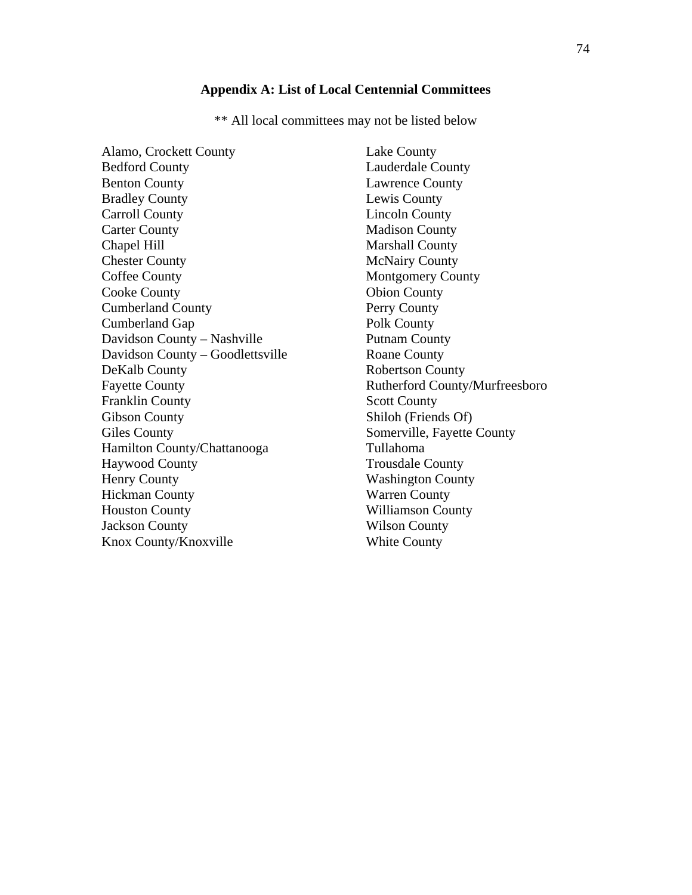## Appendix A: List of Local Centennial Committees

** All local committees may not be listed below

Alamo, Crockett County
Bedford County
Benton County
Bradley County
Carroll County
Carter County
Chapel Hill
Chester County
Coffee County
Cooke County
Cumberland County
Cumberland Gap
Davidson County – Nashville
Davidson County – Goodlettsville
DeKalb County
Fayette County
Franklin County
Gibson County
Giles County
Hamilton County/Chattanooga
Haywood County
Henry County
Hickman County
Houston County
Jackson County
Knox County/Knoxville
Lake County
Lauderdale County
Lawrence County
Lewis County
Lincoln County
Madison County
Marshall County
McNairy County
Montgomery County
Obion County
Perry County
Polk County
Putnam County
Roane County
Robertson County
Rutherford County/Murfreesboro
Scott County
Shiloh (Friends Of)
Somerville, Fayette County
Tullahoma
Trousdale County
Washington County
Warren County
Williamson County
Wilson County
White County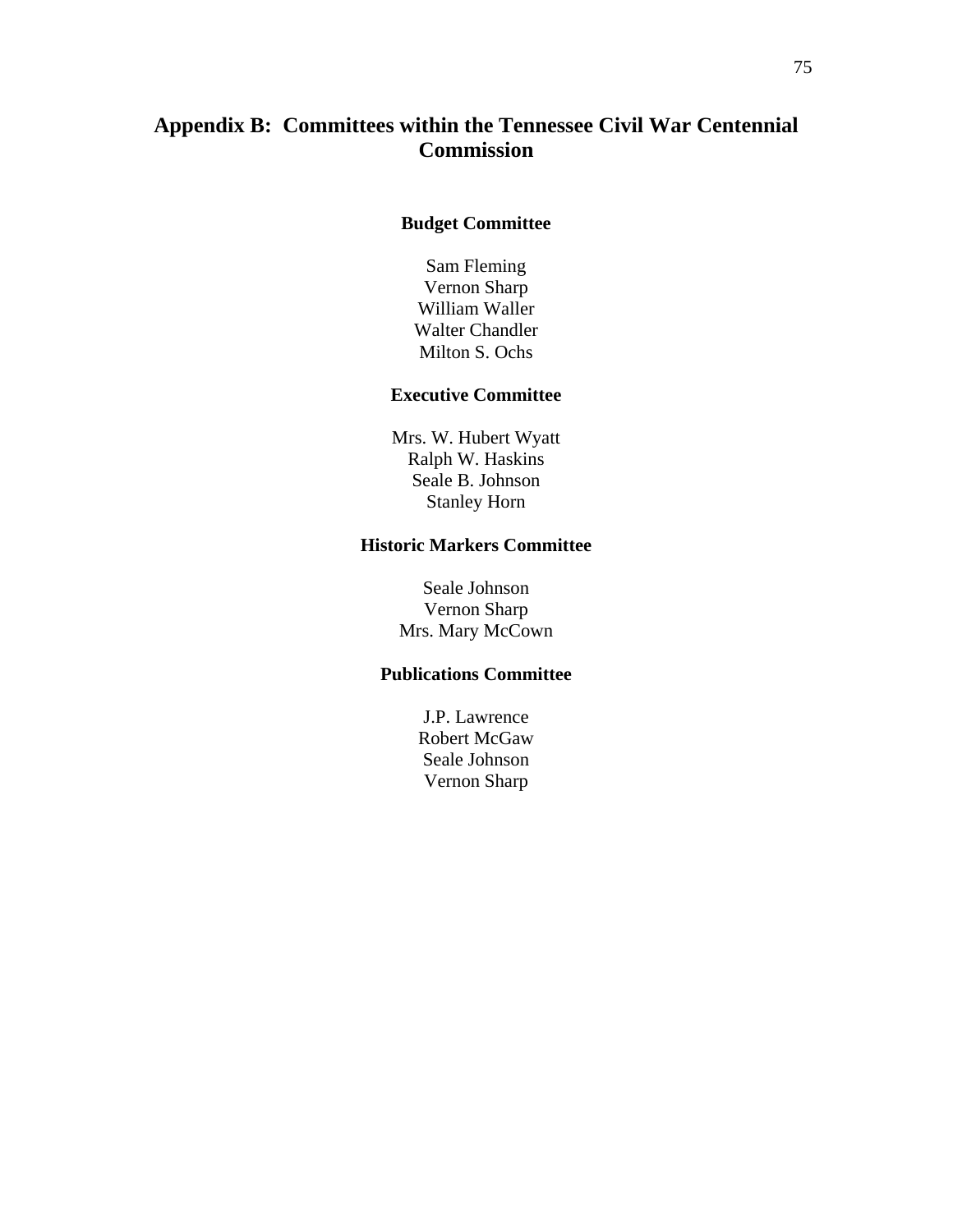# Appendix B: Committees within the Tennessee Civil War Centennial Commission

### Budget Committee

Sam Fleming
Vernon Sharp
William Waller
Walter Chandler
Milton S. Ochs

### Executive Committee

Mrs. W. Hubert Wyatt
Ralph W. Haskins
Seale B. Johnson
Stanley Horn

### Historic Markers Committee

Seale Johnson
Vernon Sharp
Mrs. Mary McCown

### Publications Committee

J.P. Lawrence
Robert McGaw
Seale Johnson
Vernon Sharp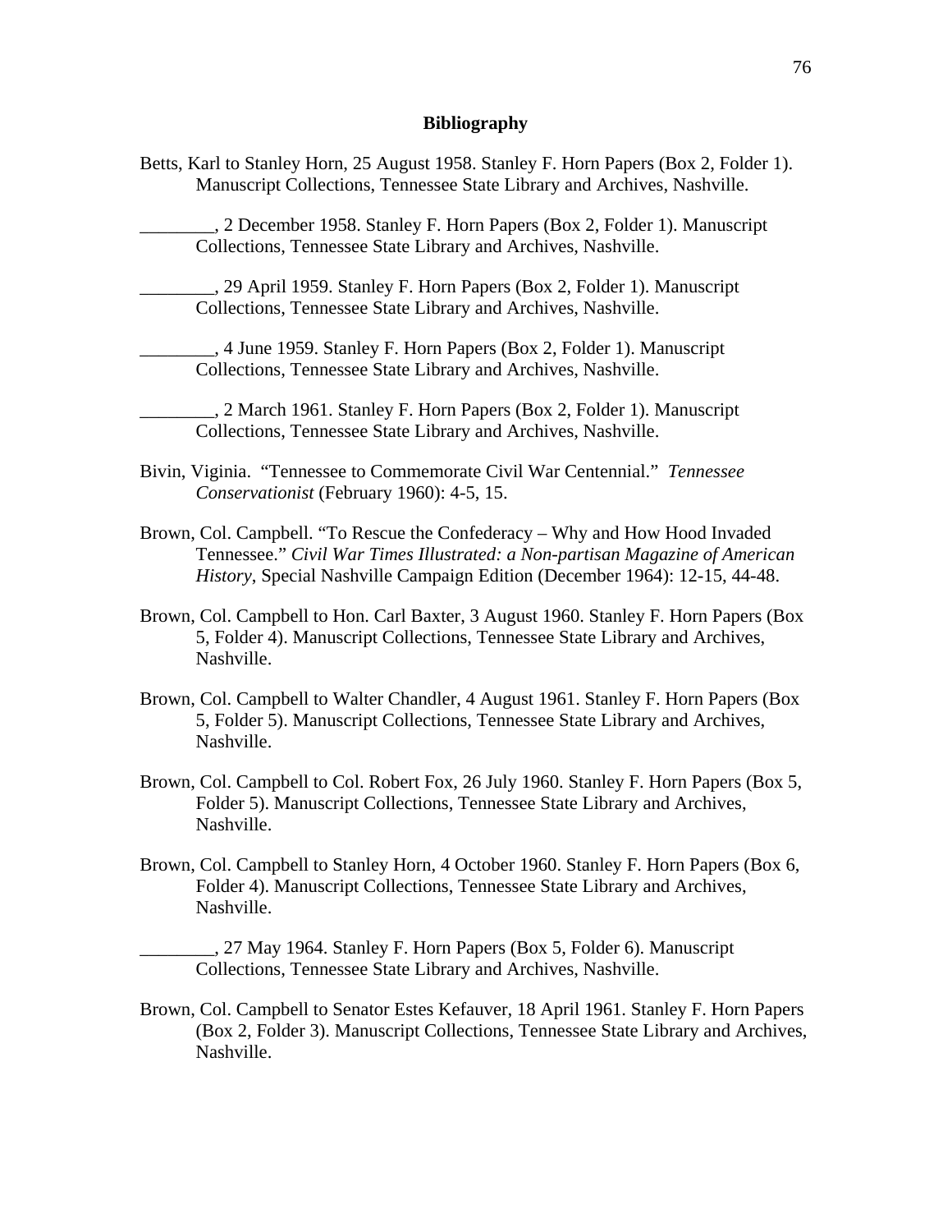# Bibliography

Betts, Karl to Stanley Horn, 25 August 1958. Stanley F. Horn Papers (Box 2, Folder 1). Manuscript Collections, Tennessee State Library and Archives, Nashville.

________, 2 December 1958. Stanley F. Horn Papers (Box 2, Folder 1). Manuscript Collections, Tennessee State Library and Archives, Nashville.

________, 29 April 1959. Stanley F. Horn Papers (Box 2, Folder 1). Manuscript Collections, Tennessee State Library and Archives, Nashville.

________, 4 June 1959. Stanley F. Horn Papers (Box 2, Folder 1). Manuscript Collections, Tennessee State Library and Archives, Nashville.

________, 2 March 1961. Stanley F. Horn Papers (Box 2, Folder 1). Manuscript Collections, Tennessee State Library and Archives, Nashville.

Bivin, Viginia. "Tennessee to Commemorate Civil War Centennial." *Tennessee Conservationist* (February 1960): 4-5, 15.

Brown, Col. Campbell. "To Rescue the Confederacy – Why and How Hood Invaded Tennessee." *Civil War Times Illustrated: a Non-partisan Magazine of American History*, Special Nashville Campaign Edition (December 1964): 12-15, 44-48.

Brown, Col. Campbell to Hon. Carl Baxter, 3 August 1960. Stanley F. Horn Papers (Box 5, Folder 4). Manuscript Collections, Tennessee State Library and Archives, Nashville.

Brown, Col. Campbell to Walter Chandler, 4 August 1961. Stanley F. Horn Papers (Box 5, Folder 5). Manuscript Collections, Tennessee State Library and Archives, Nashville.

Brown, Col. Campbell to Col. Robert Fox, 26 July 1960. Stanley F. Horn Papers (Box 5, Folder 5). Manuscript Collections, Tennessee State Library and Archives, Nashville.

Brown, Col. Campbell to Stanley Horn, 4 October 1960. Stanley F. Horn Papers (Box 6, Folder 4). Manuscript Collections, Tennessee State Library and Archives, Nashville.

________, 27 May 1964. Stanley F. Horn Papers (Box 5, Folder 6). Manuscript Collections, Tennessee State Library and Archives, Nashville.

Brown, Col. Campbell to Senator Estes Kefauver, 18 April 1961. Stanley F. Horn Papers (Box 2, Folder 3). Manuscript Collections, Tennessee State Library and Archives, Nashville.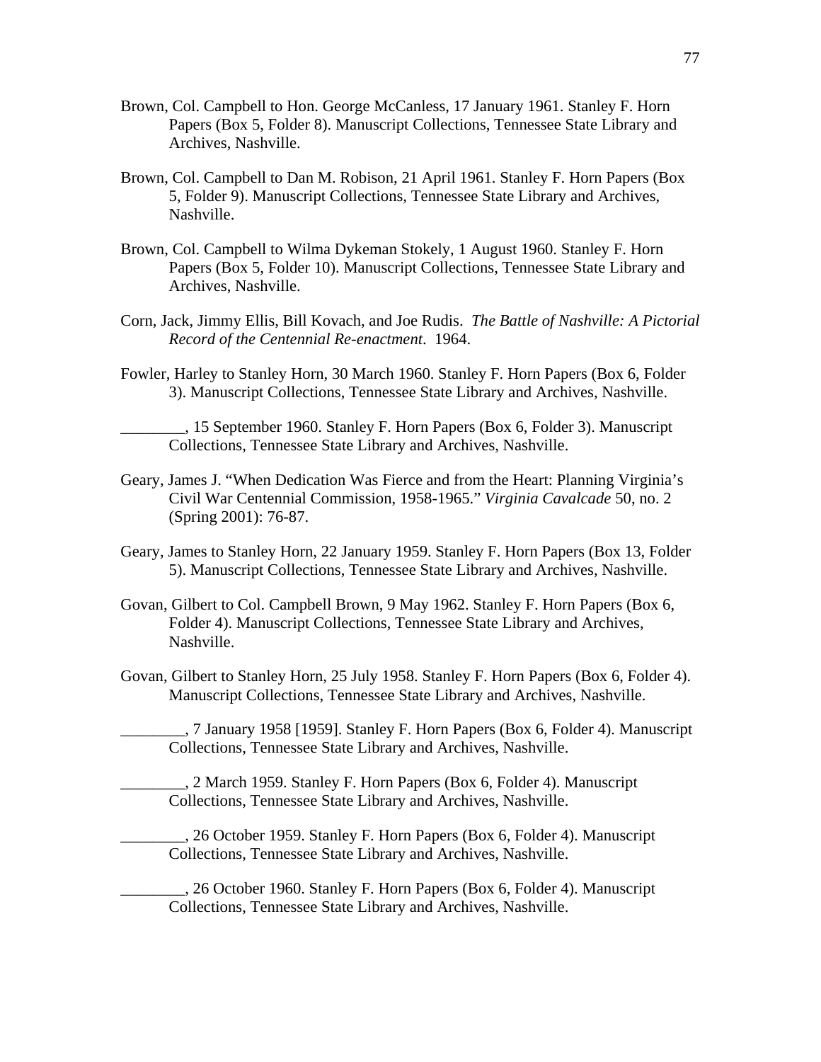Brown, Col. Campbell to Hon. George McCanless, 17 January 1961. Stanley F. Horn Papers (Box 5, Folder 8). Manuscript Collections, Tennessee State Library and Archives, Nashville.

Brown, Col. Campbell to Dan M. Robison, 21 April 1961. Stanley F. Horn Papers (Box 5, Folder 9). Manuscript Collections, Tennessee State Library and Archives, Nashville.

Brown, Col. Campbell to Wilma Dykeman Stokely, 1 August 1960. Stanley F. Horn Papers (Box 5, Folder 10). Manuscript Collections, Tennessee State Library and Archives, Nashville.

Corn, Jack, Jimmy Ellis, Bill Kovach, and Joe Rudis. *The Battle of Nashville: A Pictorial Record of the Centennial Re-enactment*. 1964.

Fowler, Harley to Stanley Horn, 30 March 1960. Stanley F. Horn Papers (Box 6, Folder 3). Manuscript Collections, Tennessee State Library and Archives, Nashville.

________, 15 September 1960. Stanley F. Horn Papers (Box 6, Folder 3). Manuscript Collections, Tennessee State Library and Archives, Nashville.

Geary, James J. "When Dedication Was Fierce and from the Heart: Planning Virginia's Civil War Centennial Commission, 1958-1965." *Virginia Cavalcade* 50, no. 2 (Spring 2001): 76-87.

Geary, James to Stanley Horn, 22 January 1959. Stanley F. Horn Papers (Box 13, Folder 5). Manuscript Collections, Tennessee State Library and Archives, Nashville.

Govan, Gilbert to Col. Campbell Brown, 9 May 1962. Stanley F. Horn Papers (Box 6, Folder 4). Manuscript Collections, Tennessee State Library and Archives, Nashville.

Govan, Gilbert to Stanley Horn, 25 July 1958. Stanley F. Horn Papers (Box 6, Folder 4). Manuscript Collections, Tennessee State Library and Archives, Nashville.

________, 7 January 1958 [1959]. Stanley F. Horn Papers (Box 6, Folder 4). Manuscript Collections, Tennessee State Library and Archives, Nashville.

________, 2 March 1959. Stanley F. Horn Papers (Box 6, Folder 4). Manuscript Collections, Tennessee State Library and Archives, Nashville.

________, 26 October 1959. Stanley F. Horn Papers (Box 6, Folder 4). Manuscript Collections, Tennessee State Library and Archives, Nashville.

________, 26 October 1960. Stanley F. Horn Papers (Box 6, Folder 4). Manuscript Collections, Tennessee State Library and Archives, Nashville.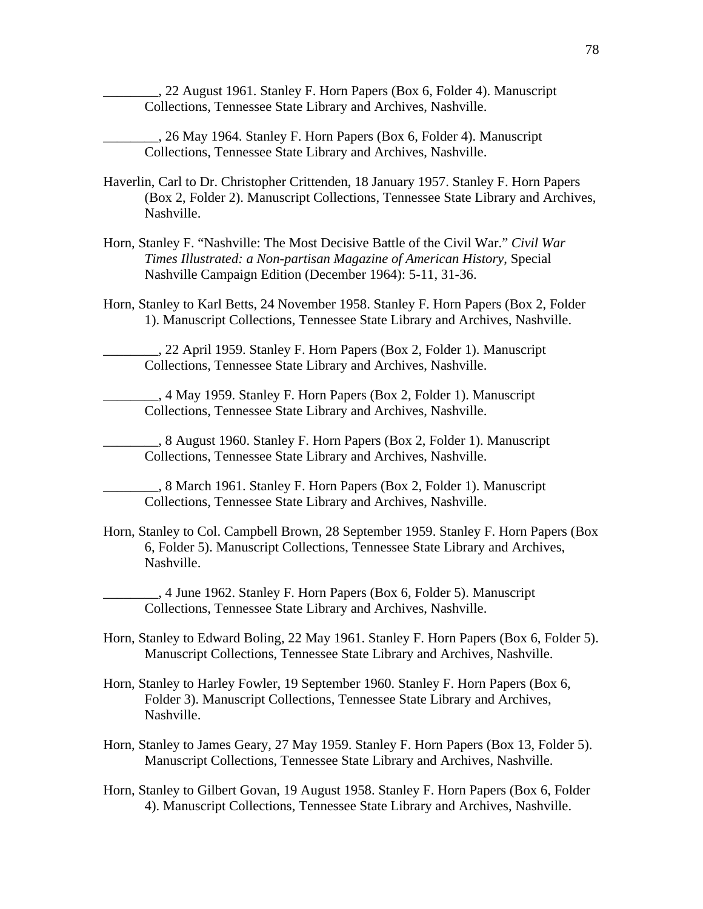________, 22 August 1961. Stanley F. Horn Papers (Box 6, Folder 4). Manuscript Collections, Tennessee State Library and Archives, Nashville.

________, 26 May 1964. Stanley F. Horn Papers (Box 6, Folder 4). Manuscript Collections, Tennessee State Library and Archives, Nashville.

Haverlin, Carl to Dr. Christopher Crittenden, 18 January 1957. Stanley F. Horn Papers (Box 2, Folder 2). Manuscript Collections, Tennessee State Library and Archives, Nashville.

Horn, Stanley F. "Nashville: The Most Decisive Battle of the Civil War." *Civil War Times Illustrated: a Non-partisan Magazine of American History*, Special Nashville Campaign Edition (December 1964): 5-11, 31-36.

Horn, Stanley to Karl Betts, 24 November 1958. Stanley F. Horn Papers (Box 2, Folder 1). Manuscript Collections, Tennessee State Library and Archives, Nashville.

________, 22 April 1959. Stanley F. Horn Papers (Box 2, Folder 1). Manuscript Collections, Tennessee State Library and Archives, Nashville.

________, 4 May 1959. Stanley F. Horn Papers (Box 2, Folder 1). Manuscript Collections, Tennessee State Library and Archives, Nashville.

________, 8 August 1960. Stanley F. Horn Papers (Box 2, Folder 1). Manuscript Collections, Tennessee State Library and Archives, Nashville.

________, 8 March 1961. Stanley F. Horn Papers (Box 2, Folder 1). Manuscript Collections, Tennessee State Library and Archives, Nashville.

Horn, Stanley to Col. Campbell Brown, 28 September 1959. Stanley F. Horn Papers (Box 6, Folder 5). Manuscript Collections, Tennessee State Library and Archives, Nashville.

________, 4 June 1962. Stanley F. Horn Papers (Box 6, Folder 5). Manuscript Collections, Tennessee State Library and Archives, Nashville.

Horn, Stanley to Edward Boling, 22 May 1961. Stanley F. Horn Papers (Box 6, Folder 5). Manuscript Collections, Tennessee State Library and Archives, Nashville.

Horn, Stanley to Harley Fowler, 19 September 1960. Stanley F. Horn Papers (Box 6, Folder 3). Manuscript Collections, Tennessee State Library and Archives, Nashville.

Horn, Stanley to James Geary, 27 May 1959. Stanley F. Horn Papers (Box 13, Folder 5). Manuscript Collections, Tennessee State Library and Archives, Nashville.

Horn, Stanley to Gilbert Govan, 19 August 1958. Stanley F. Horn Papers (Box 6, Folder 4). Manuscript Collections, Tennessee State Library and Archives, Nashville.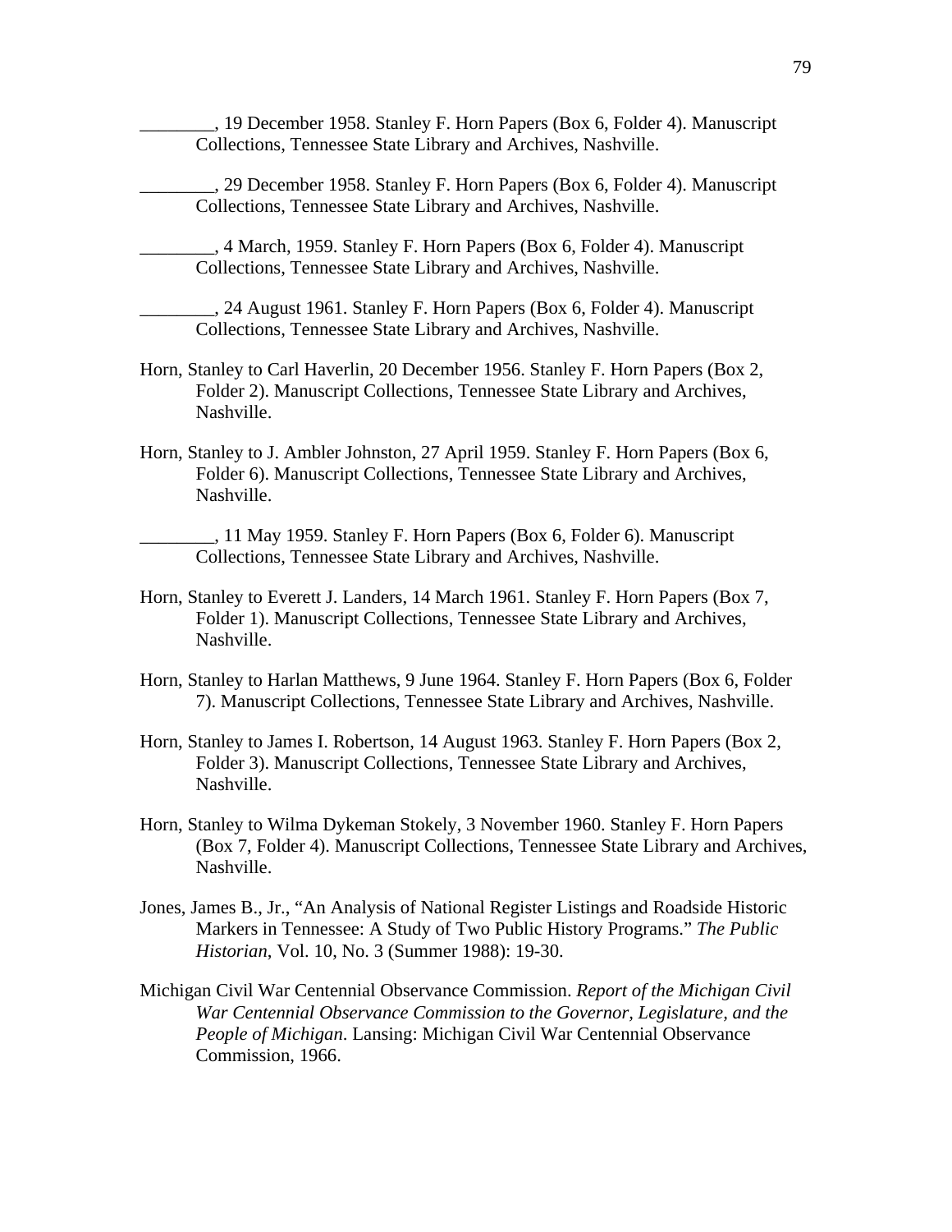________, 19 December 1958. Stanley F. Horn Papers (Box 6, Folder 4). Manuscript Collections, Tennessee State Library and Archives, Nashville.

________, 29 December 1958. Stanley F. Horn Papers (Box 6, Folder 4). Manuscript Collections, Tennessee State Library and Archives, Nashville.

________, 4 March, 1959. Stanley F. Horn Papers (Box 6, Folder 4). Manuscript Collections, Tennessee State Library and Archives, Nashville.

________, 24 August 1961. Stanley F. Horn Papers (Box 6, Folder 4). Manuscript Collections, Tennessee State Library and Archives, Nashville.

Horn, Stanley to Carl Haverlin, 20 December 1956. Stanley F. Horn Papers (Box 2, Folder 2). Manuscript Collections, Tennessee State Library and Archives, Nashville.

Horn, Stanley to J. Ambler Johnston, 27 April 1959. Stanley F. Horn Papers (Box 6, Folder 6). Manuscript Collections, Tennessee State Library and Archives, Nashville.

________, 11 May 1959. Stanley F. Horn Papers (Box 6, Folder 6). Manuscript Collections, Tennessee State Library and Archives, Nashville.

Horn, Stanley to Everett J. Landers, 14 March 1961. Stanley F. Horn Papers (Box 7, Folder 1). Manuscript Collections, Tennessee State Library and Archives, Nashville.

Horn, Stanley to Harlan Matthews, 9 June 1964. Stanley F. Horn Papers (Box 6, Folder 7). Manuscript Collections, Tennessee State Library and Archives, Nashville.

Horn, Stanley to James I. Robertson, 14 August 1963. Stanley F. Horn Papers (Box 2, Folder 3). Manuscript Collections, Tennessee State Library and Archives, Nashville.

Horn, Stanley to Wilma Dykeman Stokely, 3 November 1960. Stanley F. Horn Papers (Box 7, Folder 4). Manuscript Collections, Tennessee State Library and Archives, Nashville.

Jones, James B., Jr., "An Analysis of National Register Listings and Roadside Historic Markers in Tennessee: A Study of Two Public History Programs." *The Public Historian*, Vol. 10, No. 3 (Summer 1988): 19-30.

Michigan Civil War Centennial Observance Commission. *Report of the Michigan Civil War Centennial Observance Commission to the Governor, Legislature, and the People of Michigan*. Lansing: Michigan Civil War Centennial Observance Commission, 1966.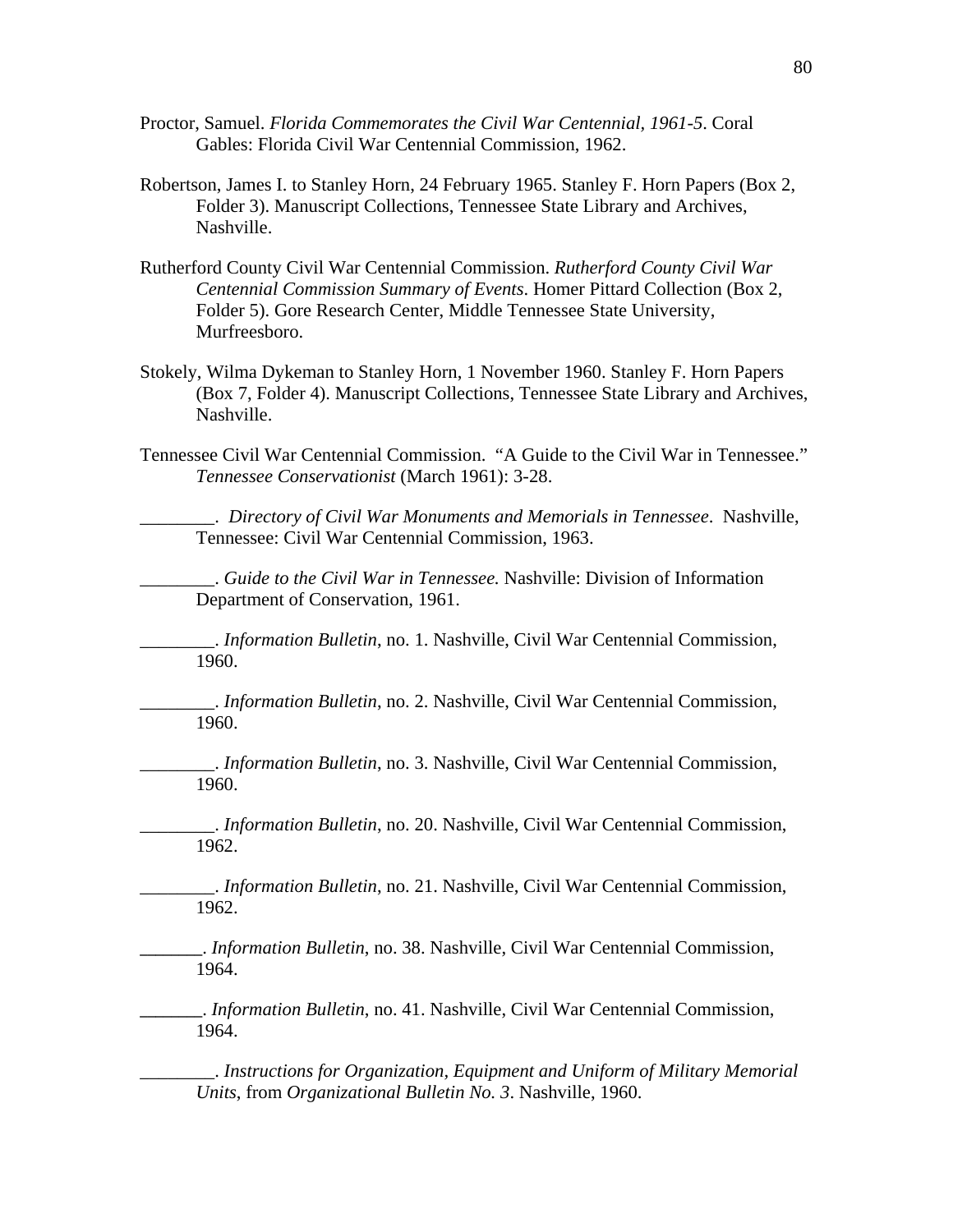Proctor, Samuel. *Florida Commemorates the Civil War Centennial, 1961-5*. Coral Gables: Florida Civil War Centennial Commission, 1962.

Robertson, James I. to Stanley Horn, 24 February 1965. Stanley F. Horn Papers (Box 2, Folder 3). Manuscript Collections, Tennessee State Library and Archives, Nashville.

Rutherford County Civil War Centennial Commission. *Rutherford County Civil War Centennial Commission Summary of Events*. Homer Pittard Collection (Box 2, Folder 5). Gore Research Center, Middle Tennessee State University, Murfreesboro.

Stokely, Wilma Dykeman to Stanley Horn, 1 November 1960. Stanley F. Horn Papers (Box 7, Folder 4). Manuscript Collections, Tennessee State Library and Archives, Nashville.

Tennessee Civil War Centennial Commission. "A Guide to the Civil War in Tennessee." *Tennessee Conservationist* (March 1961): 3-28.

________. *Directory of Civil War Monuments and Memorials in Tennessee*. Nashville, Tennessee: Civil War Centennial Commission, 1963.

________. *Guide to the Civil War in Tennessee.* Nashville: Division of Information Department of Conservation, 1961.

________. *Information Bulletin*, no. 1. Nashville, Civil War Centennial Commission, 1960.

________. *Information Bulletin*, no. 2. Nashville, Civil War Centennial Commission, 1960.

________. *Information Bulletin*, no. 3. Nashville, Civil War Centennial Commission, 1960.

________. *Information Bulletin*, no. 20. Nashville, Civil War Centennial Commission, 1962.

________. *Information Bulletin*, no. 21. Nashville, Civil War Centennial Commission, 1962.

_______. *Information Bulletin*, no. 38. Nashville, Civil War Centennial Commission, 1964.

_______. *Information Bulletin*, no. 41. Nashville, Civil War Centennial Commission, 1964.

________. *Instructions for Organization, Equipment and Uniform of Military Memorial Units*, from *Organizational Bulletin No. 3*. Nashville, 1960.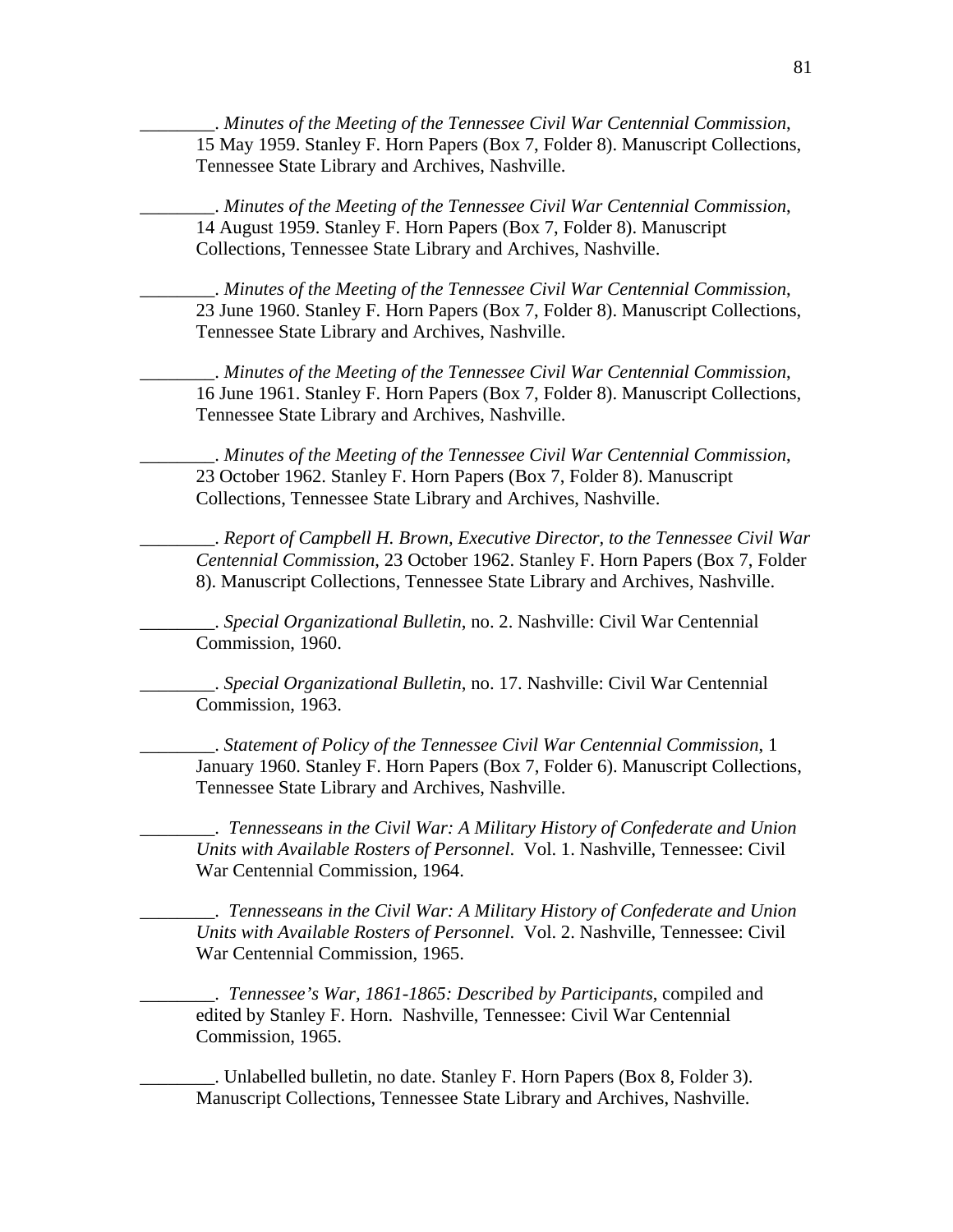________. *Minutes of the Meeting of the Tennessee Civil War Centennial Commission*, 15 May 1959. Stanley F. Horn Papers (Box 7, Folder 8). Manuscript Collections, Tennessee State Library and Archives, Nashville.

________. *Minutes of the Meeting of the Tennessee Civil War Centennial Commission*, 14 August 1959. Stanley F. Horn Papers (Box 7, Folder 8). Manuscript Collections, Tennessee State Library and Archives, Nashville.

________. *Minutes of the Meeting of the Tennessee Civil War Centennial Commission*, 23 June 1960. Stanley F. Horn Papers (Box 7, Folder 8). Manuscript Collections, Tennessee State Library and Archives, Nashville.

________. *Minutes of the Meeting of the Tennessee Civil War Centennial Commission*, 16 June 1961. Stanley F. Horn Papers (Box 7, Folder 8). Manuscript Collections, Tennessee State Library and Archives, Nashville.

________. *Minutes of the Meeting of the Tennessee Civil War Centennial Commission*, 23 October 1962. Stanley F. Horn Papers (Box 7, Folder 8). Manuscript Collections, Tennessee State Library and Archives, Nashville.

________. *Report of Campbell H. Brown, Executive Director, to the Tennessee Civil War Centennial Commission*, 23 October 1962. Stanley F. Horn Papers (Box 7, Folder 8). Manuscript Collections, Tennessee State Library and Archives, Nashville.

________. *Special Organizational Bulletin*, no. 2. Nashville: Civil War Centennial Commission, 1960.

________. *Special Organizational Bulletin*, no. 17. Nashville: Civil War Centennial Commission, 1963.

________. *Statement of Policy of the Tennessee Civil War Centennial Commission*, 1 January 1960. Stanley F. Horn Papers (Box 7, Folder 6). Manuscript Collections, Tennessee State Library and Archives, Nashville.

________. *Tennesseans in the Civil War: A Military History of Confederate and Union Units with Available Rosters of Personnel*. Vol. 1. Nashville, Tennessee: Civil War Centennial Commission, 1964.

________. *Tennesseans in the Civil War: A Military History of Confederate and Union Units with Available Rosters of Personnel*. Vol. 2. Nashville, Tennessee: Civil War Centennial Commission, 1965.

________. *Tennessee's War, 1861-1865: Described by Participants*, compiled and edited by Stanley F. Horn. Nashville, Tennessee: Civil War Centennial Commission, 1965.

________. Unlabelled bulletin, no date. Stanley F. Horn Papers (Box 8, Folder 3). Manuscript Collections, Tennessee State Library and Archives, Nashville.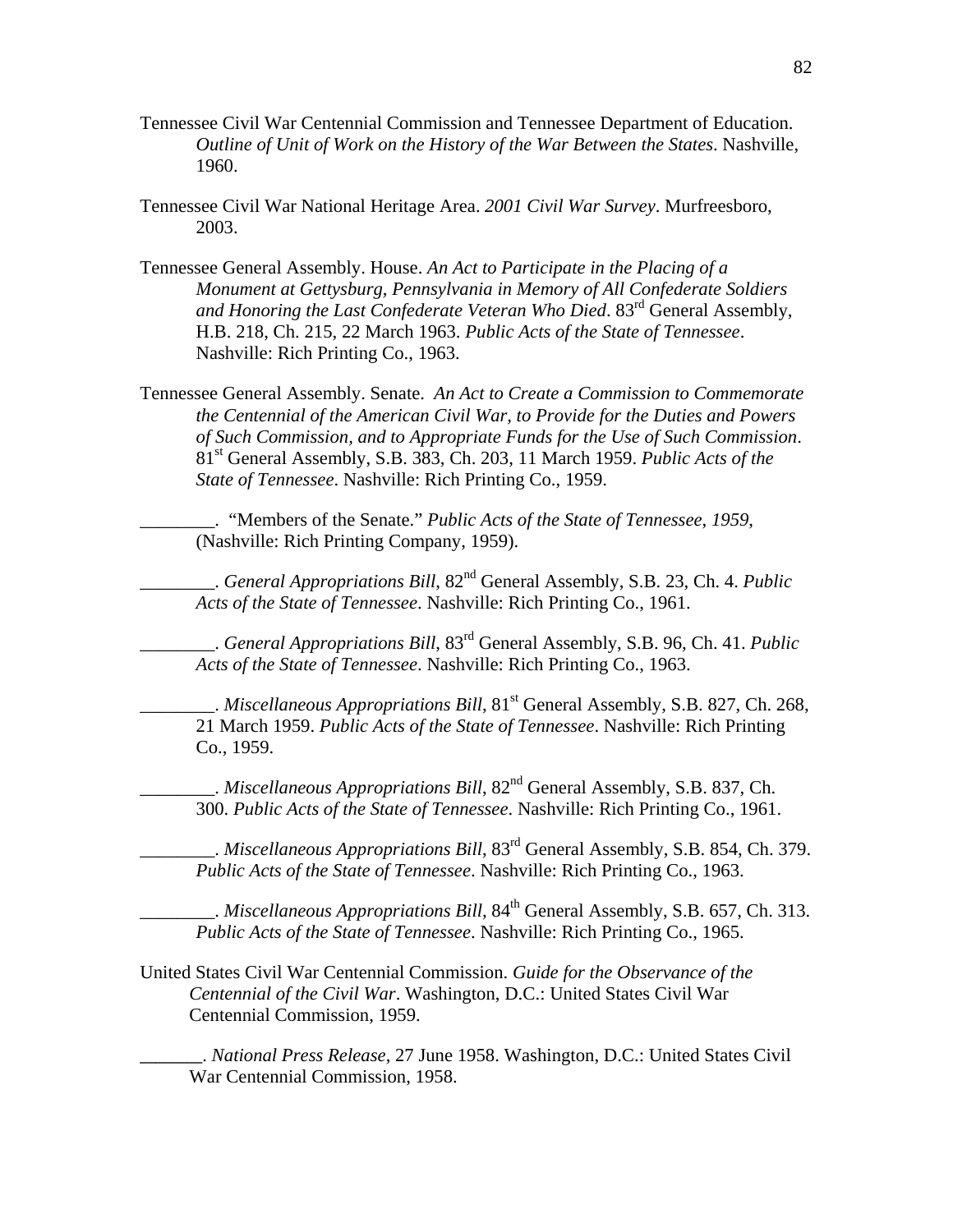Tennessee Civil War Centennial Commission and Tennessee Department of Education. *Outline of Unit of Work on the History of the War Between the States*. Nashville, 1960.

Tennessee Civil War National Heritage Area. *2001 Civil War Survey*. Murfreesboro, 2003.

Tennessee General Assembly. House. *An Act to Participate in the Placing of a Monument at Gettysburg, Pennsylvania in Memory of All Confederate Soldiers and Honoring the Last Confederate Veteran Who Died*. 83rd General Assembly, H.B. 218, Ch. 215, 22 March 1963. *Public Acts of the State of Tennessee*. Nashville: Rich Printing Co., 1963.

Tennessee General Assembly. Senate. *An Act to Create a Commission to Commemorate the Centennial of the American Civil War, to Provide for the Duties and Powers of Such Commission, and to Appropriate Funds for the Use of Such Commission*. 81st General Assembly, S.B. 383, Ch. 203, 11 March 1959. *Public Acts of the State of Tennessee*. Nashville: Rich Printing Co., 1959.

________. "Members of the Senate." *Public Acts of the State of Tennessee*, *1959*, (Nashville: Rich Printing Company, 1959).

________. *General Appropriations Bill*, 82nd General Assembly, S.B. 23, Ch. 4. *Public Acts of the State of Tennessee*. Nashville: Rich Printing Co., 1961.

________. *General Appropriations Bill*, 83rd General Assembly, S.B. 96, Ch. 41. *Public Acts of the State of Tennessee*. Nashville: Rich Printing Co., 1963.

________. *Miscellaneous Appropriations Bill*, 81st General Assembly, S.B. 827, Ch. 268, 21 March 1959. *Public Acts of the State of Tennessee*. Nashville: Rich Printing Co., 1959.

________. *Miscellaneous Appropriations Bill*, 82nd General Assembly, S.B. 837, Ch. 300. *Public Acts of the State of Tennessee*. Nashville: Rich Printing Co., 1961.

________. *Miscellaneous Appropriations Bill*, 83rd General Assembly, S.B. 854, Ch. 379. *Public Acts of the State of Tennessee*. Nashville: Rich Printing Co., 1963.

________. *Miscellaneous Appropriations Bill*, 84th General Assembly, S.B. 657, Ch. 313. *Public Acts of the State of Tennessee*. Nashville: Rich Printing Co., 1965.

United States Civil War Centennial Commission. *Guide for the Observance of the Centennial of the Civil War*. Washington, D.C.: United States Civil War Centennial Commission, 1959.

_______. *National Press Release*, 27 June 1958. Washington, D.C.: United States Civil War Centennial Commission, 1958.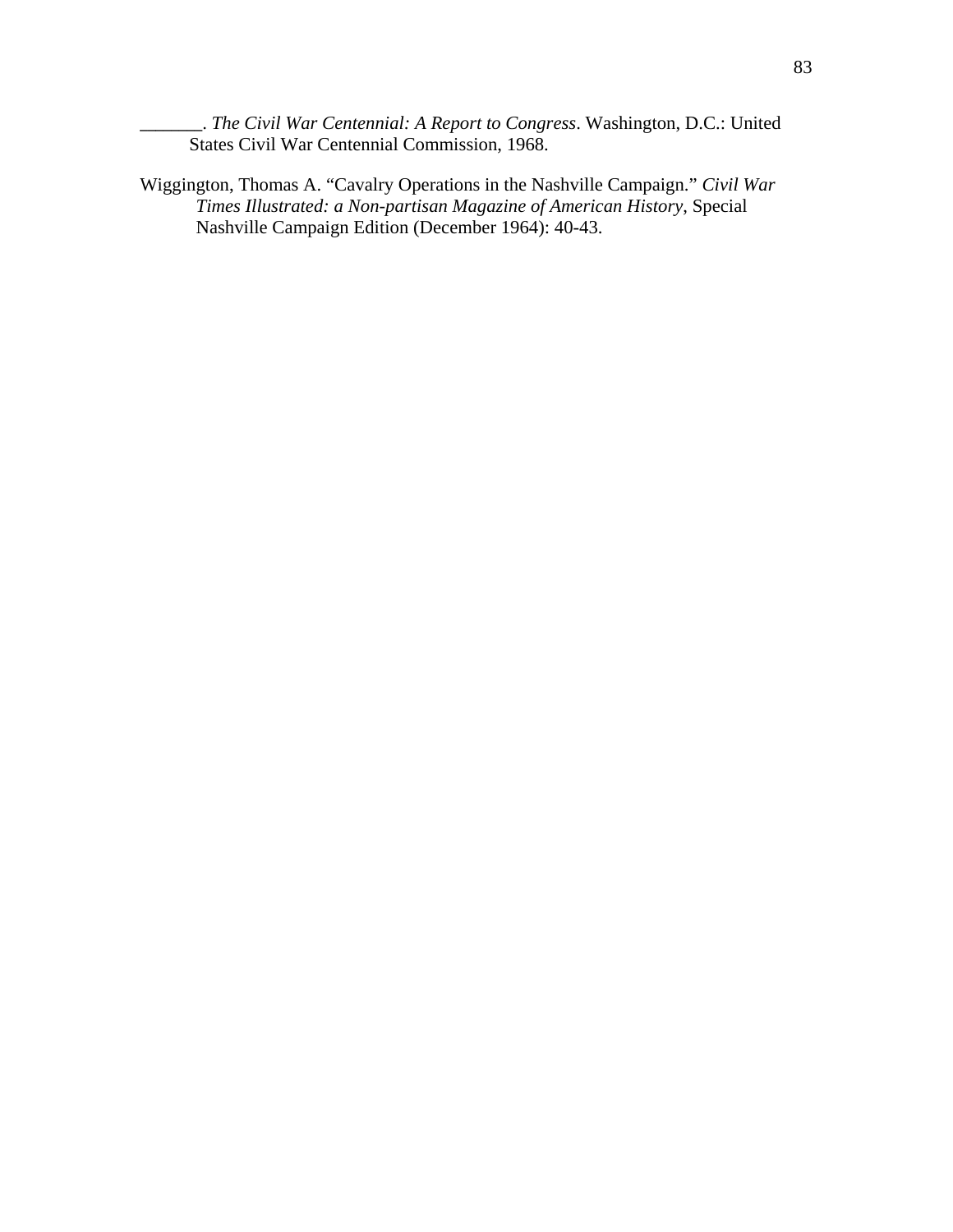_______. *The Civil War Centennial: A Report to Congress*. Washington, D.C.: United States Civil War Centennial Commission, 1968.

Wiggington, Thomas A. "Cavalry Operations in the Nashville Campaign." *Civil War Times Illustrated: a Non-partisan Magazine of American History*, Special Nashville Campaign Edition (December 1964): 40-43.